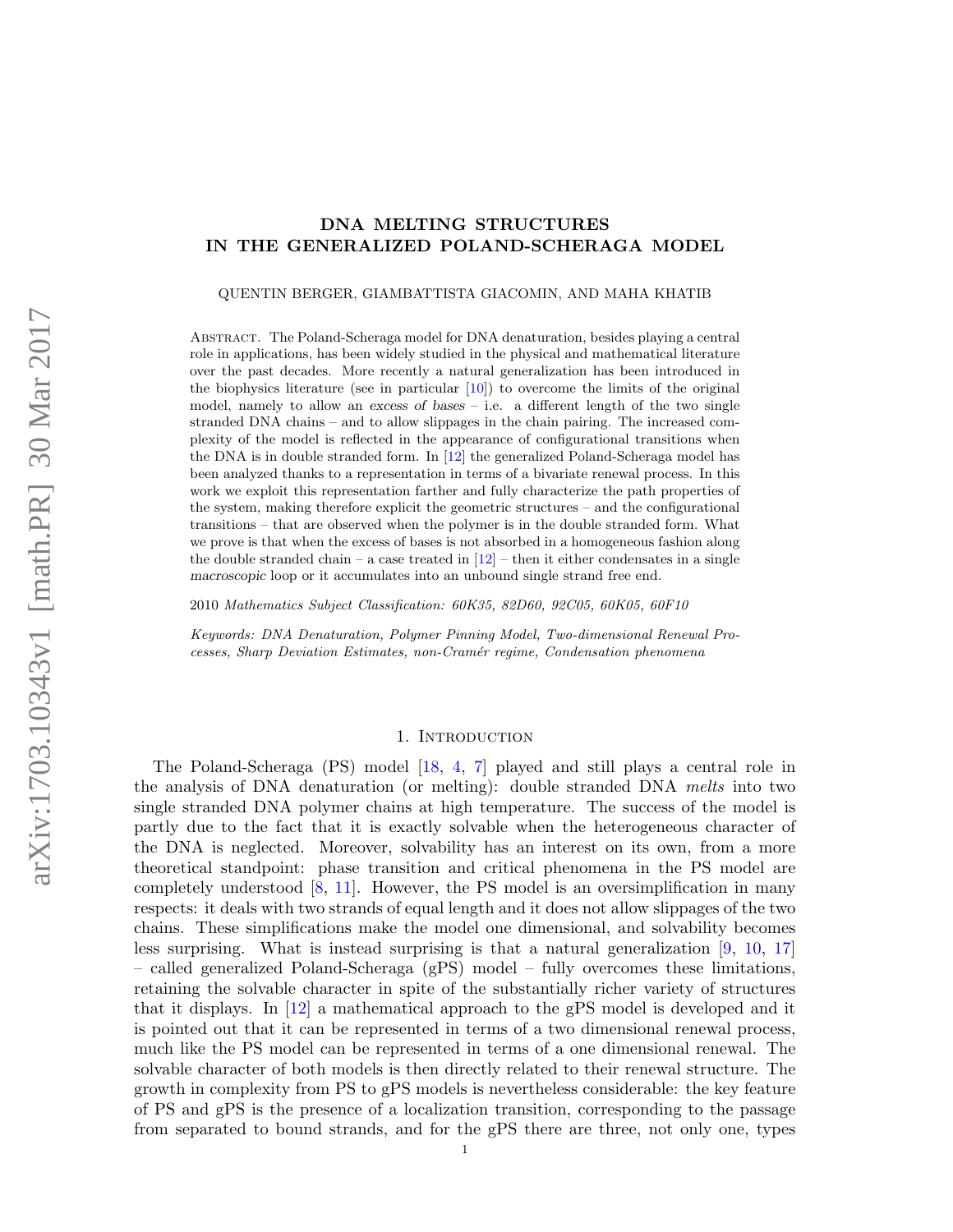# DNA MELTING STRUCTURES IN THE GENERALIZED POLAND-SCHERAGA MODEL

QUENTIN BERGER, GIAMBATTISTA GIACOMIN, AND MAHA KHATIB

Abstract. The Poland-Scheraga model for DNA denaturation, besides playing a central role in applications, has been widely studied in the physical and mathematical literature over the past decades. More recently a natural generalization has been introduced in the biophysics literature (see in particular [10]) to overcome the limits of the original model, namely to allow an *excess of bases* – i.e. a different length of the two single stranded DNA chains – and to allow slippages in the chain pairing. The increased complexity of the model is reflected in the appearance of configurational transitions when the DNA is in double stranded form. In [12] the generalized Poland-Scheraga model has been analyzed thanks to a representation in terms of a bivariate renewal process. In this work we exploit this representation farther and fully characterize the path properties of the system, making therefore explicit the geometric structures – and the configurational transitions – that are observed when the polymer is in the double stranded form. What we prove is that when the excess of bases is not absorbed in a homogeneous fashion along the double stranded chain – a case treated in [12] – then it either condensates in a single *macroscopic* loop or it accumulates into an unbound single strand free end.

2010 *Mathematics Subject Classification: 60K35, 82D60, 92C05, 60K05, 60F10*

*Keywords: DNA Denaturation, Polymer Pinning Model, Two-dimensional Renewal Processes, Sharp Deviation Estimates, non-Cramér regime, Condensation phenomena*

## 1. Introduction

The Poland-Scheraga (PS) model [18, 4, 7] played and still plays a central role in the analysis of DNA denaturation (or melting): double stranded DNA *melts* into two single stranded DNA polymer chains at high temperature. The success of the model is partly due to the fact that it is exactly solvable when the heterogeneous character of the DNA is neglected. Moreover, solvability has an interest on its own, from a more theoretical standpoint: phase transition and critical phenomena in the PS model are completely understood [8, 11]. However, the PS model is an oversimplification in many respects: it deals with two strands of equal length and it does not allow slippages of the two chains. These simplifications make the model one dimensional, and solvability becomes less surprising. What is instead surprising is that a natural generalization [9, 10, 17] – called generalized Poland-Scheraga (gPS) model – fully overcomes these limitations, retaining the solvable character in spite of the substantially richer variety of structures that it displays. In [12] a mathematical approach to the gPS model is developed and it is pointed out that it can be represented in terms of a two dimensional renewal process, much like the PS model can be represented in terms of a one dimensional renewal. The solvable character of both models is then directly related to their renewal structure. The growth in complexity from PS to gPS models is nevertheless considerable: the key feature of PS and gPS is the presence of a localization transition, corresponding to the passage from separated to bound strands, and for the gPS there are three, not only one, types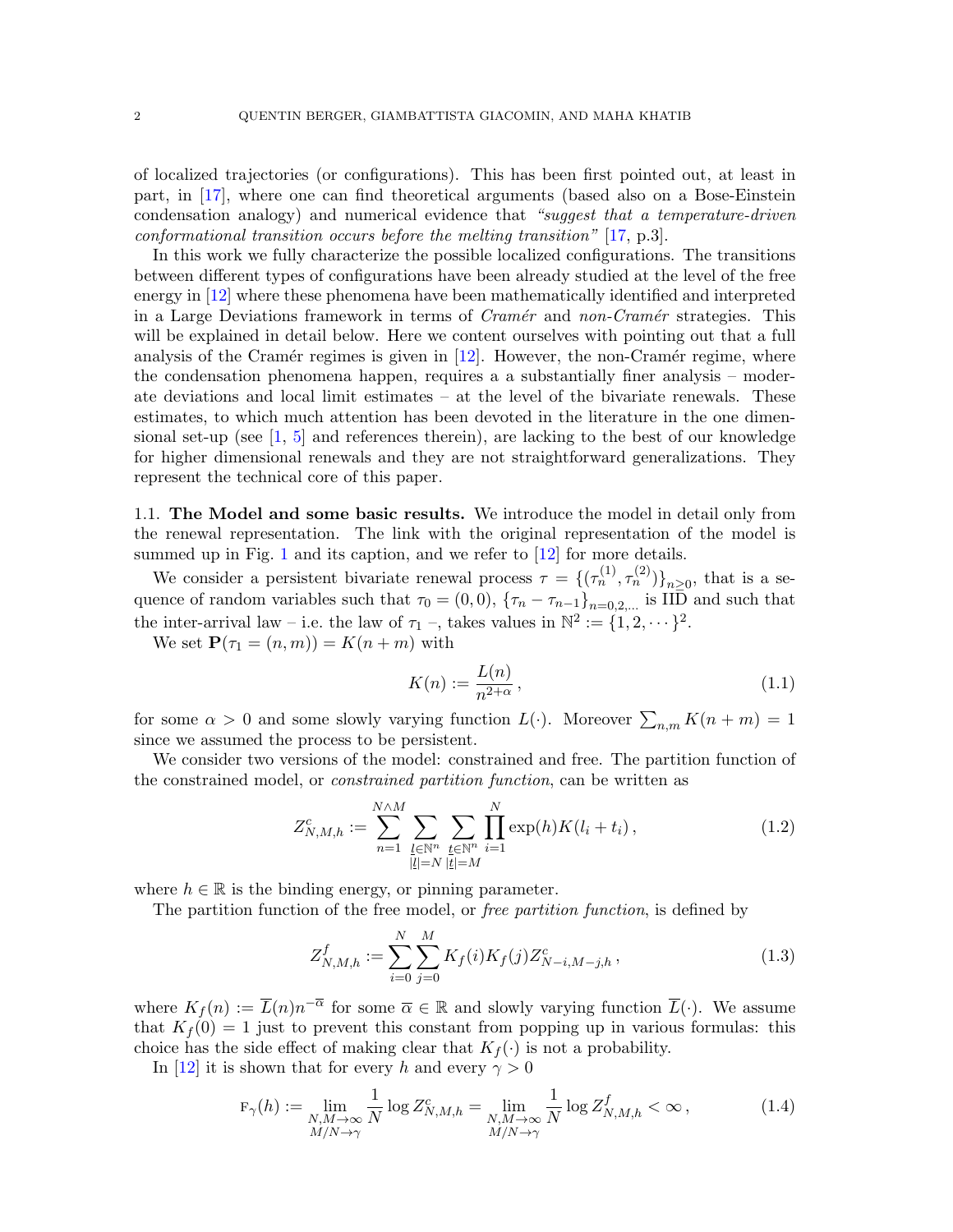of localized trajectories (or configurations). This has been first pointed out, at least in part, in [17], where one can find theoretical arguments (based also on a Bose-Einstein condensation analogy) and numerical evidence that *"suggest that a temperature-driven conformational transition occurs before the melting transition"* [17, p.3].

In this work we fully characterize the possible localized configurations. The transitions between different types of configurations have been already studied at the level of the free energy in [12] where these phenomena have been mathematically identified and interpreted in a Large Deviations framework in terms of *Cramér* and *non-Cramér* strategies. This will be explained in detail below. Here we content ourselves with pointing out that a full analysis of the Cramér regimes is given in [12]. However, the non-Cramér regime, where the condensation phenomena happen, requires a a substantially finer analysis – moderate deviations and local limit estimates – at the level of the bivariate renewals. These estimates, to which much attention has been devoted in the literature in the one dimensional set-up (see [1, 5] and references therein), are lacking to the best of our knowledge for higher dimensional renewals and they are not straightforward generalizations. They represent the technical core of this paper.

### 1.1. The Model and some basic results.

We introduce the model in detail only from the renewal representation. The link with the original representation of the model is summed up in Fig. 1 and its caption, and we refer to [12] for more details.

We consider a persistent bivariate renewal process $\tau = \{(\tau_n^{(1)}, \tau_n^{(2)})\}_{n\geq 0}$, that is a sequence of random variables such that $\tau_0 = (0,0)$, $\{\tau_n - \tau_{n-1}\}_{n=0,2,\ldots}$ is IID and such that the inter-arrival law – i.e. the law of $\tau_1$ –, takes values in $\mathbb{N}^2 := \{1, 2, \cdots\}^2$.

We set $\mathbf{P}(\tau_1 = (n,m)) = K(n+m)$ with

$$K(n) := \frac{L(n)}{n^{2+\alpha}}, \tag{1.1}$$

for some $\alpha > 0$ and some slowly varying function $L(\cdot)$. Moreover $\sum_{n,m} K(n+m) = 1$ since we assumed the process to be persistent.

We consider two versions of the model: constrained and free. The partition function of the constrained model, or *constrained partition function*, can be written as

$$Z^c_{N,M,h} := \sum_{n=1}^{N\wedge M} \sum_{\substack{\underline{l}\in\mathbb{N}^n \\ |\underline{l}|=N}} \sum_{\substack{\underline{t}\in\mathbb{N}^n \\ |\underline{t}|=M}} \prod_{i=1}^{N} \exp(h) K(l_i + t_i), \tag{1.2}$$

where $h \in \mathbb{R}$ is the binding energy, or pinning parameter.

The partition function of the free model, or *free partition function*, is defined by

$$Z^f_{N,M,h} := \sum_{i=0}^{N} \sum_{j=0}^{M} K_f(i) K_f(j) Z^c_{N-i,M-j,h}, \tag{1.3}$$

where $K_f(n) := \overline{L}(n) n^{-\overline{\alpha}}$ for some $\overline{\alpha} \in \mathbb{R}$ and slowly varying function $\overline{L}(\cdot)$. We assume that $K_f(0) = 1$ just to prevent this constant from popping up in various formulas: this choice has the side effect of making clear that $K_f(\cdot)$ is not a probability.

In [12] it is shown that for every $h$ and every $\gamma > 0$

$$\textsc{f}_\gamma(h) := \lim_{\substack{N,M\to\infty \\ M/N\to\gamma}} \frac{1}{N} \log Z^c_{N,M,h} = \lim_{\substack{N,M\to\infty \\ M/N\to\gamma}} \frac{1}{N} \log Z^f_{N,M,h} < \infty, \tag{1.4}$$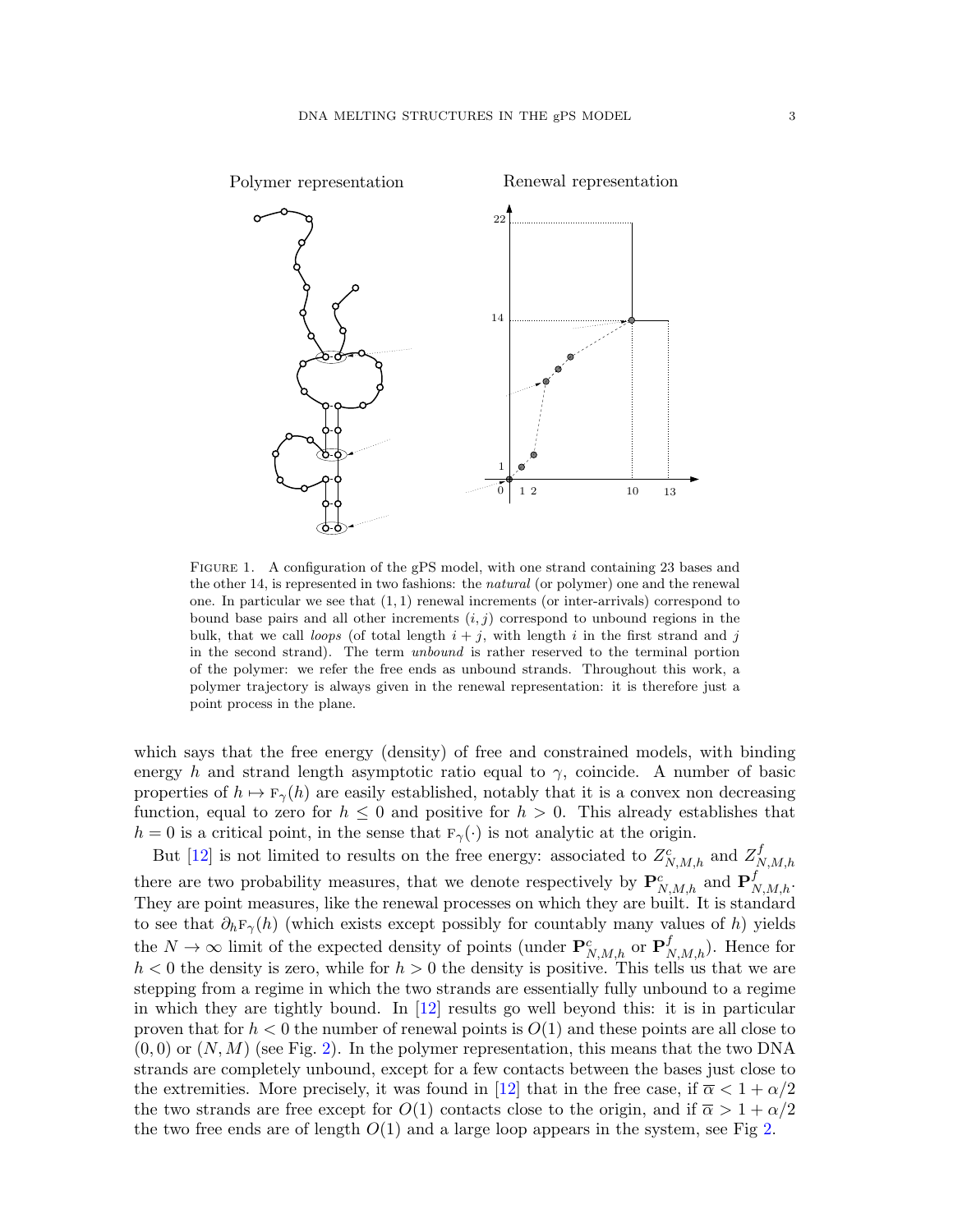Polymer representation

Renewal representation

FIGURE 1. A configuration of the gPS model, with one strand containing 23 bases and the other 14, is represented in two fashions: the *natural* (or polymer) one and the renewal one. In particular we see that $(1, 1)$ renewal increments (or inter-arrivals) correspond to bound base pairs and all other increments $(i, j)$ correspond to unbound regions in the bulk, that we call *loops* (of total length $i + j$, with length $i$ in the first strand and $j$ in the second strand). The term *unbound* is rather reserved to the terminal portion of the polymer: we refer the free ends as unbound strands. Throughout this work, a polymer trajectory is always given in the renewal representation: it is therefore just a point process in the plane.

which says that the free energy (density) of free and constrained models, with binding energy $h$ and strand length asymptotic ratio equal to $\gamma$, coincide. A number of basic properties of $h \mapsto \mathrm{F}_\gamma(h)$ are easily established, notably that it is a convex non decreasing function, equal to zero for $h \leq 0$ and positive for $h > 0$. This already establishes that $h = 0$ is a critical point, in the sense that $\mathrm{F}_\gamma(\cdot)$ is not analytic at the origin.

But [12] is not limited to results on the free energy: associated to $Z^c_{N,M,h}$ and $Z^f_{N,M,h}$ there are two probability measures, that we denote respectively by $\mathbf{P}^c_{N,M,h}$ and $\mathbf{P}^f_{N,M,h}$. They are point measures, like the renewal processes on which they are built. It is standard to see that $\partial_h \mathrm{F}_\gamma(h)$ (which exists except possibly for countably many values of $h$) yields the $N \to \infty$ limit of the expected density of points (under $\mathbf{P}^c_{N,M,h}$ or $\mathbf{P}^f_{N,M,h}$). Hence for $h < 0$ the density is zero, while for $h > 0$ the density is positive. This tells us that we are stepping from a regime in which the two strands are essentially fully unbound to a regime in which they are tightly bound. In [12] results go well beyond this: it is in particular proven that for $h < 0$ the number of renewal points is $O(1)$ and these points are all close to $(0, 0)$ or $(N, M)$ (see Fig. 2). In the polymer representation, this means that the two DNA strands are completely unbound, except for a few contacts between the bases just close to the extremities. More precisely, it was found in [12] that in the free case, if $\overline{\alpha} < 1 + \alpha/2$ the two strands are free except for $O(1)$ contacts close to the origin, and if $\overline{\alpha} > 1 + \alpha/2$ the two free ends are of length $O(1)$ and a large loop appears in the system, see Fig 2.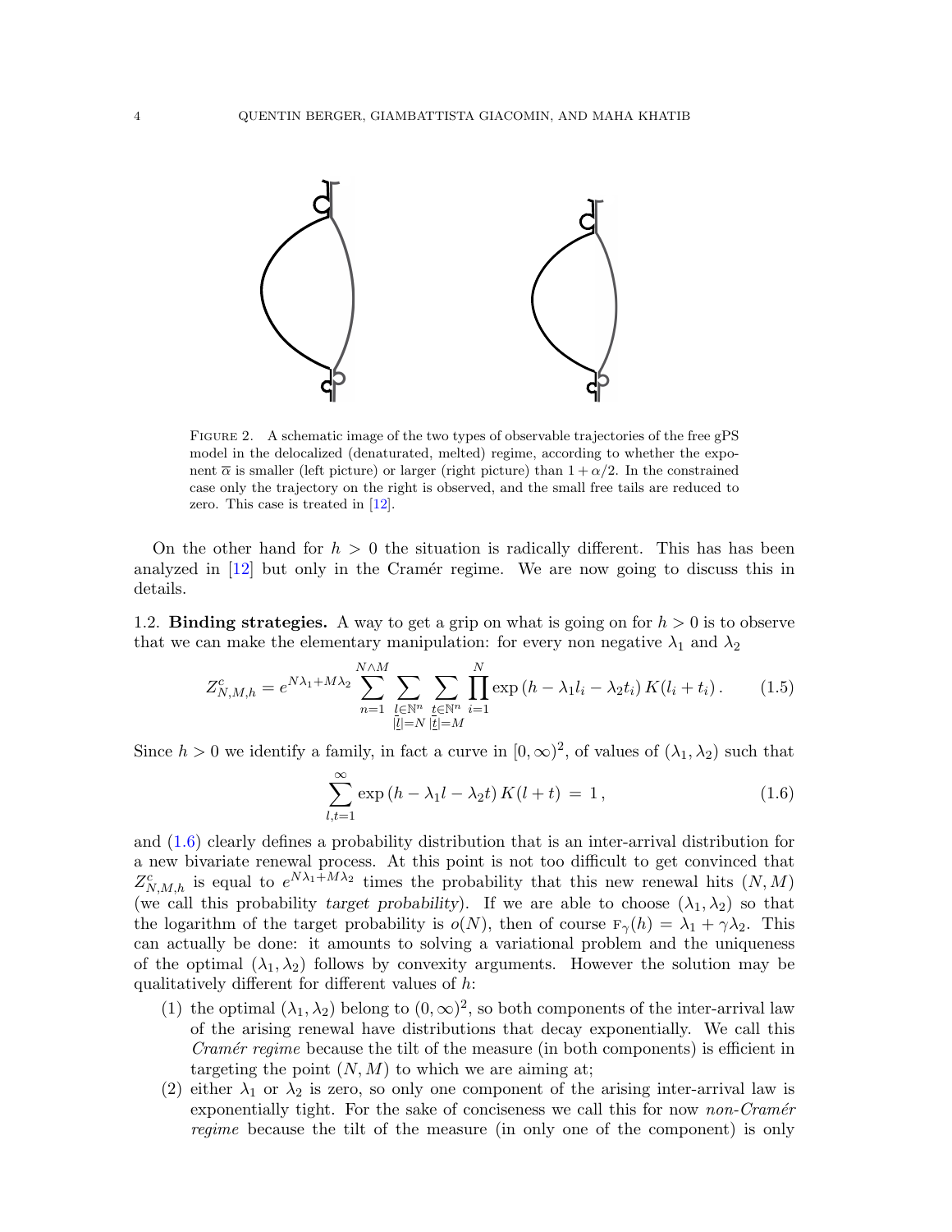FIGURE 2. A schematic image of the two types of observable trajectories of the free gPS model in the delocalized (denaturated, melted) regime, according to whether the exponent $\overline{\alpha}$ is smaller (left picture) or larger (right picture) than $1+\alpha/2$. In the constrained case only the trajectory on the right is observed, and the small free tails are reduced to zero. This case is treated in [12].

On the other hand for $h>0$ the situation is radically different. This has has been analyzed in [12] but only in the Cramér regime. We are now going to discuss this in details.

1.2. **Binding strategies.** A way to get a grip on what is going on for $h>0$ is to observe that we can make the elementary manipulation: for every non negative $\lambda_1$ and $\lambda_2$

$$Z^c_{N,M,h} = e^{N\lambda_1+M\lambda_2} \sum_{n=1}^{N\wedge M} \sum_{\substack{\underline{l}\in\mathbb{N}^n\\ |\underline{l}|=N}} \sum_{\substack{\underline{t}\in\mathbb{N}^n\\ |\underline{t}|=M}} \prod_{i=1}^{N} \exp\left(h-\lambda_1 l_i-\lambda_2 t_i\right) K(l_i+t_i)\,. \tag{1.5}$$

Since $h>0$ we identify a family, in fact a curve in $[0,\infty)^2$, of values of $(\lambda_1,\lambda_2)$ such that

$$\sum_{l,t=1}^{\infty} \exp\left(h-\lambda_1 l-\lambda_2 t\right) K(l+t) \,=\, 1\,, \tag{1.6}$$

and (1.6) clearly defines a probability distribution that is an inter-arrival distribution for a new bivariate renewal process. At this point is not too difficult to get convinced that $Z^c_{N,M,h}$ is equal to $e^{N\lambda_1+M\lambda_2}$ times the probability that this new renewal hits $(N,M)$ (we call this probability *target probability*). If we are able to choose $(\lambda_1,\lambda_2)$ so that the logarithm of the target probability is $o(N)$, then of course $\mathrm{F}_\gamma(h)=\lambda_1+\gamma\lambda_2$. This can actually be done: it amounts to solving a variational problem and the uniqueness of the optimal $(\lambda_1,\lambda_2)$ follows by convexity arguments. However the solution may be qualitatively different for different values of $h$:

(1) the optimal $(\lambda_1,\lambda_2)$ belong to $(0,\infty)^2$, so both components of the inter-arrival law of the arising renewal have distributions that decay exponentially. We call this *Cramér regime* because the tilt of the measure (in both components) is efficient in targeting the point $(N,M)$ to which we are aiming at;

(2) either $\lambda_1$ or $\lambda_2$ is zero, so only one component of the arising inter-arrival law is exponentially tight. For the sake of conciseness we call this for now *non-Cramér regime* because the tilt of the measure (in only one of the component) is only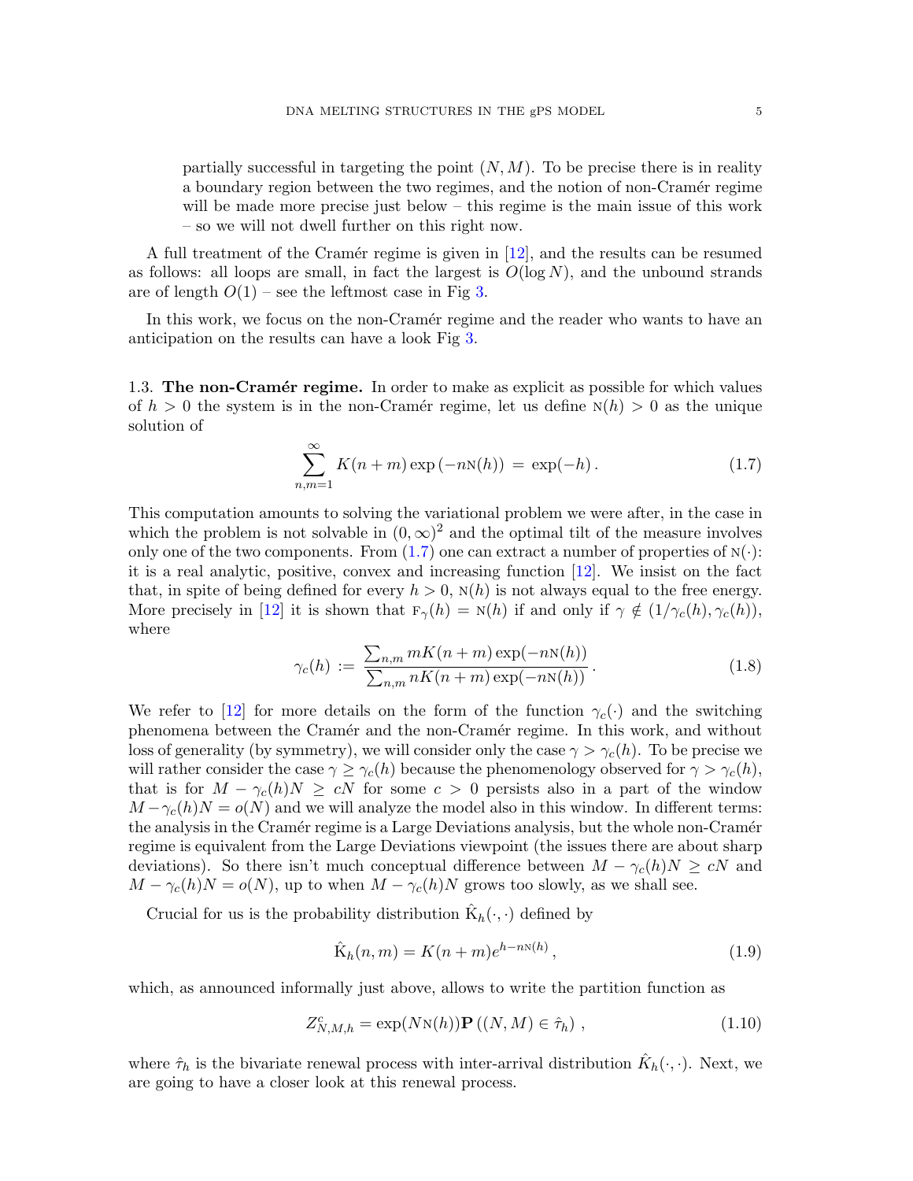partially successful in targeting the point $(N, M)$. To be precise there is in reality a boundary region between the two regimes, and the notion of non-Cramér regime will be made more precise just below – this regime is the main issue of this work – so we will not dwell further on this right now.

A full treatment of the Cramér regime is given in [12], and the results can be resumed as follows: all loops are small, in fact the largest is $O(\log N)$, and the unbound strands are of length $O(1)$ – see the leftmost case in Fig 3.

In this work, we focus on the non-Cramér regime and the reader who wants to have an anticipation on the results can have a look Fig 3.

1.3. **The non-Cramér regime.** In order to make as explicit as possible for which values of $h > 0$ the system is in the non-Cramér regime, let us define $\mathrm{N}(h) > 0$ as the unique solution of

$$\sum_{n,m=1}^{\infty} K(n+m) \exp\left(-n\mathrm{N}(h)\right) \,=\, \exp(-h)\,. \tag{1.7}$$

This computation amounts to solving the variational problem we were after, in the case in which the problem is not solvable in $(0,\infty)^2$ and the optimal tilt of the measure involves only one of the two components. From (1.7) one can extract a number of properties of $\mathrm{N}(\cdot)$: it is a real analytic, positive, convex and increasing function [12]. We insist on the fact that, in spite of being defined for every $h > 0$, $\mathrm{N}(h)$ is not always equal to the free energy. More precisely in [12] it is shown that $\mathrm{F}_\gamma(h) = \mathrm{N}(h)$ if and only if $\gamma \notin (1/\gamma_c(h), \gamma_c(h))$, where

$$\gamma_c(h) \,:=\, \frac{\sum_{n,m} mK(n+m)\exp(-n\mathrm{N}(h))}{\sum_{n,m} nK(n+m)\exp(-n\mathrm{N}(h))}\,. \tag{1.8}$$

We refer to [12] for more details on the form of the function $\gamma_c(\cdot)$ and the switching phenomena between the Cramér and the non-Cramér regime. In this work, and without loss of generality (by symmetry), we will consider only the case $\gamma > \gamma_c(h)$. To be precise we will rather consider the case $\gamma \geq \gamma_c(h)$ because the phenomenology observed for $\gamma > \gamma_c(h)$, that is for $M - \gamma_c(h)N \geq cN$ for some $c > 0$ persists also in a part of the window $M - \gamma_c(h)N = o(N)$ and we will analyze the model also in this window. In different terms: the analysis in the Cramér regime is a Large Deviations analysis, but the whole non-Cramér regime is equivalent from the Large Deviations viewpoint (the issues there are about sharp deviations). So there isn't much conceptual difference between $M - \gamma_c(h)N \geq cN$ and $M - \gamma_c(h)N = o(N)$, up to when $M - \gamma_c(h)N$ grows too slowly, as we shall see.

Crucial for us is the probability distribution $\hat{\mathrm{K}}_h(\cdot,\cdot)$ defined by

$$\hat{\mathrm{K}}_h(n,m) = K(n+m)e^{h-n\mathrm{N}(h)}\,, \tag{1.9}$$

which, as announced informally just above, allows to write the partition function as

$$Z^c_{N,M,h} = \exp(N\mathrm{N}(h))\mathbf{P}\left((N,M) \in \hat{\tau}_h\right)\,, \tag{1.10}$$

where $\hat{\tau}_h$ is the bivariate renewal process with inter-arrival distribution $\hat{K}_h(\cdot,\cdot)$. Next, we are going to have a closer look at this renewal process.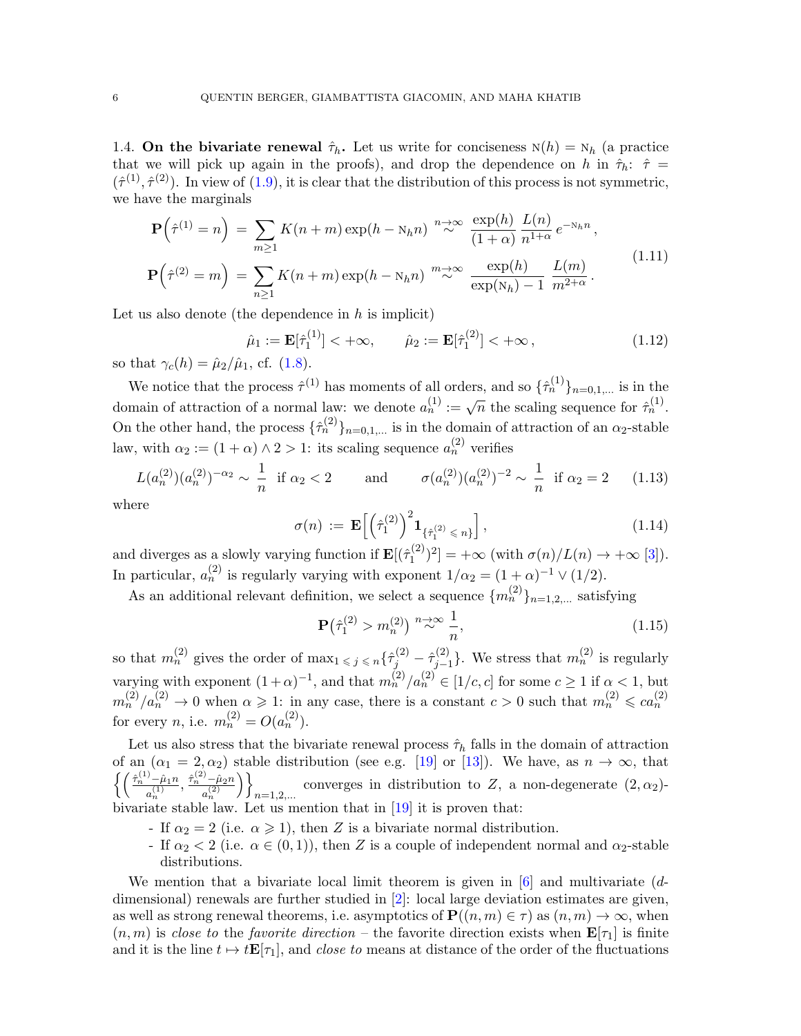1.4. **On the bivariate renewal $\hat\tau_h$.** Let us write for conciseness $\mathrm{N}(h) = \mathrm{N}_h$ (a practice that we will pick up again in the proofs), and drop the dependence on $h$ in $\hat\tau_h$: $\hat\tau = (\hat\tau^{(1)}, \hat\tau^{(2)})$. In view of (1.9), it is clear that the distribution of this process is not symmetric, we have the marginals

$$
\begin{aligned}
\mathbf{P}\Big(\hat\tau^{(1)} = n\Big) \;&=\; \sum_{m\geq 1} K(n+m)\exp(h-\mathrm{N}_h n) \;\stackrel{n\to\infty}{\sim}\; \frac{\exp(h)}{(1+\alpha)}\,\frac{L(n)}{n^{1+\alpha}}\,e^{-\mathrm{N}_h n}\,,\\
\mathbf{P}\Big(\hat\tau^{(2)} = m\Big) \;&=\; \sum_{n\geq 1} K(n+m)\exp(h-\mathrm{N}_h n) \;\stackrel{m\to\infty}{\sim}\; \frac{\exp(h)}{\exp(\mathrm{N}_h)-1}\,\frac{L(m)}{m^{2+\alpha}}\,.
\end{aligned}
\tag{1.11}
$$

Let us also denote (the dependence in $h$ is implicit)

$$
\hat\mu_1 := \mathbf{E}[\hat\tau_1^{(1)}] < +\infty, \qquad \hat\mu_2 := \mathbf{E}[\hat\tau_1^{(2)}] < +\infty\,, \tag{1.12}
$$

so that $\gamma_c(h) = \hat\mu_2/\hat\mu_1$, cf. (1.8).

We notice that the process $\hat\tau^{(1)}$ has moments of all orders, and so $\{\hat\tau_n^{(1)}\}_{n=0,1,\dots}$ is in the domain of attraction of a normal law: we denote $a_n^{(1)} := \sqrt{n}$ the scaling sequence for $\hat\tau_n^{(1)}$. On the other hand, the process $\{\hat\tau_n^{(2)}\}_{n=0,1,\dots}$ is in the domain of attraction of an $\alpha_2$-stable law, with $\alpha_2 := (1+\alpha)\wedge 2 > 1$: its scaling sequence $a_n^{(2)}$ verifies

$$
L(a_n^{(2)})(a_n^{(2)})^{-\alpha_2} \sim \frac{1}{n} \;\text{ if } \alpha_2 < 2 \qquad \text{and} \qquad \sigma(a_n^{(2)})(a_n^{(2)})^{-2} \sim \frac{1}{n} \;\text{ if } \alpha_2 = 2 \tag{1.13}
$$

where

$$
\sigma(n) \,:=\, \mathbf{E}\Big[\Big(\hat\tau_1^{(2)}\Big)^2 \mathbf{1}_{\{\hat\tau_1^{(2)}\leqslant n\}}\Big]\,, \tag{1.14}
$$

and diverges as a slowly varying function if $\mathbf{E}[(\hat\tau_1^{(2)})^2] = +\infty$ (with $\sigma(n)/L(n)\to+\infty$ [3]). In particular, $a_n^{(2)}$ is regularly varying with exponent $1/\alpha_2 = (1+\alpha)^{-1}\vee(1/2)$.

As an additional relevant definition, we select a sequence $\{m_n^{(2)}\}_{n=1,2,\dots}$ satisfying

$$
\mathbf{P}\big(\hat\tau_1^{(2)} > m_n^{(2)}\big) \stackrel{n\to\infty}{\sim} \frac{1}{n}, \tag{1.15}
$$

so that $m_n^{(2)}$ gives the order of $\max_{1\leqslant j\leqslant n}\{\hat\tau_j^{(2)} - \hat\tau_{j-1}^{(2)}\}$. We stress that $m_n^{(2)}$ is regularly varying with exponent $(1+\alpha)^{-1}$, and that $m_n^{(2)}/a_n^{(2)} \in [1/c, c]$ for some $c\geq 1$ if $\alpha < 1$, but $m_n^{(2)}/a_n^{(2)} \to 0$ when $\alpha \geqslant 1$: in any case, there is a constant $c>0$ such that $m_n^{(2)} \leqslant c a_n^{(2)}$ for every $n$, i.e. $m_n^{(2)} = O(a_n^{(2)})$.

Let us also stress that the bivariate renewal process $\hat\tau_h$ falls in the domain of attraction of an $(\alpha_1 = 2, \alpha_2)$ stable distribution (see e.g. [19] or [13]). We have, as $n\to\infty$, that $\Big\{\Big(\frac{\hat\tau_n^{(1)} - \hat\mu_1 n}{a_n^{(1)}}, \frac{\hat\tau_n^{(2)} - \hat\mu_2 n}{a_n^{(2)}}\Big)\Big\}_{n=1,2,\dots}$ converges in distribution to $Z$, a non-degenerate $(2,\alpha_2)$-bivariate stable law. Let us mention that in [19] it is proven that:

- If $\alpha_2 = 2$ (i.e. $\alpha \geqslant 1$), then $Z$ is a bivariate normal distribution.
- If $\alpha_2 < 2$ (i.e. $\alpha\in(0,1)$), then $Z$ is a couple of independent normal and $\alpha_2$-stable distributions.

We mention that a bivariate local limit theorem is given in [6] and multivariate ($d$-dimensional) renewals are further studied in [2]: local large deviation estimates are given, as well as strong renewal theorems, i.e. asymptotics of $\mathbf{P}((n,m)\in\tau)$ as $(n,m)\to\infty$, when $(n,m)$ is *close to* the *favorite direction* – the favorite direction exists when $\mathbf{E}[\tau_1]$ is finite and it is the line $t\mapsto t\mathbf{E}[\tau_1]$, and *close to* means at distance of the order of the fluctuations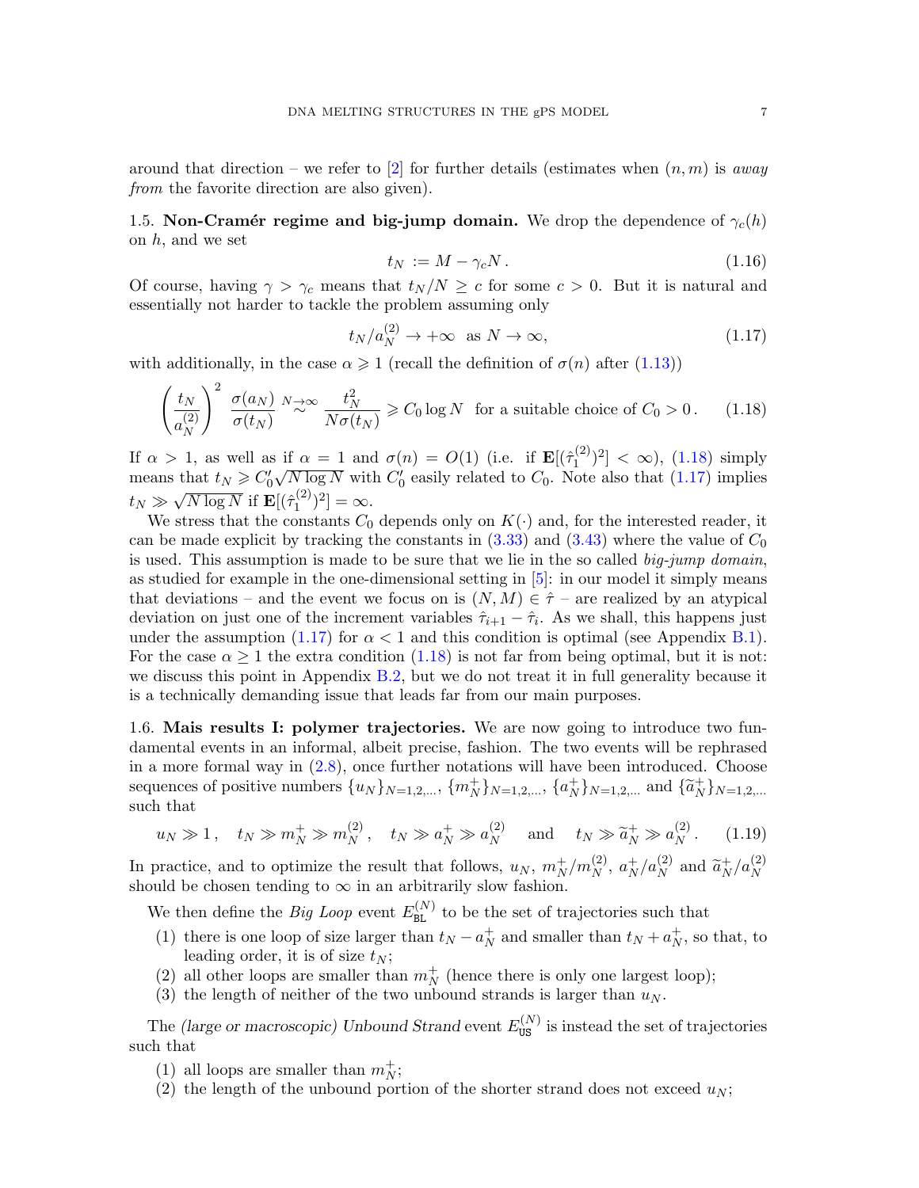around that direction – we refer to [2] for further details (estimates when $(n,m)$ is *away from* the favorite direction are also given).

### 1.5. Non-Cramér regime and big-jump domain.

We drop the dependence of $\gamma_c(h)$ on $h$, and we set

$$
t_N := M - \gamma_c N \,. \tag{1.16}
$$

Of course, having $\gamma > \gamma_c$ means that $t_N/N \geq c$ for some $c > 0$. But it is natural and essentially not harder to tackle the problem assuming only

$$
t_N / a_N^{(2)} \to +\infty \quad \text{as } N \to \infty, \tag{1.17}
$$

with additionally, in the case $\alpha \geqslant 1$ (recall the definition of $\sigma(n)$ after (1.13))

$$
\left(\frac{t_N}{a_N^{(2)}}\right)^2 \frac{\sigma(a_N)}{\sigma(t_N)} \overset{N\to\infty}{\sim} \frac{t_N^2}{N\sigma(t_N)} \geqslant C_0 \log N \quad \text{for a suitable choice of } C_0 > 0 \,. \tag{1.18}
$$

If $\alpha > 1$, as well as if $\alpha = 1$ and $\sigma(n) = O(1)$ (i.e. if $\mathbf{E}[(\hat{\tau}_1^{(2)})^2] < \infty$), (1.18) simply means that $t_N \geqslant C_0' \sqrt{N \log N}$ with $C_0'$ easily related to $C_0$. Note also that (1.17) implies $t_N \gg \sqrt{N \log N}$ if $\mathbf{E}[(\hat{\tau}_1^{(2)})^2] = \infty$.

We stress that the constants $C_0$ depends only on $K(\cdot)$ and, for the interested reader, it can be made explicit by tracking the constants in (3.33) and (3.43) where the value of $C_0$ is used. This assumption is made to be sure that we lie in the so called *big-jump domain*, as studied for example in the one-dimensional setting in [5]: in our model it simply means that deviations – and the event we focus on is $(N, M) \in \hat{\tau}$ – are realized by an atypical deviation on just one of the increment variables $\hat{\tau}_{i+1} - \hat{\tau}_i$. As we shall, this happens just under the assumption (1.17) for $\alpha < 1$ and this condition is optimal (see Appendix B.1). For the case $\alpha \geq 1$ the extra condition (1.18) is not far from being optimal, but it is not: we discuss this point in Appendix B.2, but we do not treat it in full generality because it is a technically demanding issue that leads far from our main purposes.

### 1.6. Mais results I: polymer trajectories.

We are now going to introduce two fundamental events in an informal, albeit precise, fashion. The two events will be rephrased in a more formal way in (2.8), once further notations will have been introduced. Choose sequences of positive numbers $\{u_N\}_{N=1,2,\ldots}$, $\{m_N^+\}_{N=1,2,\ldots}$, $\{a_N^+\}_{N=1,2,\ldots}$ and $\{\widetilde{a}_N^+\}_{N=1,2,\ldots}$ such that

$$
u_N \gg 1 \,, \quad t_N \gg m_N^+ \gg m_N^{(2)} \,, \quad t_N \gg a_N^+ \gg a_N^{(2)} \quad \text{ and } \quad t_N \gg \widetilde{a}_N^+ \gg a_N^{(2)} \,. \tag{1.19}
$$

In practice, and to optimize the result that follows, $u_N$, $m_N^+/m_N^{(2)}$, $a_N^+/a_N^{(2)}$ and $\widetilde{a}_N^+/a_N^{(2)}$ should be chosen tending to $\infty$ in an arbitrarily slow fashion.

We then define the *Big Loop* event $E_{\mathtt{BL}}^{(N)}$ to be the set of trajectories such that

1. there is one loop of size larger than $t_N - a_N^+$ and smaller than $t_N + a_N^+$, so that, to leading order, it is of size $t_N$;
2. all other loops are smaller than $m_N^+$ (hence there is only one largest loop);
3. the length of neither of the two unbound strands is larger than $u_N$.

The *(large or macroscopic) Unbound Strand* event $E_{\mathtt{US}}^{(N)}$ is instead the set of trajectories such that

1. all loops are smaller than $m_N^+$;
2. the length of the unbound portion of the shorter strand does not exceed $u_N$;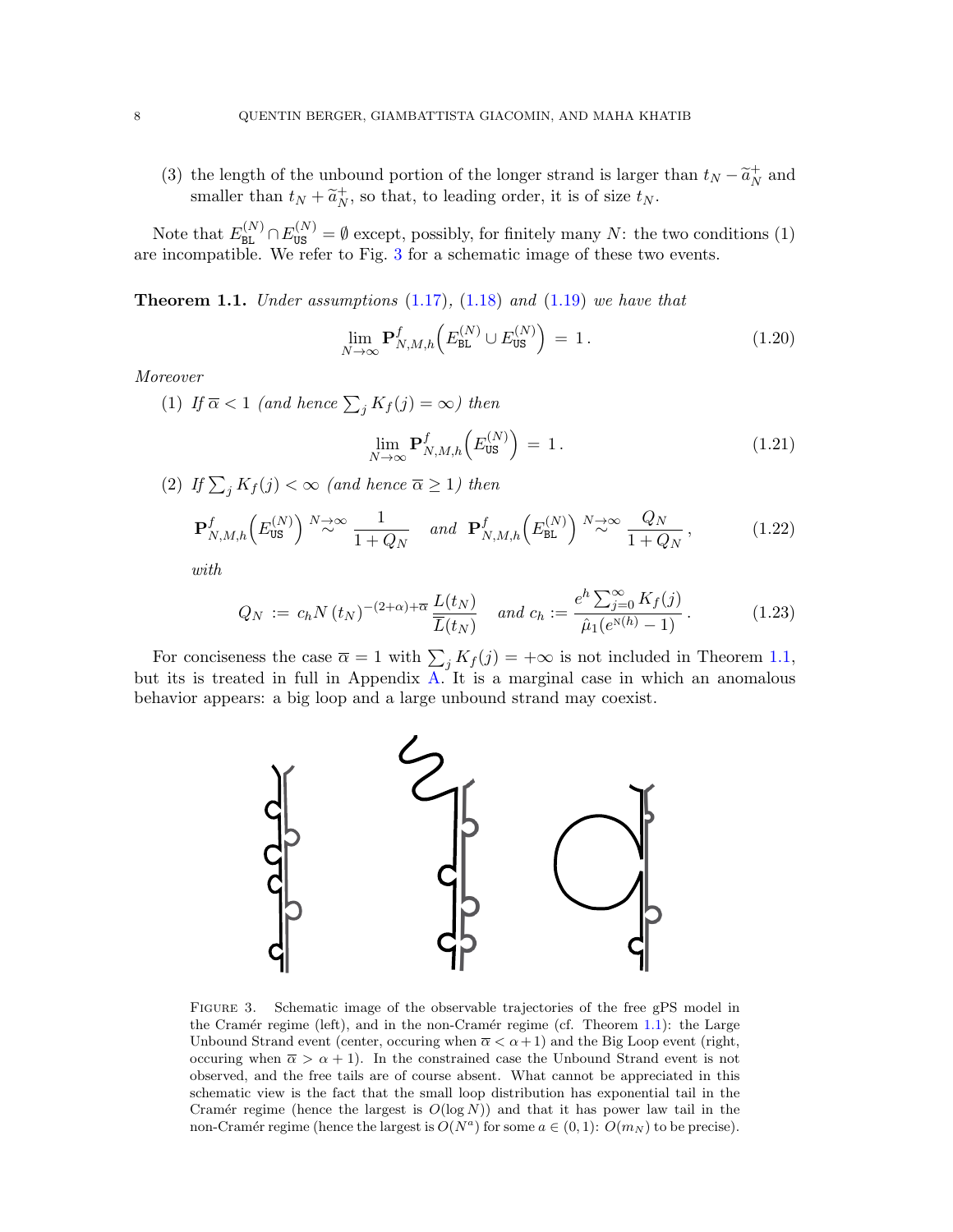(3) the length of the unbound portion of the longer strand is larger than $t_N - \widetilde{a}_N^+$ and smaller than $t_N + \widetilde{a}_N^+$, so that, to leading order, it is of size $t_N$.

Note that $E_{\mathtt{BL}}^{(N)} \cap E_{\mathtt{US}}^{(N)} = \emptyset$ except, possibly, for finitely many $N$: the two conditions (1) are incompatible. We refer to Fig. 3 for a schematic image of these two events.

**Theorem 1.1.** *Under assumptions* (1.17), (1.18) *and* (1.19) *we have that*

$$\lim_{N\to\infty} \mathbf{P}^f_{N,M,h}\Big(E_{\mathtt{BL}}^{(N)} \cup E_{\mathtt{US}}^{(N)}\Big) \,=\, 1\,. \tag{1.20}$$

*Moreover*

(1) *If* $\overline{\alpha} < 1$ *(and hence* $\sum_j K_f(j) = \infty$*) then*

$$\lim_{N\to\infty} \mathbf{P}^f_{N,M,h}\Big(E_{\mathtt{US}}^{(N)}\Big) \,=\, 1\,. \tag{1.21}$$

(2) *If* $\sum_j K_f(j) < \infty$ *(and hence* $\overline{\alpha} \geq 1$*) then*

$$\mathbf{P}^f_{N,M,h}\Big(E_{\mathtt{US}}^{(N)}\Big) \overset{N\to\infty}{\sim} \frac{1}{1+Q_N} \quad \text{and} \quad \mathbf{P}^f_{N,M,h}\Big(E_{\mathtt{BL}}^{(N)}\Big) \overset{N\to\infty}{\sim} \frac{Q_N}{1+Q_N}\,, \tag{1.22}$$

*with*

$$Q_N \,:=\, c_h N \,(t_N)^{-(2+\alpha)+\overline{\alpha}}\, \frac{L(t_N)}{\overline{L}(t_N)} \quad \text{and } c_h := \frac{e^h \sum_{j=0}^\infty K_f(j)}{\hat{\mu}_1(e^{\mathrm{N}(h)}-1)}\,. \tag{1.23}$$

For conciseness the case $\overline{\alpha} = 1$ with $\sum_j K_f(j) = +\infty$ is not included in Theorem 1.1, but its is treated in full in Appendix A. It is a marginal case in which an anomalous behavior appears: a big loop and a large unbound strand may coexist.

Figure 3. Schematic image of the observable trajectories of the free gPS model in the Cramér regime (left), and in the non-Cramér regime (cf. Theorem 1.1): the Large Unbound Strand event (center, occuring when $\overline{\alpha} < \alpha+1$) and the Big Loop event (right, occuring when $\overline{\alpha} > \alpha+1$). In the constrained case the Unbound Strand event is not observed, and the free tails are of course absent. What cannot be appreciated in this schematic view is the fact that the small loop distribution has exponential tail in the Cramér regime (hence the largest is $O(\log N)$) and that it has power law tail in the non-Cramér regime (hence the largest is $O(N^a)$ for some $a \in (0,1)$: $O(m_N)$ to be precise).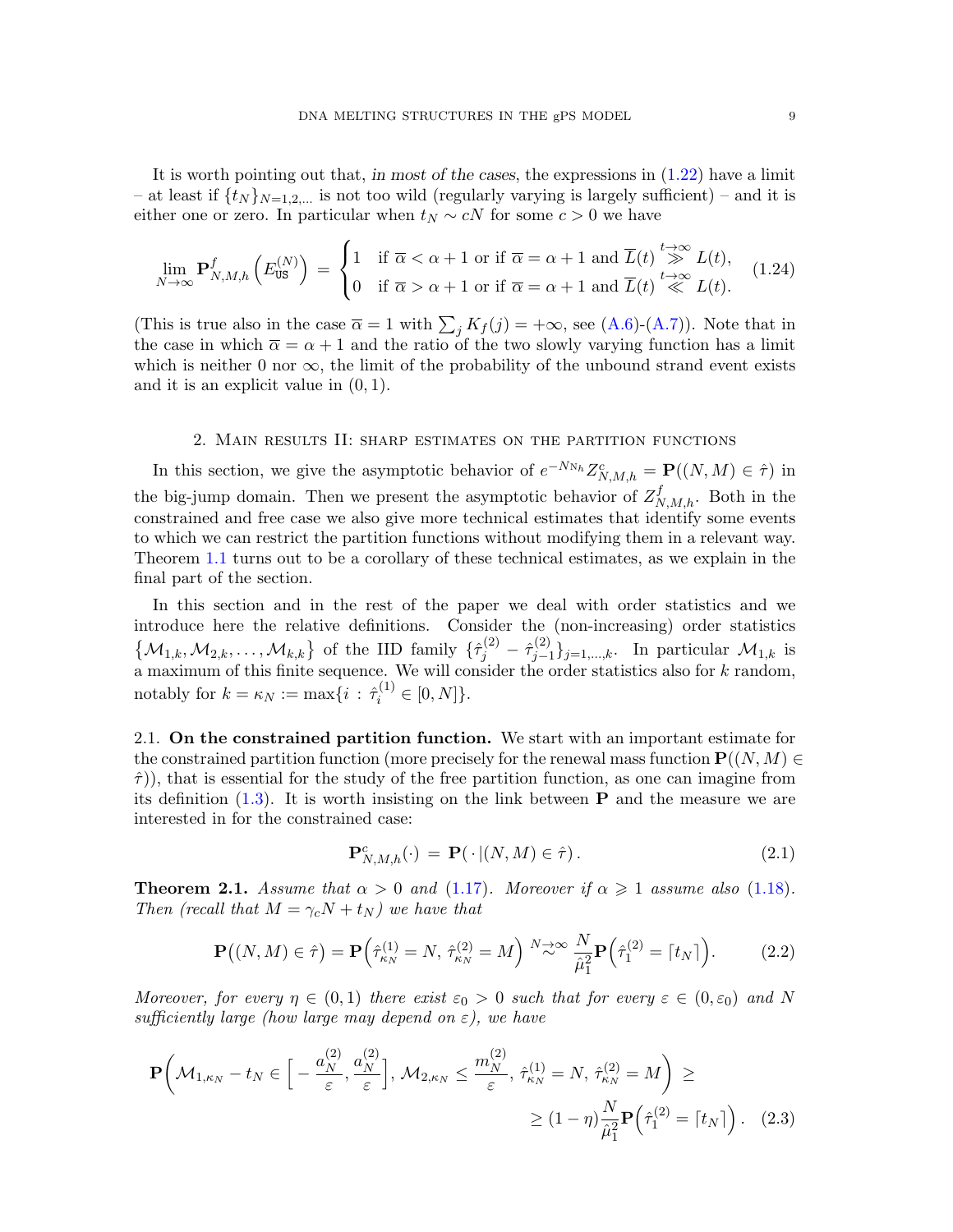It is worth pointing out that, *in most of the cases*, the expressions in (1.22) have a limit – at least if $\{t_N\}_{N=1,2,\ldots}$ is not too wild (regularly varying is largely sufficient) – and it is either one or zero. In particular when $t_N \sim cN$ for some $c > 0$ we have

$$
\lim_{N\to\infty} \mathbf{P}^f_{N,M,h}\left(E^{(N)}_{\mathtt{US}}\right) = \begin{cases} 1 & \text{if } \overline{\alpha} < \alpha+1 \text{ or if } \overline{\alpha} = \alpha+1 \text{ and } \overline{L}(t) \overset{t\to\infty}{\gg} L(t), \\ 0 & \text{if } \overline{\alpha} > \alpha+1 \text{ or if } \overline{\alpha} = \alpha+1 \text{ and } \overline{L}(t) \overset{t\to\infty}{\ll} L(t). \end{cases} \tag{1.24}
$$

(This is true also in the case $\overline{\alpha} = 1$ with $\sum_j K_f(j) = +\infty$, see (A.6)-(A.7)). Note that in the case in which $\overline{\alpha} = \alpha + 1$ and the ratio of the two slowly varying function has a limit which is neither 0 nor $\infty$, the limit of the probability of the unbound strand event exists and it is an explicit value in $(0,1)$.

## 2. Main results II: sharp estimates on the partition functions

In this section, we give the asymptotic behavior of $e^{-N\mathrm{F}_h} Z^c_{N,M,h} = \mathbf{P}((N,M) \in \hat{\tau})$ in the big-jump domain. Then we present the asymptotic behavior of $Z^f_{N,M,h}$. Both in the constrained and free case we also give more technical estimates that identify some events to which we can restrict the partition functions without modifying them in a relevant way. Theorem 1.1 turns out to be a corollary of these technical estimates, as we explain in the final part of the section.

In this section and in the rest of the paper we deal with order statistics and we introduce here the relative definitions. Consider the (non-increasing) order statistics $\{\mathcal{M}_{1,k}, \mathcal{M}_{2,k}, \ldots, \mathcal{M}_{k,k}\}$ of the IID family $\{\hat{\tau}^{(2)}_j - \hat{\tau}^{(2)}_{j-1}\}_{j=1,\ldots,k}$. In particular $\mathcal{M}_{1,k}$ is a maximum of this finite sequence. We will consider the order statistics also for $k$ random, notably for $k = \kappa_N := \max\{i : \hat{\tau}^{(1)}_i \in [0,N]\}$.

**2.1. On the constrained partition function.** We start with an important estimate for the constrained partition function (more precisely for the renewal mass function $\mathbf{P}((N,M) \in \hat{\tau})$), that is essential for the study of the free partition function, as one can imagine from its definition (1.3). It is worth insisting on the link between $\mathbf{P}$ and the measure we are interested in for the constrained case:

$$
\mathbf{P}^c_{N,M,h}(\cdot) = \mathbf{P}(\,\cdot\,|(N,M) \in \hat{\tau}). \tag{2.1}
$$

**Theorem 2.1.** *Assume that $\alpha > 0$ and (1.17). Moreover if $\alpha \geqslant 1$ assume also (1.18). Then (recall that $M = \gamma_c N + t_N$) we have that*

$$
\mathbf{P}\big((N,M) \in \hat{\tau}\big) = \mathbf{P}\Big(\hat{\tau}^{(1)}_{\kappa_N} = N,\, \hat{\tau}^{(2)}_{\kappa_N} = M\Big) \overset{N\to\infty}{\sim} \frac{N}{\hat{\mu}_1^2}\mathbf{P}\Big(\hat{\tau}^{(2)}_1 = \lceil t_N \rceil\Big). \tag{2.2}
$$

*Moreover, for every $\eta \in (0,1)$ there exist $\varepsilon_0 > 0$ such that for every $\varepsilon \in (0, \varepsilon_0)$ and $N$ sufficiently large (how large may depend on $\varepsilon$), we have*

$$
\mathbf{P}\bigg(\mathcal{M}_{1,\kappa_N} - t_N \in \Big[-\frac{a^{(2)}_N}{\varepsilon}, \frac{a^{(2)}_N}{\varepsilon}\Big],\, \mathcal{M}_{2,\kappa_N} \leq \frac{m^{(2)}_N}{\varepsilon},\, \hat{\tau}^{(1)}_{\kappa_N} = N,\, \hat{\tau}^{(2)}_{\kappa_N} = M\bigg) \geq \\ \geq (1-\eta)\frac{N}{\hat{\mu}_1^2}\mathbf{P}\Big(\hat{\tau}^{(2)}_1 = \lceil t_N \rceil\Big). \tag{2.3}
$$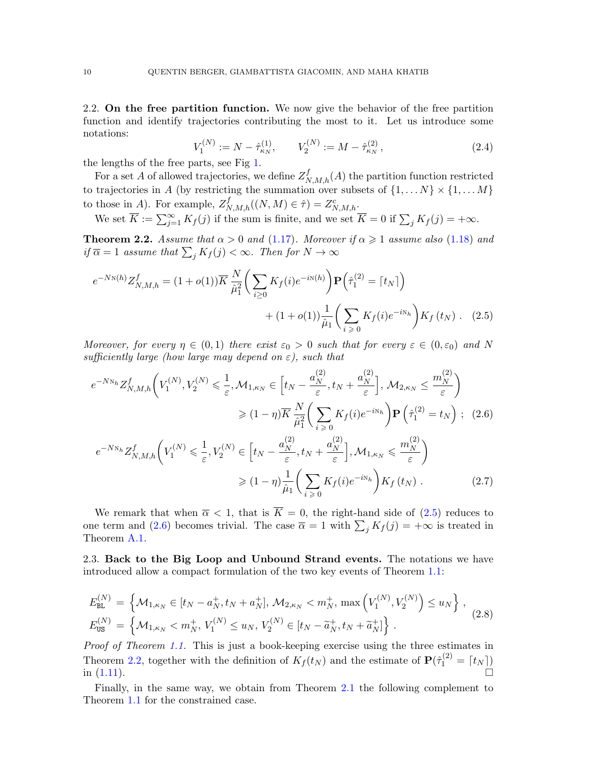2.2. **On the free partition function.** We now give the behavior of the free partition function and identify trajectories contributing the most to it. Let us introduce some notations:

$$V_1^{(N)} := N - \hat{\tau}^{(1)}_{\kappa_N}, \qquad V_2^{(N)} := M - \hat{\tau}^{(2)}_{\kappa_N}, \tag{2.4}$$

the lengths of the free parts, see Fig 1.

For a set $A$ of allowed trajectories, we define $Z^f_{N,M,h}(A)$ the partition function restricted to trajectories in $A$ (by restricting the summation over subsets of $\{1,\dots N\} \times \{1,\dots M\}$ to those in $A$). For example, $Z^f_{N,M,h}((N,M) \in \hat{\tau}) = Z^c_{N,M,h}$.

We set $\overline{K} := \sum_{j=1}^{\infty} K_f(j)$ if the sum is finite, and we set $\overline{K} = 0$ if $\sum_j K_f(j) = +\infty$.

**Theorem 2.2.** *Assume that $\alpha > 0$ and (1.17). Moreover if $\alpha \geqslant 1$ assume also (1.18) and if $\overline{\alpha} = 1$ assume that $\sum_j K_f(j) < \infty$. Then for $N \to \infty$*

$$e^{-N\mathrm{N}(h)} Z^f_{N,M,h} = (1+o(1)) \overline{K} \, \frac{N}{\hat{\mu}_1^2} \bigg( \sum_{i \geq 0} K_f(i) e^{-i\mathrm{N}(h)} \bigg) \mathbf{P}\Big( \hat{\tau}^{(2)}_1 = \lceil t_N \rceil \Big) + (1+o(1)) \frac{1}{\hat{\mu}_1} \bigg( \sum_{i \geqslant 0} K_f(i) e^{-i\mathrm{N}_h} \bigg) K_f(t_N) \,. \tag{2.5}$$

*Moreover, for every $\eta \in (0,1)$ there exist $\varepsilon_0 > 0$ such that for every $\varepsilon \in (0, \varepsilon_0)$ and $N$ sufficiently large (how large may depend on $\varepsilon$), such that*

$$e^{-N\mathrm{N}_h} Z^f_{N,M,h} \bigg( V_1^{(N)}, V_2^{(N)} \leqslant \frac{1}{\varepsilon}, \mathcal{M}_{1,\kappa_N} \in \Big[ t_N - \frac{a^{(2)}_N}{\varepsilon}, t_N + \frac{a^{(2)}_N}{\varepsilon} \Big], \mathcal{M}_{2,\kappa_N} \leq \frac{m^{(2)}_N}{\varepsilon} \bigg) \geqslant (1-\eta) \overline{K} \, \frac{N}{\hat{\mu}_1^2} \bigg( \sum_{i \geqslant 0} K_f(i) e^{-i\mathrm{N}_h} \bigg) \mathbf{P}\Big( \hat{\tau}^{(2)}_1 = t_N \Big) \, ; \tag{2.6}$$

$$e^{-N\mathrm{N}_h} Z^f_{N,M,h} \bigg( V_1^{(N)} \leqslant \frac{1}{\varepsilon}, V_2^{(N)} \in \Big[ t_N - \frac{a^{(2)}_N}{\varepsilon}, t_N + \frac{a^{(2)}_N}{\varepsilon} \Big], \mathcal{M}_{1,\kappa_N} \leqslant \frac{m^{(2)}_N}{\varepsilon} \bigg) \geqslant (1-\eta) \frac{1}{\hat{\mu}_1} \bigg( \sum_{i \geqslant 0} K_f(i) e^{-i\mathrm{N}_h} \bigg) K_f(t_N) \,. \tag{2.7}$$

We remark that when $\overline{\alpha} < 1$, that is $\overline{K} = 0$, the right-hand side of (2.5) reduces to one term and (2.6) becomes trivial. The case $\overline{\alpha} = 1$ with $\sum_j K_f(j) = +\infty$ is treated in Theorem A.1.

2.3. **Back to the Big Loop and Unbound Strand events.** The notations we have introduced allow a compact formulation of the two key events of Theorem 1.1:

$$\begin{aligned} E^{(N)}_{\mathtt{BL}} &= \Big\{ \mathcal{M}_{1,\kappa_N} \in [t_N - a^+_N, t_N + a^+_N], \, \mathcal{M}_{2,\kappa_N} < m^+_N, \, \max\Big( V_1^{(N)}, V_2^{(N)} \Big) \leq u_N \Big\} \,, \\ E^{(N)}_{\mathtt{US}} &= \Big\{ \mathcal{M}_{1,\kappa_N} < m^+_N, \, V_1^{(N)} \leq u_N, \, V_2^{(N)} \in [t_N - \widetilde{a}^+_N, t_N + \widetilde{a}^+_N] \Big\} \,. \end{aligned} \tag{2.8}$$

*Proof of Theorem 1.1.* This is just a book-keeping exercise using the three estimates in Theorem 2.2, together with the definition of $K_f(t_N)$ and the estimate of $\mathbf{P}(\hat{\tau}^{(2)}_1 = \lceil t_N \rceil)$ in (1.11). $\square$

Finally, in the same way, we obtain from Theorem 2.1 the following complement to Theorem 1.1 for the constrained case.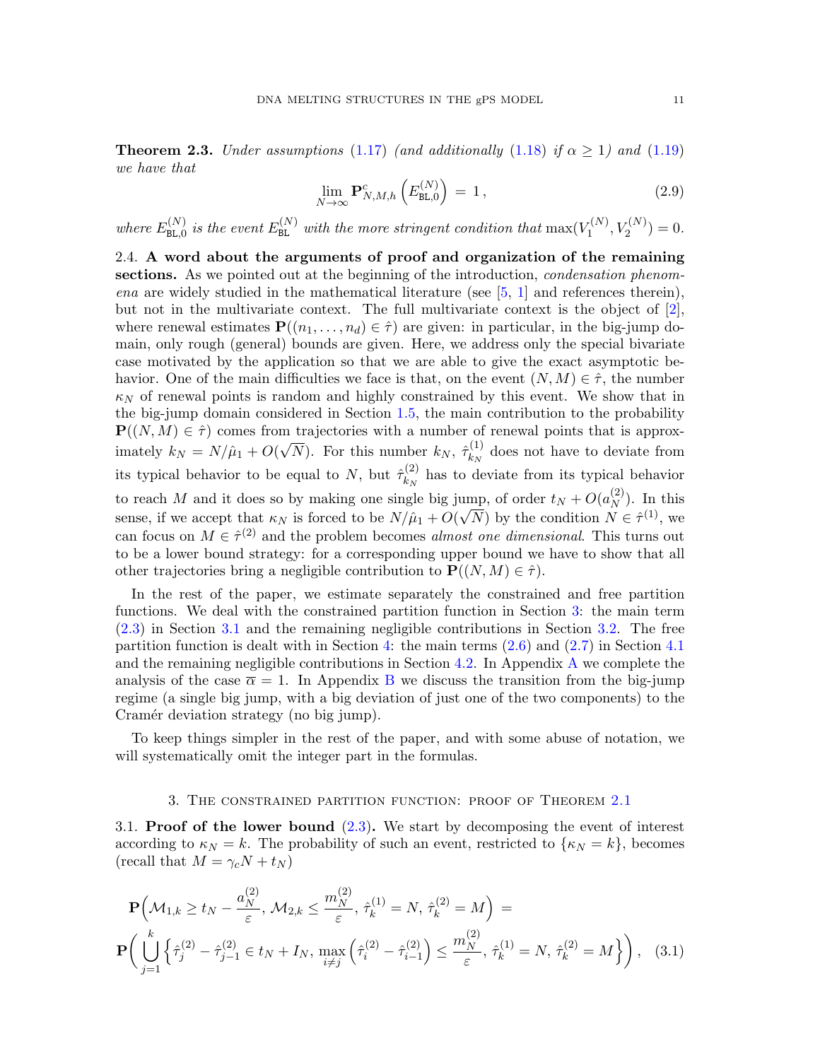**Theorem 2.3.** *Under assumptions* (1.17) *(and additionally* (1.18) *if* $\alpha \geq 1$*) and* (1.19) *we have that*

$$\lim_{N\to\infty} \mathbf{P}^{c}_{N,M,h}\left(E^{(N)}_{\mathtt{BL},0}\right) \,=\, 1\,, \tag{2.9}$$

*where* $E^{(N)}_{\mathtt{BL},0}$ *is the event* $E^{(N)}_{\mathtt{BL}}$ *with the more stringent condition that* $\max(V^{(N)}_1, V^{(N)}_2) = 0$.

2.4. **A word about the arguments of proof and organization of the remaining sections.** As we pointed out at the beginning of the introduction, *condensation phenomena* are widely studied in the mathematical literature (see [5, 1] and references therein), but not in the multivariate context. The full multivariate context is the object of [2], where renewal estimates $\mathbf{P}((n_1,\ldots,n_d)\in\hat\tau)$ are given: in particular, in the big-jump domain, only rough (general) bounds are given. Here, we address only the special bivariate case motivated by the application so that we are able to give the exact asymptotic behavior. One of the main difficulties we face is that, on the event $(N,M)\in\hat\tau$, the number $\kappa_N$ of renewal points is random and highly constrained by this event. We show that in the big-jump domain considered in Section 1.5, the main contribution to the probability $\mathbf{P}((N,M)\in\hat\tau)$ comes from trajectories with a number of renewal points that is approximately $k_N = N/\hat\mu_1 + O(\sqrt{N})$. For this number $k_N$, $\hat\tau^{(1)}_{k_N}$ does not have to deviate from its typical behavior to be equal to $N$, but $\hat\tau^{(2)}_{k_N}$ has to deviate from its typical behavior to reach $M$ and it does so by making one single big jump, of order $t_N + O(a^{(2)}_N)$. In this sense, if we accept that $\kappa_N$ is forced to be $N/\hat\mu_1 + O(\sqrt{N})$ by the condition $N\in\hat\tau^{(1)}$, we can focus on $M\in\hat\tau^{(2)}$ and the problem becomes *almost one dimensional*. This turns out to be a lower bound strategy: for a corresponding upper bound we have to show that all other trajectories bring a negligible contribution to $\mathbf{P}((N,M)\in\hat\tau)$.

In the rest of the paper, we estimate separately the constrained and free partition functions. We deal with the constrained partition function in Section 3: the main term (2.3) in Section 3.1 and the remaining negligible contributions in Section 3.2. The free partition function is dealt with in Section 4: the main terms (2.6) and (2.7) in Section 4.1 and the remaining negligible contributions in Section 4.2. In Appendix A we complete the analysis of the case $\overline{\alpha} = 1$. In Appendix B we discuss the transition from the big-jump regime (a single big jump, with a big deviation of just one of the two components) to the Cramér deviation strategy (no big jump).

To keep things simpler in the rest of the paper, and with some abuse of notation, we will systematically omit the integer part in the formulas.

## 3. The constrained partition function: proof of Theorem 2.1

3.1. **Proof of the lower bound** (2.3)**.** We start by decomposing the event of interest according to $\kappa_N = k$. The probability of such an event, restricted to $\{\kappa_N = k\}$, becomes (recall that $M = \gamma_c N + t_N$)

$$\mathbf{P}\Big(\mathcal{M}_{1,k} \geq t_N - \frac{a^{(2)}_N}{\varepsilon},\, \mathcal{M}_{2,k} \leq \frac{m^{(2)}_N}{\varepsilon},\, \hat\tau^{(1)}_k = N,\, \hat\tau^{(2)}_k = M\Big) \,=$$

$$\mathbf{P}\bigg(\bigcup_{j=1}^{k}\Big\{\hat\tau^{(2)}_j - \hat\tau^{(2)}_{j-1} \in t_N + I_N,\, \max_{i\neq j}\Big(\hat\tau^{(2)}_i - \hat\tau^{(2)}_{i-1}\Big) \leq \frac{m^{(2)}_N}{\varepsilon},\, \hat\tau^{(1)}_k = N,\, \hat\tau^{(2)}_k = M\Big\}\bigg)\,, \tag{3.1}$$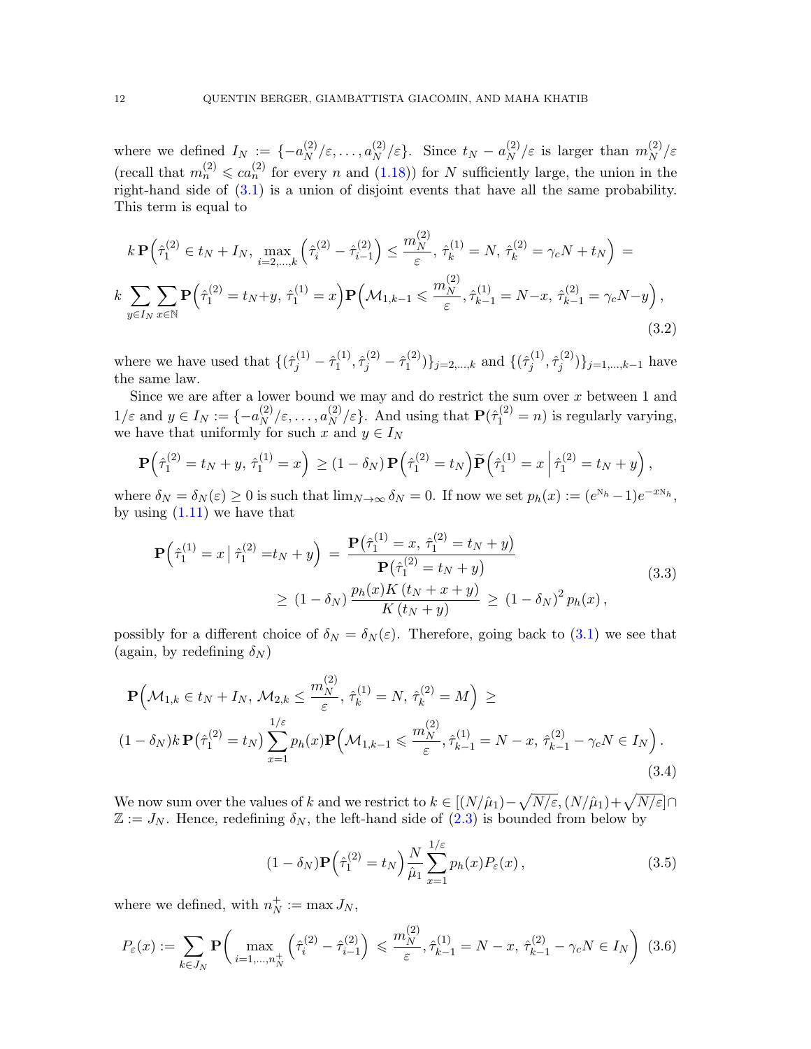where we defined $I_N := \{-a_N^{(2)}/\varepsilon, \dots, a_N^{(2)}/\varepsilon\}$. Since $t_N - a_N^{(2)}/\varepsilon$ is larger than $m_N^{(2)}/\varepsilon$ (recall that $m_n^{(2)} \leqslant c a_n^{(2)}$ for every $n$ and (1.18)) for $N$ sufficiently large, the union in the right-hand side of (3.1) is a union of disjoint events that have all the same probability. This term is equal to

$$
\begin{aligned}
&k\, \mathbf{P}\Big(\hat\tau_1^{(2)} \in t_N + I_N,\, \max_{i=2,\dots,k}\Big(\hat\tau_i^{(2)} - \hat\tau_{i-1}^{(2)}\Big) \le \frac{m_N^{(2)}}{\varepsilon},\, \hat\tau_k^{(1)} = N,\, \hat\tau_k^{(2)} = \gamma_c N + t_N\Big) \;= \\
&k \sum_{y \in I_N} \sum_{x \in \mathbb{N}} \mathbf{P}\Big(\hat\tau_1^{(2)} = t_N + y,\, \hat\tau_1^{(1)} = x\Big) \mathbf{P}\Big(\mathcal{M}_{1,k-1} \leqslant \frac{m_N^{(2)}}{\varepsilon}, \hat\tau_{k-1}^{(1)} = N - x,\, \hat\tau_{k-1}^{(2)} = \gamma_c N - y\Big),
\end{aligned}
\tag{3.2}
$$

where we have used that $\{(\hat\tau_j^{(1)} - \hat\tau_1^{(1)}, \hat\tau_j^{(2)} - \hat\tau_1^{(2)})\}_{j=2,\dots,k}$ and $\{(\hat\tau_j^{(1)}, \hat\tau_j^{(2)})\}_{j=1,\dots,k-1}$ have the same law.

Since we are after a lower bound we may and do restrict the sum over $x$ between 1 and $1/\varepsilon$ and $y \in I_N := \{-a_N^{(2)}/\varepsilon, \dots, a_N^{(2)}/\varepsilon\}$. And using that $\mathbf{P}(\hat\tau_1^{(2)} = n)$ is regularly varying, we have that uniformly for such $x$ and $y \in I_N$

$$
\mathbf{P}\Big(\hat\tau_1^{(2)} = t_N + y,\, \hat\tau_1^{(1)} = x\Big) \,\geq (1 - \delta_N)\, \mathbf{P}\Big(\hat\tau_1^{(2)} = t_N\Big) \widetilde{\mathbf{P}}\Big(\hat\tau_1^{(1)} = x \,\Big|\, \hat\tau_1^{(2)} = t_N + y\Big),
$$

where $\delta_N = \delta_N(\varepsilon) \geq 0$ is such that $\lim_{N\to\infty} \delta_N = 0$. If now we set $p_h(x) := (e^{\mathrm{N}_h} - 1)e^{-x\mathrm{N}_h}$, by using (1.11) we have that

$$
\begin{aligned}
\mathbf{P}\Big(\hat\tau_1^{(1)} = x \,\big|\, \hat\tau_1^{(2)} = t_N + y\Big) \;&=\; \frac{\mathbf{P}\big(\hat\tau_1^{(1)} = x,\, \hat\tau_1^{(2)} = t_N + y\big)}{\mathbf{P}\big(\hat\tau_1^{(2)} = t_N + y\big)} \\
&\geq\; (1 - \delta_N)\, \frac{p_h(x) K\left(t_N + x + y\right)}{K\left(t_N + y\right)} \;\geq\; (1 - \delta_N)^2\, p_h(x)\,,
\end{aligned}
\tag{3.3}
$$

possibly for a different choice of $\delta_N = \delta_N(\varepsilon)$. Therefore, going back to (3.1) we see that (again, by redefining $\delta_N$)

$$
\begin{aligned}
&\mathbf{P}\Big(\mathcal{M}_{1,k} \in t_N + I_N,\, \mathcal{M}_{2,k} \le \frac{m_N^{(2)}}{\varepsilon},\, \hat\tau_k^{(1)} = N,\, \hat\tau_k^{(2)} = M\Big) \;\geq \\
&(1 - \delta_N) k\, \mathbf{P}\big(\hat\tau_1^{(2)} = t_N\big) \sum_{x=1}^{1/\varepsilon} p_h(x) \mathbf{P}\Big(\mathcal{M}_{1,k-1} \leqslant \frac{m_N^{(2)}}{\varepsilon}, \hat\tau_{k-1}^{(1)} = N - x,\, \hat\tau_{k-1}^{(2)} - \gamma_c N \in I_N\Big).
\end{aligned}
\tag{3.4}
$$

We now sum over the values of $k$ and we restrict to $k \in [(N/\hat\mu_1) - \sqrt{N/\varepsilon}, (N/\hat\mu_1) + \sqrt{N/\varepsilon}] \cap \mathbb{Z} := J_N$. Hence, redefining $\delta_N$, the left-hand side of (2.3) is bounded from below by

$$
(1 - \delta_N) \mathbf{P}\Big(\hat\tau_1^{(2)} = t_N\Big) \frac{N}{\hat\mu_1} \sum_{x=1}^{1/\varepsilon} p_h(x) P_\varepsilon(x)\,,
\tag{3.5}
$$

where we defined, with $n_N^+ := \max J_N$,

$$
P_\varepsilon(x) := \sum_{k \in J_N} \mathbf{P}\bigg(\max_{i=1,\dots,n_N^+}\Big(\hat\tau_i^{(2)} - \hat\tau_{i-1}^{(2)}\Big) \leqslant \frac{m_N^{(2)}}{\varepsilon}, \hat\tau_{k-1}^{(1)} = N - x,\, \hat\tau_{k-1}^{(2)} - \gamma_c N \in I_N\bigg)
\tag{3.6}
$$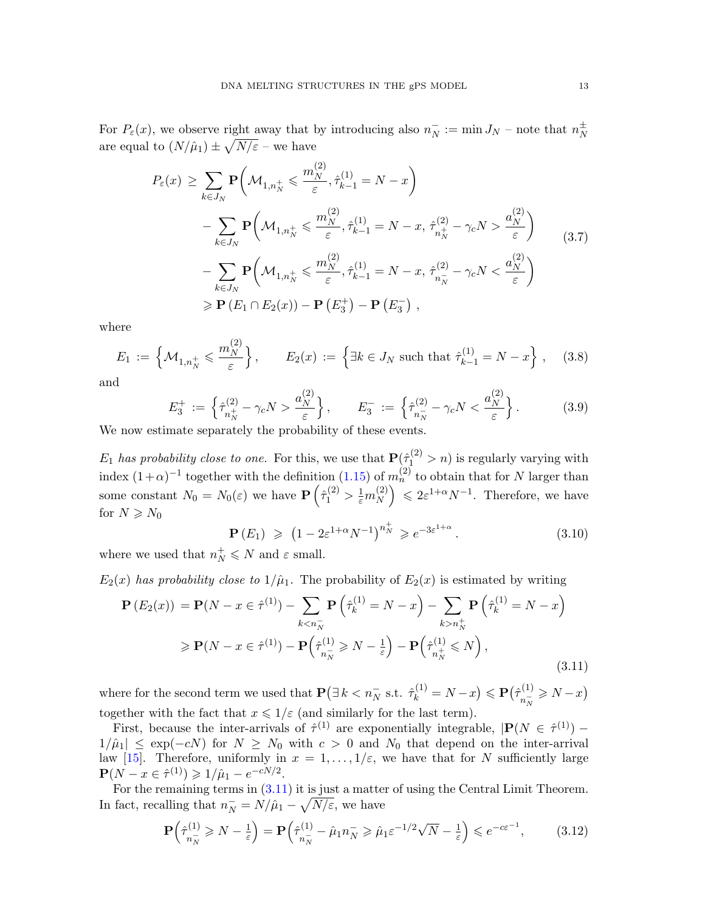For $P_\varepsilon(x)$, we observe right away that by introducing also $n_N^- := \min J_N$ – note that $n_N^\pm$ are equal to $(N/\hat\mu_1) \pm \sqrt{N/\varepsilon}$ – we have

$$
\begin{aligned}
P_\varepsilon(x) \geq & \sum_{k\in J_N} \mathbf{P}\Big(\mathcal{M}_{1,n_N^+} \leqslant \frac{m_N^{(2)}}{\varepsilon}, \hat\tau_{k-1}^{(1)} = N-x\Big) \\
& - \sum_{k\in J_N} \mathbf{P}\Big(\mathcal{M}_{1,n_N^+} \leqslant \frac{m_N^{(2)}}{\varepsilon}, \hat\tau_{k-1}^{(1)} = N-x,\, \hat\tau_{n_N^+}^{(2)} - \gamma_c N > \frac{a_N^{(2)}}{\varepsilon}\Big) \\
& - \sum_{k\in J_N} \mathbf{P}\Big(\mathcal{M}_{1,n_N^+} \leqslant \frac{m_N^{(2)}}{\varepsilon}, \hat\tau_{k-1}^{(1)} = N-x,\, \hat\tau_{n_N^-}^{(2)} - \gamma_c N < \frac{a_N^{(2)}}{\varepsilon}\Big) \\
& \geqslant \mathbf{P}\left(E_1 \cap E_2(x)\right) - \mathbf{P}\left(E_3^+\right) - \mathbf{P}\left(E_3^-\right) ,
\end{aligned}
\tag{3.7}
$$

where

$$
E_1 := \Big\{\mathcal{M}_{1,n_N^+} \leqslant \frac{m_N^{(2)}}{\varepsilon}\Big\}, \qquad E_2(x) := \Big\{\exists k \in J_N \text{ such that } \hat\tau_{k-1}^{(1)} = N-x\Big\}\,, \tag{3.8}
$$

and

$$
E_3^+ := \Big\{\hat\tau_{n_N^+}^{(2)} - \gamma_c N > \frac{a_N^{(2)}}{\varepsilon}\Big\}, \qquad E_3^- := \Big\{\hat\tau_{n_N^-}^{(2)} - \gamma_c N < \frac{a_N^{(2)}}{\varepsilon}\Big\}. \tag{3.9}
$$

We now estimate separately the probability of these events.

*$E_1$ has probability close to one.* For this, we use that $\mathbf{P}(\hat\tau_1^{(2)} > n)$ is regularly varying with index $(1+\alpha)^{-1}$ together with the definition (1.15) of $m_n^{(2)}$ to obtain that for $N$ larger than some constant $N_0 = N_0(\varepsilon)$ we have $\mathbf{P}\left(\hat\tau_1^{(2)} > \frac{1}{\varepsilon} m_N^{(2)}\right) \leqslant 2\varepsilon^{1+\alpha} N^{-1}$. Therefore, we have for $N \geqslant N_0$

$$
\mathbf{P}\left(E_1\right) \;\geqslant\; \left(1 - 2\varepsilon^{1+\alpha}N^{-1}\right)^{n_N^+} \geqslant e^{-3\varepsilon^{1+\alpha}}\,. \tag{3.10}
$$

where we used that $n_N^+ \leqslant N$ and $\varepsilon$ small.

*$E_2(x)$ has probability close to $1/\hat\mu_1$.* The probability of $E_2(x)$ is estimated by writing

$$
\begin{aligned}
\mathbf{P}\left(E_2(x)\right) &= \mathbf{P}(N-x \in \hat\tau^{(1)}) - \sum_{k<n_N^-} \mathbf{P}\left(\hat\tau_k^{(1)} = N-x\right) - \sum_{k>n_N^+} \mathbf{P}\left(\hat\tau_k^{(1)} = N-x\right) \\
&\geqslant \mathbf{P}(N-x \in \hat\tau^{(1)}) - \mathbf{P}\Big(\hat\tau_{n_N^-}^{(1)} \geqslant N - \tfrac{1}{\varepsilon}\Big) - \mathbf{P}\Big(\hat\tau_{n_N^+}^{(1)} \leqslant N\Big),
\end{aligned}
\tag{3.11}
$$

where for the second term we used that $\mathbf{P}\big(\exists\, k < n_N^- \text{ s.t. } \hat\tau_k^{(1)} = N-x\big) \leqslant \mathbf{P}\big(\hat\tau_{n_N^-}^{(1)} \geqslant N-x\big)$ together with the fact that $x \leqslant 1/\varepsilon$ (and similarly for the last term).

First, because the inter-arrivals of $\hat\tau^{(1)}$ are exponentially integrable, $|\mathbf{P}(N \in \hat\tau^{(1)}) - 1/\hat\mu_1| \leq \exp(-cN)$ for $N \geq N_0$ with $c > 0$ and $N_0$ that depend on the inter-arrival law [15]. Therefore, uniformly in $x = 1, \ldots, 1/\varepsilon$, we have that for $N$ sufficiently large $\mathbf{P}(N-x \in \hat\tau^{(1)}) \geqslant 1/\hat\mu_1 - e^{-cN/2}$.

For the remaining terms in (3.11) it is just a matter of using the Central Limit Theorem. In fact, recalling that $n_N^- = N/\hat\mu_1 - \sqrt{N/\varepsilon}$, we have

$$
\mathbf{P}\Big(\hat\tau_{n_N^-}^{(1)} \geqslant N - \tfrac{1}{\varepsilon}\Big) = \mathbf{P}\Big(\hat\tau_{n_N^-}^{(1)} - \hat\mu_1 n_N^- \geqslant \hat\mu_1 \varepsilon^{-1/2}\sqrt{N} - \tfrac{1}{\varepsilon}\Big) \leqslant e^{-c\varepsilon^{-1}}, \tag{3.12}
$$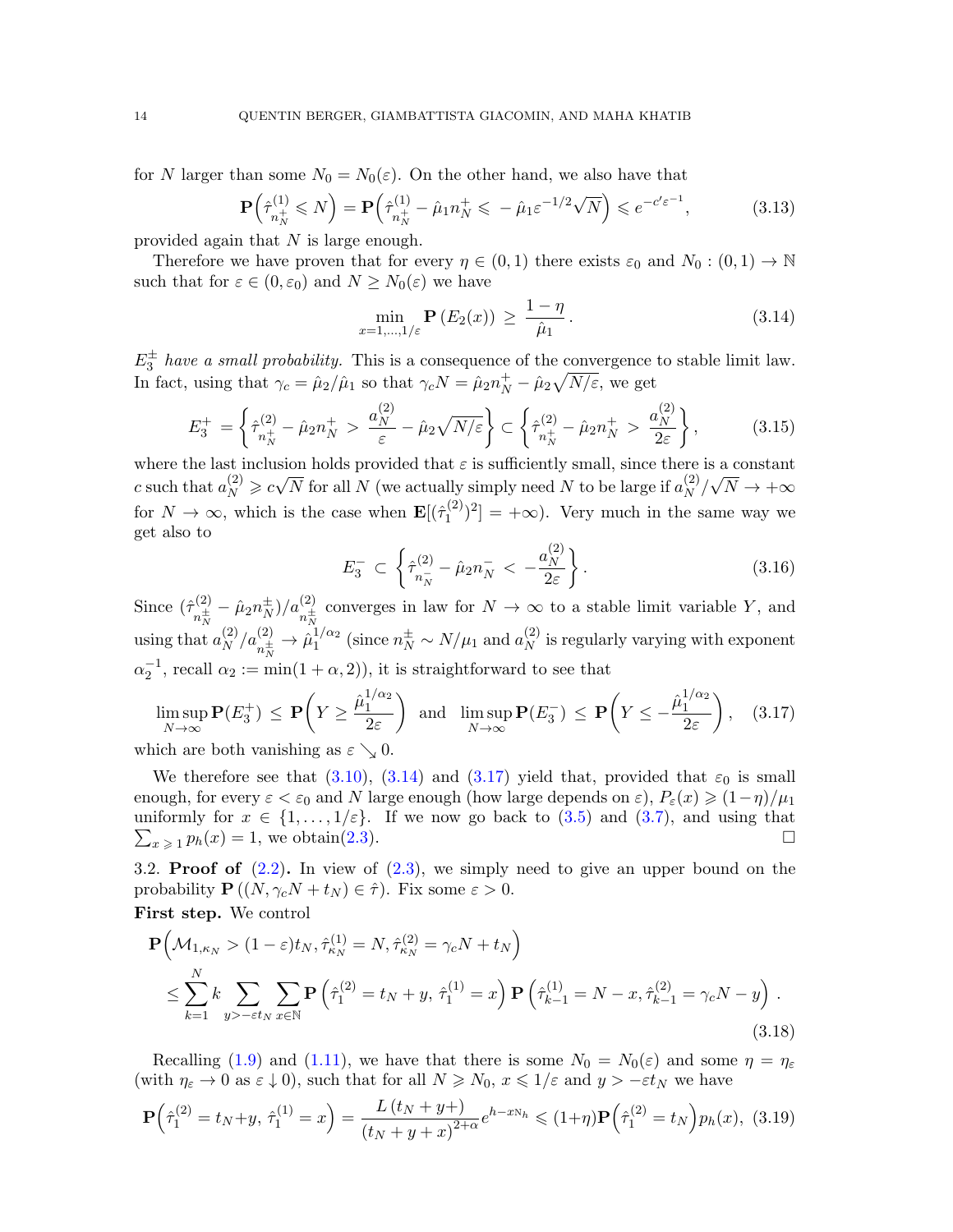for $N$ larger than some $N_0 = N_0(\varepsilon)$. On the other hand, we also have that

$$\mathbf{P}\Big(\hat{\tau}^{(1)}_{n_N^+} \leqslant N\Big) = \mathbf{P}\Big(\hat{\tau}^{(1)}_{n_N^+} - \hat{\mu}_1 n_N^+ \leqslant -\hat{\mu}_1 \varepsilon^{-1/2}\sqrt{N}\Big) \leqslant e^{-c'\varepsilon^{-1}}, \tag{3.13}$$

provided again that $N$ is large enough.

Therefore we have proven that for every $\eta \in (0,1)$ there exists $\varepsilon_0$ and $N_0 : (0,1) \to \mathbb{N}$ such that for $\varepsilon \in (0, \varepsilon_0)$ and $N \geq N_0(\varepsilon)$ we have

$$\min_{x=1,\ldots,1/\varepsilon} \mathbf{P}\left(E_2(x)\right) \geq \frac{1-\eta}{\hat{\mu}_1}. \tag{3.14}$$

*$E_3^\pm$ have a small probability.* This is a consequence of the convergence to stable limit law. In fact, using that $\gamma_c = \hat{\mu}_2/\hat{\mu}_1$ so that $\gamma_c N = \hat{\mu}_2 n_N^+ - \hat{\mu}_2\sqrt{N/\varepsilon}$, we get

$$E_3^+ = \left\{\hat{\tau}^{(2)}_{n_N^+} - \hat{\mu}_2 n_N^+ > \frac{a_N^{(2)}}{\varepsilon} - \hat{\mu}_2\sqrt{N/\varepsilon}\right\} \subset \left\{\hat{\tau}^{(2)}_{n_N^+} - \hat{\mu}_2 n_N^+ > \frac{a_N^{(2)}}{2\varepsilon}\right\}, \tag{3.15}$$

where the last inclusion holds provided that $\varepsilon$ is sufficiently small, since there is a constant $c$ such that $a_N^{(2)} \geqslant c\sqrt{N}$ for all $N$ (we actually simply need $N$ to be large if $a_N^{(2)}/\sqrt{N} \to +\infty$ for $N \to \infty$, which is the case when $\mathbf{E}[(\hat{\tau}_1^{(2)})^2] = +\infty$). Very much in the same way we get also to

$$E_3^- \subset \left\{\hat{\tau}^{(2)}_{n_N^-} - \hat{\mu}_2 n_N^- < -\frac{a_N^{(2)}}{2\varepsilon}\right\}. \tag{3.16}$$

Since $(\hat{\tau}^{(2)}_{n_N^\pm} - \hat{\mu}_2 n_N^\pm)/a^{(2)}_{n_N^\pm}$ converges in law for $N \to \infty$ to a stable limit variable $Y$, and using that $a_N^{(2)}/a^{(2)}_{n_N^\pm} \to \hat{\mu}_1^{1/\alpha_2}$ (since $n_N^\pm \sim N/\mu_1$ and $a_N^{(2)}$ is regularly varying with exponent $\alpha_2^{-1}$, recall $\alpha_2 := \min(1+\alpha, 2)$), it is straightforward to see that

$$\limsup_{N\to\infty} \mathbf{P}(E_3^+) \leq \mathbf{P}\bigg(Y \geq \frac{\hat{\mu}_1^{1/\alpha_2}}{2\varepsilon}\bigg) \quad \text{and} \quad \limsup_{N\to\infty} \mathbf{P}(E_3^-) \leq \mathbf{P}\bigg(Y \leq -\frac{\hat{\mu}_1^{1/\alpha_2}}{2\varepsilon}\bigg), \tag{3.17}$$

which are both vanishing as $\varepsilon \searrow 0$.

We therefore see that (3.10), (3.14) and (3.17) yield that, provided that $\varepsilon_0$ is small enough, for every $\varepsilon < \varepsilon_0$ and $N$ large enough (how large depends on $\varepsilon$), $P_\varepsilon(x) \geqslant (1-\eta)/\mu_1$ uniformly for $x \in \{1, \ldots, 1/\varepsilon\}$. If we now go back to (3.5) and (3.7), and using that $\sum_{x\geqslant 1} p_h(x) = 1$, we obtain(2.3). □

### 3.2. Proof of (2.2).

In view of (2.3), we simply need to give an upper bound on the probability $\mathbf{P}\left((N, \gamma_c N + t_N) \in \hat{\tau}\right)$. Fix some $\varepsilon > 0$.

**First step.** We control

$$\begin{aligned}
\mathbf{P}\Big(&\mathcal{M}_{1,\kappa_N} > (1-\varepsilon)t_N, \hat{\tau}^{(1)}_{\kappa_N} = N, \hat{\tau}^{(2)}_{\kappa_N} = \gamma_c N + t_N\Big) \\
&\leq \sum_{k=1}^{N} k \sum_{y > -\varepsilon t_N} \sum_{x\in\mathbb{N}} \mathbf{P}\left(\hat{\tau}_1^{(2)} = t_N + y,\, \hat{\tau}_1^{(1)} = x\right) \mathbf{P}\left(\hat{\tau}_{k-1}^{(1)} = N - x, \hat{\tau}_{k-1}^{(2)} = \gamma_c N - y\right).
\end{aligned} \tag{3.18}$$

Recalling (1.9) and (1.11), we have that there is some $N_0 = N_0(\varepsilon)$ and some $\eta = \eta_\varepsilon$ (with $\eta_\varepsilon \to 0$ as $\varepsilon \downarrow 0$), such that for all $N \geqslant N_0$, $x \leqslant 1/\varepsilon$ and $y > -\varepsilon t_N$ we have

$$\mathbf{P}\Big(\hat{\tau}_1^{(2)} = t_N + y,\, \hat{\tau}_1^{(1)} = x\Big) = \frac{L\left(t_N + y+\right)}{\left(t_N + y + x\right)^{2+\alpha}} e^{h - x\mathrm{N}_h} \leqslant (1+\eta)\mathbf{P}\Big(\hat{\tau}_1^{(2)} = t_N\Big) p_h(x), \tag{3.19}$$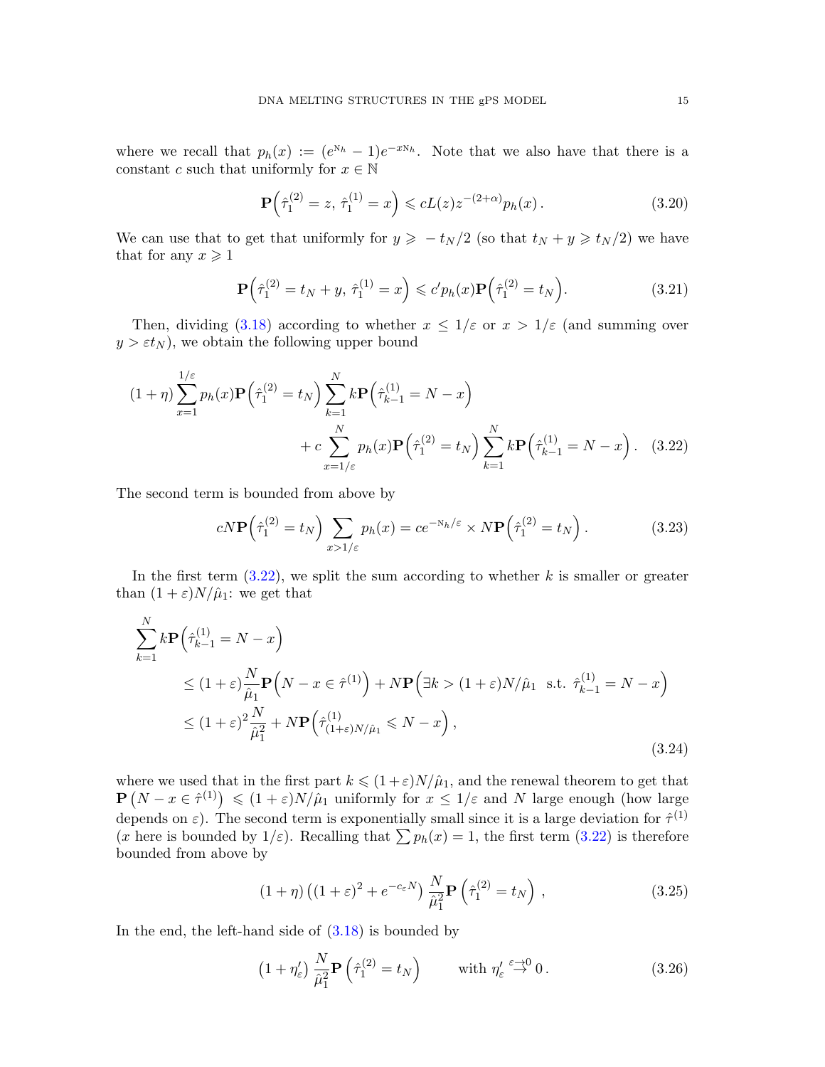where we recall that $p_h(x) := (e^{\mathrm{N}_h} - 1)e^{-x\mathrm{N}_h}$. Note that we also have that there is a constant $c$ such that uniformly for $x \in \mathbb{N}$

$$\mathbf{P}\Big(\hat{\tau}_1^{(2)} = z,\, \hat{\tau}_1^{(1)} = x\Big) \leqslant cL(z)z^{-(2+\alpha)}p_h(x)\,. \tag{3.20}$$

We can use that to get that uniformly for $y \geqslant -t_N/2$ (so that $t_N + y \geqslant t_N/2$) we have that for any $x \geqslant 1$

$$\mathbf{P}\Big(\hat{\tau}_1^{(2)} = t_N + y,\, \hat{\tau}_1^{(1)} = x\Big) \leqslant c' p_h(x)\mathbf{P}\Big(\hat{\tau}_1^{(2)} = t_N\Big). \tag{3.21}$$

Then, dividing (3.18) according to whether $x \leq 1/\varepsilon$ or $x > 1/\varepsilon$ (and summing over $y > \varepsilon t_N$), we obtain the following upper bound

$$\begin{aligned}(1+\eta)\sum_{x=1}^{1/\varepsilon} p_h(x)\mathbf{P}\Big(\hat{\tau}_1^{(2)} = t_N\Big)\sum_{k=1}^{N} k\mathbf{P}\Big(\hat{\tau}_{k-1}^{(1)} = N - x\Big)\\ + c\sum_{x=1/\varepsilon}^{N} p_h(x)\mathbf{P}\Big(\hat{\tau}_1^{(2)} = t_N\Big)\sum_{k=1}^{N} k\mathbf{P}\Big(\hat{\tau}_{k-1}^{(1)} = N - x\Big).\end{aligned} \tag{3.22}$$

The second term is bounded from above by

$$cN\mathbf{P}\Big(\hat{\tau}_1^{(2)} = t_N\Big)\sum_{x > 1/\varepsilon} p_h(x) = ce^{-\mathrm{N}_h/\varepsilon} \times N\mathbf{P}\Big(\hat{\tau}_1^{(2)} = t_N\Big)\,. \tag{3.23}$$

In the first term (3.22), we split the sum according to whether $k$ is smaller or greater than $(1+\varepsilon)N/\hat{\mu}_1$: we get that

$$\begin{aligned}&\sum_{k=1}^{N} k\mathbf{P}\Big(\hat{\tau}_{k-1}^{(1)} = N - x\Big)\\ &\qquad \leq (1+\varepsilon)\frac{N}{\hat{\mu}_1}\mathbf{P}\Big(N - x \in \hat{\tau}^{(1)}\Big) + N\mathbf{P}\Big(\exists k > (1+\varepsilon)N/\hat{\mu}_1 \ \text{ s.t. } \hat{\tau}_{k-1}^{(1)} = N - x\Big)\\ &\qquad \leq (1+\varepsilon)^2\frac{N}{\hat{\mu}_1^2} + N\mathbf{P}\Big(\hat{\tau}_{(1+\varepsilon)N/\hat{\mu}_1}^{(1)} \leqslant N - x\Big)\,,\end{aligned} \tag{3.24}$$

where we used that in the first part $k \leqslant (1+\varepsilon)N/\hat{\mu}_1$, and the renewal theorem to get that $\mathbf{P}\left(N - x \in \hat{\tau}^{(1)}\right) \leqslant (1+\varepsilon)N/\hat{\mu}_1$ uniformly for $x \leq 1/\varepsilon$ and $N$ large enough (how large depends on $\varepsilon$). The second term is exponentially small since it is a large deviation for $\hat{\tau}^{(1)}$ ($x$ here is bounded by $1/\varepsilon$). Recalling that $\sum p_h(x) = 1$, the first term (3.22) is therefore bounded from above by

$$(1+\eta)\left((1+\varepsilon)^2 + e^{-c_\varepsilon N}\right)\frac{N}{\hat{\mu}_1^2}\mathbf{P}\left(\hat{\tau}_1^{(2)} = t_N\right)\,, \tag{3.25}$$

In the end, the left-hand side of (3.18) is bounded by

$$\left(1 + \eta'_\varepsilon\right)\frac{N}{\hat{\mu}_1^2}\mathbf{P}\left(\hat{\tau}_1^{(2)} = t_N\right) \qquad \text{with } \eta'_\varepsilon \overset{\varepsilon \to 0}{\to} 0\,. \tag{3.26}$$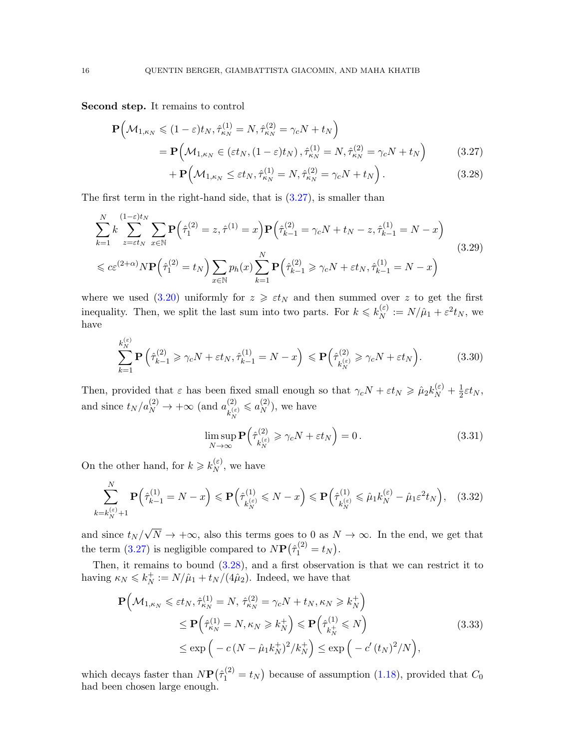**Second step.** It remains to control

$$
\begin{aligned}
\mathbf{P}\Big(\mathcal{M}_{1,\kappa_N} \leqslant (1-\varepsilon)t_N, \hat\tau^{(1)}_{\kappa_N} = N, \hat\tau^{(2)}_{\kappa_N} = \gamma_c N + t_N\Big) \\
= \mathbf{P}\Big(\mathcal{M}_{1,\kappa_N} \in (\varepsilon t_N, (1-\varepsilon)t_N)\,, \hat\tau^{(1)}_{\kappa_N} = N, \hat\tau^{(2)}_{\kappa_N} = \gamma_c N + t_N\Big) \qquad (3.27)\\
+ \mathbf{P}\Big(\mathcal{M}_{1,\kappa_N} \le \varepsilon t_N, \hat\tau^{(1)}_{\kappa_N} = N, \hat\tau^{(2)}_{\kappa_N} = \gamma_c N + t_N\Big)\,. \qquad (3.28)
\end{aligned}
$$

The first term in the right-hand side, that is (3.27), is smaller than

$$
\begin{aligned}
&\sum_{k=1}^{N} k \sum_{z=\varepsilon t_N}^{(1-\varepsilon)t_N} \sum_{x\in\mathbb{N}} \mathbf{P}\Big(\hat\tau^{(2)}_1 = z, \hat\tau^{(1)} = x\Big)\mathbf{P}\Big(\hat\tau^{(2)}_{k-1} = \gamma_c N + t_N - z, \hat\tau^{(1)}_{k-1} = N-x\Big) \\
&\leqslant c\varepsilon^{(2+\alpha)} N \mathbf{P}\Big(\hat\tau^{(2)}_1 = t_N\Big) \sum_{x\in\mathbb{N}} p_h(x) \sum_{k=1}^{N} \mathbf{P}\Big(\hat\tau^{(2)}_{k-1} \geqslant \gamma_c N + \varepsilon t_N, \hat\tau^{(1)}_{k-1} = N-x\Big)
\end{aligned}
\qquad (3.29)
$$

where we used (3.20) uniformly for $z \geqslant \varepsilon t_N$ and then summed over $z$ to get the first inequality. Then, we split the last sum into two parts. For $k \leqslant k_N^{(\varepsilon)} := N/\hat\mu_1 + \varepsilon^2 t_N$, we have

$$
\sum_{k=1}^{k_N^{(\varepsilon)}} \mathbf{P}\left(\hat\tau^{(2)}_{k-1} \geqslant \gamma_c N + \varepsilon t_N, \hat\tau^{(1)}_{k-1} = N-x\right) \leqslant \mathbf{P}\Big(\hat\tau^{(2)}_{k_N^{(\varepsilon)}} \geqslant \gamma_c N + \varepsilon t_N\Big). \qquad (3.30)
$$

Then, provided that $\varepsilon$ has been fixed small enough so that $\gamma_c N + \varepsilon t_N \geqslant \hat\mu_2 k_N^{(\varepsilon)} + \frac{1}{2}\varepsilon t_N$, and since $t_N/a_N^{(2)} \to +\infty$ (and $a^{(2)}_{k_N^{(\varepsilon)}} \leqslant a_N^{(2)}$), we have

$$
\limsup_{N\to\infty} \mathbf{P}\Big(\hat\tau^{(2)}_{k_N^{(\varepsilon)}} \geqslant \gamma_c N + \varepsilon t_N\Big) = 0\,. \qquad (3.31)
$$

On the other hand, for $k \geqslant k_N^{(\varepsilon)}$, we have

$$
\sum_{k=k_N^{(\varepsilon)}+1}^{N} \mathbf{P}\Big(\hat\tau^{(1)}_{k-1} = N-x\Big) \leqslant \mathbf{P}\Big(\hat\tau^{(1)}_{k_N^{(\varepsilon)}} \leqslant N-x\Big) \leqslant \mathbf{P}\Big(\hat\tau^{(1)}_{k_N^{(\varepsilon)}} \leqslant \hat\mu_1 k_N^{(\varepsilon)} - \hat\mu_1\varepsilon^2 t_N\Big), \quad (3.32)
$$

and since $t_N/\sqrt{N} \to +\infty$, also this terms goes to 0 as $N \to \infty$. In the end, we get that the term (3.27) is negligible compared to $N\mathbf{P}\big(\hat\tau^{(2)}_1 = t_N\big)$.

Then, it remains to bound (3.28), and a first observation is that we can restrict it to having $\kappa_N \leqslant k_N^+ := N/\hat\mu_1 + t_N/(4\hat\mu_2)$. Indeed, we have that

$$
\begin{aligned}
\mathbf{P}\Big(\mathcal{M}_{1,\kappa_N} \leqslant \varepsilon t_N, \hat\tau^{(1)}_{\kappa_N} = N,\, \hat\tau^{(2)}_{\kappa_N} = \gamma_c N + t_N, \kappa_N \geqslant k_N^+\Big) \\
\le \mathbf{P}\Big(\hat\tau^{(1)}_{\kappa_N} = N, \kappa_N \geqslant k_N^+\Big) \leqslant \mathbf{P}\Big(\hat\tau^{(1)}_{k_N^+} \leqslant N\Big) \\
\le \exp\Big(-c\,(N - \hat\mu_1 k_N^+)^2/k_N^+\Big) \le \exp\Big(-c'\,(t_N)^2/N\Big),
\end{aligned}
\qquad (3.33)
$$

which decays faster than $N\mathbf{P}\big(\hat\tau^{(2)}_1 = t_N\big)$ because of assumption (1.18), provided that $C_0$ had been chosen large enough.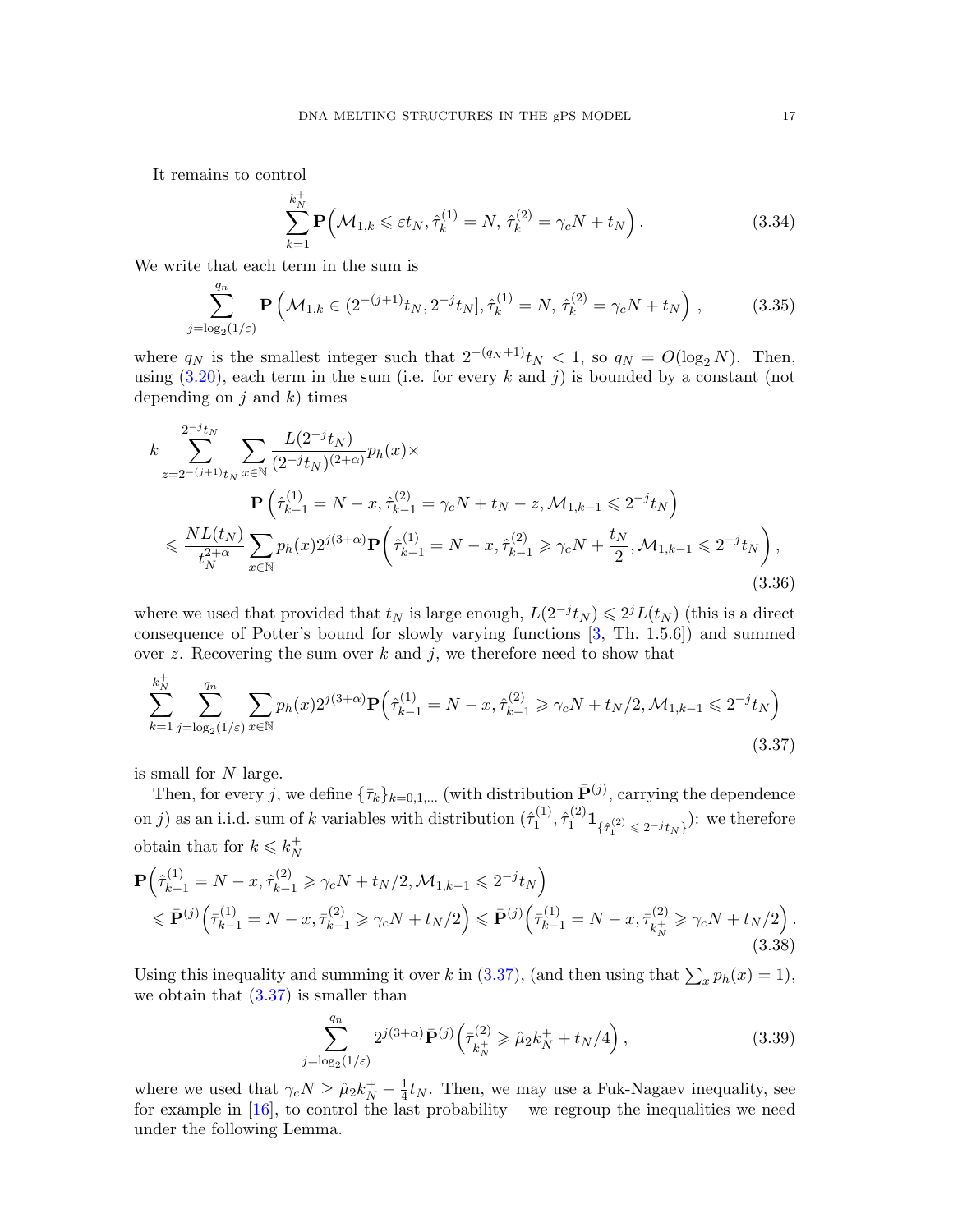It remains to control

$$\sum_{k=1}^{k_N^+} \mathbf{P}\Big(\mathcal{M}_{1,k} \leqslant \varepsilon t_N, \hat{\tau}_k^{(1)} = N,\, \hat{\tau}_k^{(2)} = \gamma_c N + t_N\Big)\,. \tag{3.34}$$

We write that each term in the sum is

$$\sum_{j=\log_2(1/\varepsilon)}^{q_n} \mathbf{P}\left(\mathcal{M}_{1,k} \in (2^{-(j+1)}t_N, 2^{-j}t_N], \hat{\tau}_k^{(1)} = N,\, \hat{\tau}_k^{(2)} = \gamma_c N + t_N\right)\,, \tag{3.35}$$

where $q_N$ is the smallest integer such that $2^{-(q_N+1)}t_N < 1$, so $q_N = O(\log_2 N)$. Then, using (3.20), each term in the sum (i.e. for every $k$ and $j$) is bounded by a constant (not depending on $j$ and $k$) times

$$\begin{aligned}
k &\sum_{z=2^{-(j+1)}t_N}^{2^{-j}t_N} \sum_{x\in\mathbb{N}} \frac{L(2^{-j}t_N)}{(2^{-j}t_N)^{(2+\alpha)}} p_h(x) \times \\
&\qquad\qquad \mathbf{P}\left(\hat{\tau}_{k-1}^{(1)} = N - x, \hat{\tau}_{k-1}^{(2)} = \gamma_c N + t_N - z, \mathcal{M}_{1,k-1} \leqslant 2^{-j}t_N\right) \\
&\leqslant \frac{N L(t_N)}{t_N^{2+\alpha}} \sum_{x\in\mathbb{N}} p_h(x) 2^{j(3+\alpha)} \mathbf{P}\left(\hat{\tau}_{k-1}^{(1)} = N - x, \hat{\tau}_{k-1}^{(2)} \geqslant \gamma_c N + \frac{t_N}{2}, \mathcal{M}_{1,k-1} \leqslant 2^{-j}t_N\right),
\end{aligned} \tag{3.36}$$

where we used that provided that $t_N$ is large enough, $L(2^{-j}t_N) \leqslant 2^j L(t_N)$ (this is a direct consequence of Potter's bound for slowly varying functions [3, Th. 1.5.6]) and summed over $z$. Recovering the sum over $k$ and $j$, we therefore need to show that

$$\sum_{k=1}^{k_N^+} \sum_{j=\log_2(1/\varepsilon)}^{q_n} \sum_{x\in\mathbb{N}} p_h(x) 2^{j(3+\alpha)} \mathbf{P}\Big(\hat{\tau}_{k-1}^{(1)} = N - x, \hat{\tau}_{k-1}^{(2)} \geqslant \gamma_c N + t_N/2, \mathcal{M}_{1,k-1} \leqslant 2^{-j}t_N\Big) \tag{3.37}$$

is small for $N$ large.

Then, for every $j$, we define $\{\bar{\tau}_k\}_{k=0,1,\dots}$ (with distribution $\bar{\mathbf{P}}^{(j)}$, carrying the dependence on $j$) as an i.i.d. sum of $k$ variables with distribution $(\hat{\tau}_1^{(1)}, \hat{\tau}_1^{(2)} \mathbf{1}_{\{\hat{\tau}_1^{(2)} \leqslant 2^{-j}t_N\}})$: we therefore obtain that for $k \leqslant k_N^+$

$$\begin{aligned}
&\mathbf{P}\Big(\hat{\tau}_{k-1}^{(1)} = N - x, \hat{\tau}_{k-1}^{(2)} \geqslant \gamma_c N + t_N/2, \mathcal{M}_{1,k-1} \leqslant 2^{-j}t_N\Big) \\
&\quad \leqslant \bar{\mathbf{P}}^{(j)}\Big(\bar{\tau}_{k-1}^{(1)} = N - x, \bar{\tau}_{k-1}^{(2)} \geqslant \gamma_c N + t_N/2\Big) \leqslant \bar{\mathbf{P}}^{(j)}\Big(\bar{\tau}_{k-1}^{(1)} = N - x, \bar{\tau}_{k_N^+}^{(2)} \geqslant \gamma_c N + t_N/2\Big).
\end{aligned} \tag{3.38}$$

Using this inequality and summing it over $k$ in (3.37), (and then using that $\sum_x p_h(x) = 1$), we obtain that (3.37) is smaller than

$$\sum_{j=\log_2(1/\varepsilon)}^{q_n} 2^{j(3+\alpha)} \bar{\mathbf{P}}^{(j)}\Big(\bar{\tau}_{k_N^+}^{(2)} \geqslant \hat{\mu}_2 k_N^+ + t_N/4\Big)\,, \tag{3.39}$$

where we used that $\gamma_c N \geq \hat{\mu}_2 k_N^+ - \frac{1}{4} t_N$. Then, we may use a Fuk-Nagaev inequality, see for example in [16], to control the last probability – we regroup the inequalities we need under the following Lemma.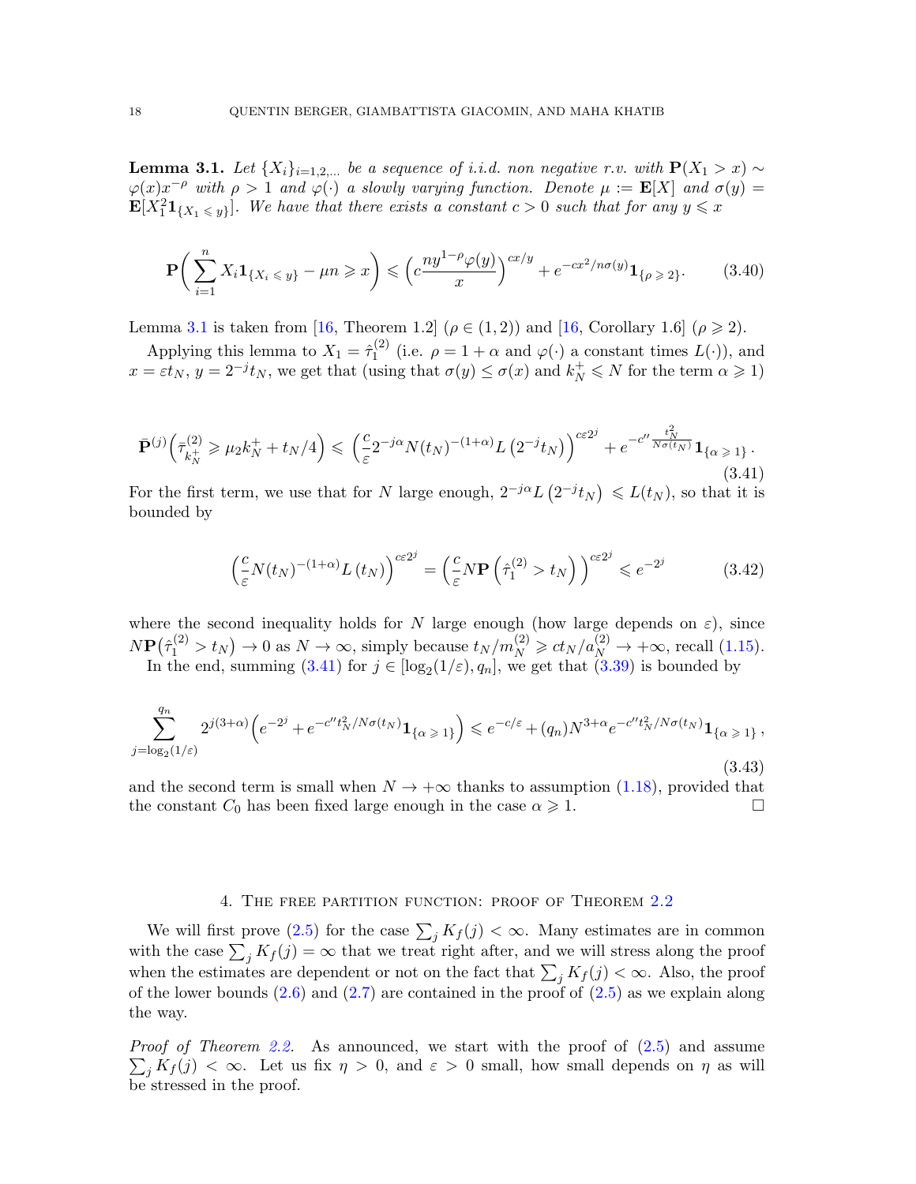**Lemma 3.1.** *Let $\{X_i\}_{i=1,2,\dots}$ be a sequence of i.i.d. non negative r.v. with $\mathbf{P}(X_1 > x) \sim \varphi(x)x^{-\rho}$ with $\rho > 1$ and $\varphi(\cdot)$ a slowly varying function. Denote $\mu := \mathbf{E}[X]$ and $\sigma(y) = \mathbf{E}[X_1^2 \mathbf{1}_{\{X_1 \leqslant y\}}]$. We have that there exists a constant $c > 0$ such that for any $y \leqslant x$*

$$\mathbf{P}\bigg( \sum_{i=1}^{n} X_i \mathbf{1}_{\{X_i \leqslant y\}} - \mu n \geqslant x \bigg) \leqslant \Big( c\frac{ny^{1-\rho}\varphi(y)}{x} \Big)^{cx/y} + e^{-cx^2/n\sigma(y)} \mathbf{1}_{\{\rho \geqslant 2\}}. \tag{3.40}$$

Lemma 3.1 is taken from [16, Theorem 1.2] ($\rho \in (1,2)$) and [16, Corollary 1.6] ($\rho \geqslant 2$).

Applying this lemma to $X_1 = \hat{\tau}_1^{(2)}$ (i.e. $\rho = 1+\alpha$ and $\varphi(\cdot)$ a constant times $L(\cdot)$), and $x = \varepsilon t_N$, $y = 2^{-j} t_N$, we get that (using that $\sigma(y) \leq \sigma(x)$ and $k_N^+ \leqslant N$ for the term $\alpha \geqslant 1$)

$$\bar{\mathbf{P}}^{(j)}\Big( \bar{\tau}_{k_N^+}^{(2)} \geqslant \mu_2 k_N^+ + t_N/4 \Big) \leqslant \Big( \frac{c}{\varepsilon} 2^{-j\alpha} N (t_N)^{-(1+\alpha)} L\left(2^{-j} t_N\right) \Big)^{c\varepsilon 2^j} + e^{-c'' \frac{t_N^2}{N\sigma(t_N)}} \mathbf{1}_{\{\alpha \geqslant 1\}} \,. \tag{3.41}$$

For the first term, we use that for $N$ large enough, $2^{-j\alpha} L\left(2^{-j} t_N\right) \leqslant L(t_N)$, so that it is bounded by

$$\Big( \frac{c}{\varepsilon} N (t_N)^{-(1+\alpha)} L\left(t_N\right) \Big)^{c\varepsilon 2^j} = \Big( \frac{c}{\varepsilon} N \mathbf{P}\left( \hat{\tau}_1^{(2)} > t_N \right) \Big)^{c\varepsilon 2^j} \leqslant e^{-2^j} \tag{3.42}$$

where the second inequality holds for $N$ large enough (how large depends on $\varepsilon$), since $N\mathbf{P}\big(\hat{\tau}_1^{(2)} > t_N\big) \to 0$ as $N \to \infty$, simply because $t_N / m_N^{(2)} \geqslant c t_N / a_N^{(2)} \to +\infty$, recall (1.15).

In the end, summing (3.41) for $j \in [\log_2(1/\varepsilon), q_n]$, we get that (3.39) is bounded by

$$\sum_{j=\log_2(1/\varepsilon)}^{q_n} 2^{j(3+\alpha)} \Big( e^{-2^j} + e^{-c'' t_N^2 / N\sigma(t_N)} \mathbf{1}_{\{\alpha \geqslant 1\}} \Big) \leqslant e^{-c/\varepsilon} + (q_n) N^{3+\alpha} e^{-c'' t_N^2 / N\sigma(t_N)} \mathbf{1}_{\{\alpha \geqslant 1\}} \,, \tag{3.43}$$

and the second term is small when $N \to +\infty$ thanks to assumption (1.18), provided that the constant $C_0$ has been fixed large enough in the case $\alpha \geqslant 1$. ☐

## 4. The free partition function: proof of Theorem 2.2

We will first prove (2.5) for the case $\sum_j K_f(j) < \infty$. Many estimates are in common with the case $\sum_j K_f(j) = \infty$ that we treat right after, and we will stress along the proof when the estimates are dependent or not on the fact that $\sum_j K_f(j) < \infty$. Also, the proof of the lower bounds (2.6) and (2.7) are contained in the proof of (2.5) as we explain along the way.

*Proof of Theorem 2.2.* As announced, we start with the proof of (2.5) and assume $\sum_j K_f(j) < \infty$. Let us fix $\eta > 0$, and $\varepsilon > 0$ small, how small depends on $\eta$ as will be stressed in the proof.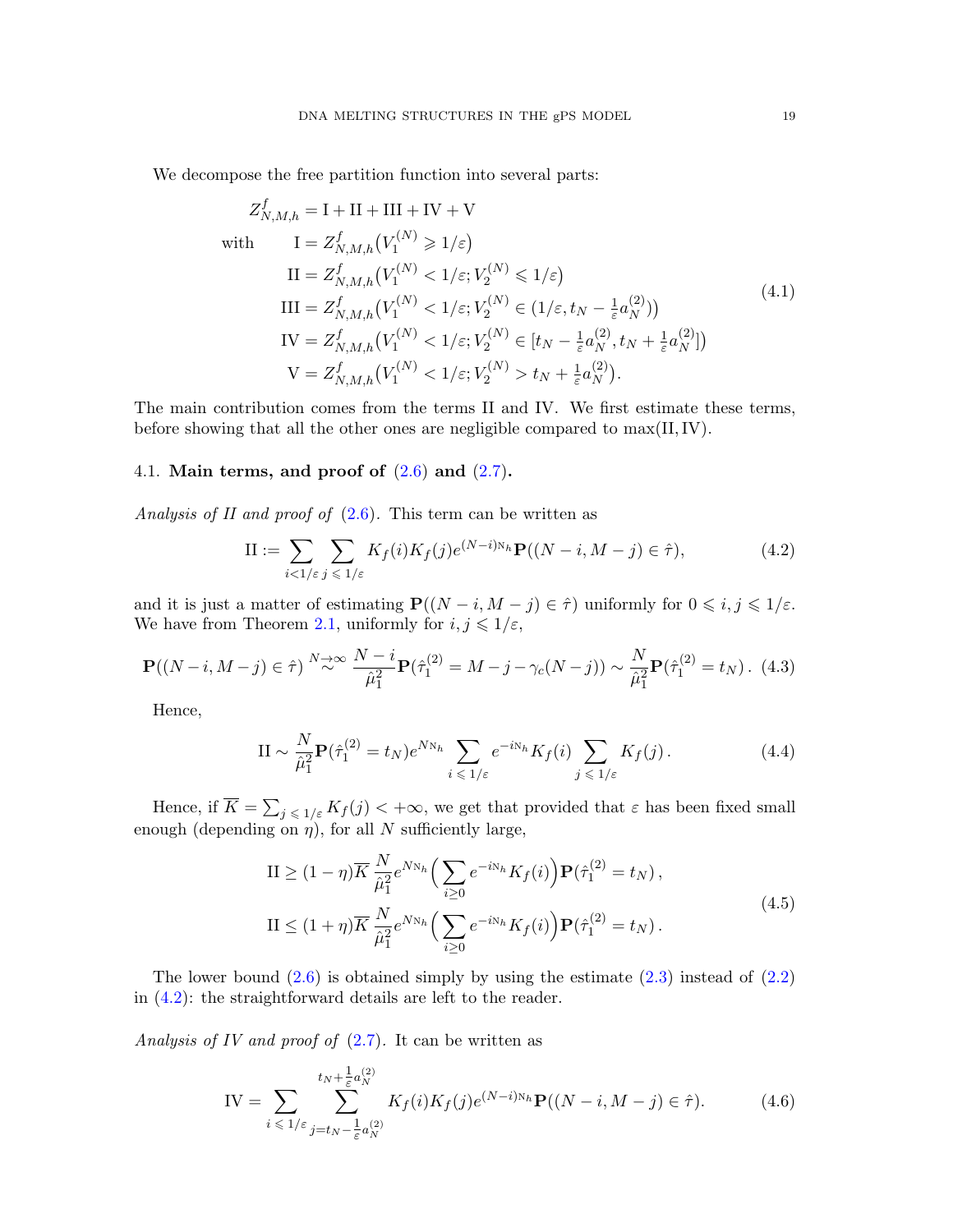We decompose the free partition function into several parts:

$$
\begin{aligned}
Z^f_{N,M,h} &= \mathrm{I} + \mathrm{II} + \mathrm{III} + \mathrm{IV} + \mathrm{V} \\
\text{with} \qquad \mathrm{I} &= Z^f_{N,M,h}\big(V_1^{(N)} \geqslant 1/\varepsilon\big) \\
\mathrm{II} &= Z^f_{N,M,h}\big(V_1^{(N)} < 1/\varepsilon; V_2^{(N)} \leqslant 1/\varepsilon\big) \\
\mathrm{III} &= Z^f_{N,M,h}\big(V_1^{(N)} < 1/\varepsilon; V_2^{(N)} \in (1/\varepsilon, t_N - \tfrac{1}{\varepsilon} a_N^{(2)})\big) \\
\mathrm{IV} &= Z^f_{N,M,h}\big(V_1^{(N)} < 1/\varepsilon; V_2^{(N)} \in [t_N - \tfrac{1}{\varepsilon} a_N^{(2)}, t_N + \tfrac{1}{\varepsilon} a_N^{(2)}]\big) \\
\mathrm{V} &= Z^f_{N,M,h}\big(V_1^{(N)} < 1/\varepsilon; V_2^{(N)} > t_N + \tfrac{1}{\varepsilon} a_N^{(2)}\big).
\end{aligned}
\tag{4.1}
$$

The main contribution comes from the terms II and IV. We first estimate these terms, before showing that all the other ones are negligible compared to $\max(\mathrm{II}, \mathrm{IV})$.

### 4.1. Main terms, and proof of (2.6) and (2.7).

*Analysis of II and proof of* (2.6). This term can be written as

$$
\mathrm{II} := \sum_{i < 1/\varepsilon} \sum_{j \leqslant 1/\varepsilon} K_f(i) K_f(j) e^{(N-i)\mathrm{N}_h} \mathbf{P}((N-i, M-j) \in \hat{\tau}), \tag{4.2}
$$

and it is just a matter of estimating $\mathbf{P}((N-i, M-j) \in \hat{\tau})$ uniformly for $0 \leqslant i, j \leqslant 1/\varepsilon$. We have from Theorem 2.1, uniformly for $i, j \leqslant 1/\varepsilon$,

$$
\mathbf{P}((N-i, M-j) \in \hat{\tau}) \overset{N\to\infty}{\sim} \frac{N-i}{\hat{\mu}_1^2} \mathbf{P}(\hat{\tau}_1^{(2)} = M - j - \gamma_c(N-j)) \sim \frac{N}{\hat{\mu}_1^2} \mathbf{P}(\hat{\tau}_1^{(2)} = t_N). \tag{4.3}
$$

Hence,

$$
\mathrm{II} \sim \frac{N}{\hat{\mu}_1^2} \mathbf{P}(\hat{\tau}_1^{(2)} = t_N) e^{N\mathrm{N}_h} \sum_{i \leqslant 1/\varepsilon} e^{-i\mathrm{N}_h} K_f(i) \sum_{j \leqslant 1/\varepsilon} K_f(j). \tag{4.4}
$$

Hence, if $\overline{K} = \sum_{j \leqslant 1/\varepsilon} K_f(j) < +\infty$, we get that provided that $\varepsilon$ has been fixed small enough (depending on $\eta$), for all $N$ sufficiently large,

$$
\begin{aligned}
\mathrm{II} &\geq (1-\eta) \overline{K} \, \frac{N}{\hat{\mu}_1^2} e^{N\mathrm{N}_h} \Big( \sum_{i \geq 0} e^{-i\mathrm{N}_h} K_f(i) \Big) \mathbf{P}(\hat{\tau}_1^{(2)} = t_N), \\
\mathrm{II} &\leq (1+\eta) \overline{K} \, \frac{N}{\hat{\mu}_1^2} e^{N\mathrm{N}_h} \Big( \sum_{i \geq 0} e^{-i\mathrm{N}_h} K_f(i) \Big) \mathbf{P}(\hat{\tau}_1^{(2)} = t_N).
\end{aligned}
\tag{4.5}
$$

The lower bound (2.6) is obtained simply by using the estimate (2.3) instead of (2.2) in (4.2): the straightforward details are left to the reader.

*Analysis of IV and proof of* (2.7). It can be written as

$$
\mathrm{IV} = \sum_{i \leqslant 1/\varepsilon} \sum_{j = t_N - \frac{1}{\varepsilon} a_N^{(2)}}^{t_N + \frac{1}{\varepsilon} a_N^{(2)}} K_f(i) K_f(j) e^{(N-i)\mathrm{N}_h} \mathbf{P}((N-i, M-j) \in \hat{\tau}). \tag{4.6}
$$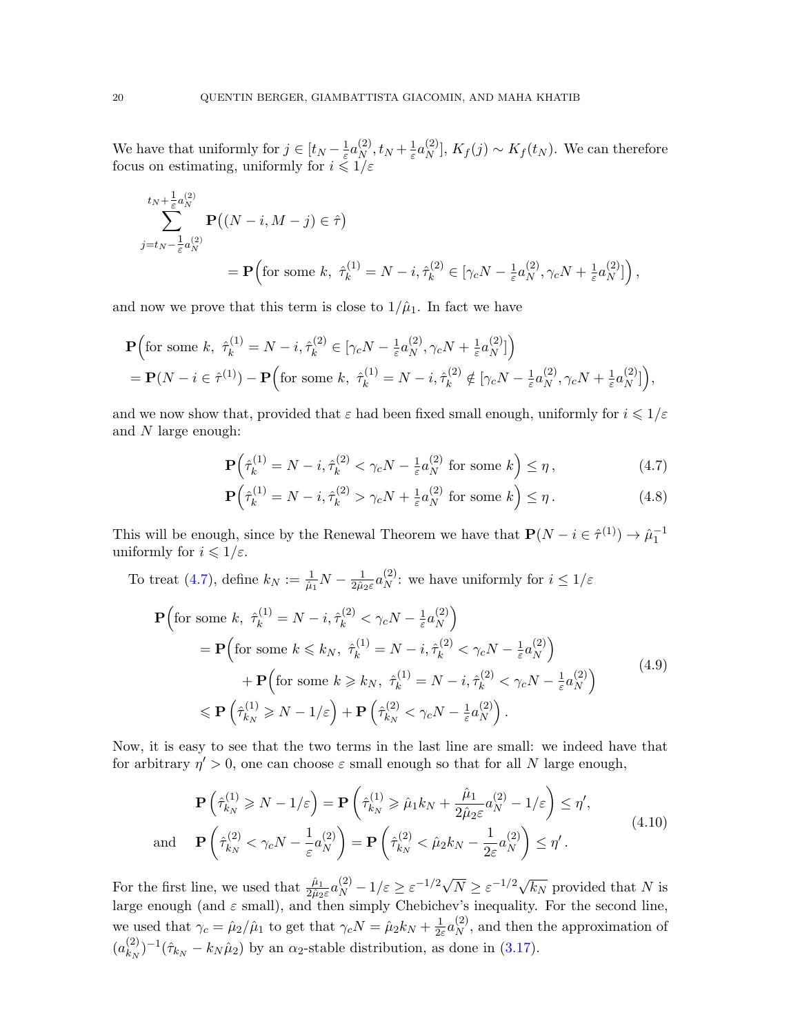We have that uniformly for $j \in [t_N - \frac{1}{\varepsilon} a_N^{(2)}, t_N + \frac{1}{\varepsilon} a_N^{(2)}]$, $K_f(j) \sim K_f(t_N)$. We can therefore focus on estimating, uniformly for $i \leqslant 1/\varepsilon$

$$
\begin{aligned}
\sum_{j=t_N - \frac{1}{\varepsilon} a_N^{(2)}}^{t_N + \frac{1}{\varepsilon} a_N^{(2)}} & \mathbf{P}\big((N-i, M-j) \in \hat{\tau}\big) \\
&= \mathbf{P}\Big(\text{for some } k,\ \hat{\tau}_k^{(1)} = N - i, \hat{\tau}_k^{(2)} \in [\gamma_c N - \tfrac{1}{\varepsilon} a_N^{(2)}, \gamma_c N + \tfrac{1}{\varepsilon} a_N^{(2)}]\Big),
\end{aligned}
$$

and now we prove that this term is close to $1/\hat{\mu}_1$. In fact we have

$$
\begin{aligned}
&\mathbf{P}\Big(\text{for some } k,\ \hat{\tau}_k^{(1)} = N - i, \hat{\tau}_k^{(2)} \in [\gamma_c N - \tfrac{1}{\varepsilon} a_N^{(2)}, \gamma_c N + \tfrac{1}{\varepsilon} a_N^{(2)}]\Big) \\
&= \mathbf{P}(N - i \in \hat{\tau}^{(1)}) - \mathbf{P}\Big(\text{for some } k,\ \hat{\tau}_k^{(1)} = N - i, \hat{\tau}_k^{(2)} \notin [\gamma_c N - \tfrac{1}{\varepsilon} a_N^{(2)}, \gamma_c N + \tfrac{1}{\varepsilon} a_N^{(2)}]\Big),
\end{aligned}
$$

and we now show that, provided that $\varepsilon$ had been fixed small enough, uniformly for $i \leqslant 1/\varepsilon$ and $N$ large enough:

$$
\mathbf{P}\Big(\hat{\tau}_k^{(1)} = N - i, \hat{\tau}_k^{(2)} < \gamma_c N - \tfrac{1}{\varepsilon} a_N^{(2)} \text{ for some } k\Big) \leq \eta\,, \tag{4.7}
$$

$$
\mathbf{P}\Big(\hat{\tau}_k^{(1)} = N - i, \hat{\tau}_k^{(2)} > \gamma_c N + \tfrac{1}{\varepsilon} a_N^{(2)} \text{ for some } k\Big) \leq \eta\,. \tag{4.8}
$$

This will be enough, since by the Renewal Theorem we have that $\mathbf{P}(N - i \in \hat{\tau}^{(1)}) \to \hat{\mu}_1^{-1}$ uniformly for $i \leqslant 1/\varepsilon$.

To treat (4.7), define $k_N := \frac{1}{\hat{\mu}_1} N - \frac{1}{2\hat{\mu}_2 \varepsilon} a_N^{(2)}$: we have uniformly for $i \leq 1/\varepsilon$

$$
\begin{aligned}
\mathbf{P}\Big(&\text{for some } k,\ \hat{\tau}_k^{(1)} = N - i, \hat{\tau}_k^{(2)} < \gamma_c N - \tfrac{1}{\varepsilon} a_N^{(2)}\Big) \\
&= \mathbf{P}\Big(\text{for some } k \leqslant k_N,\ \hat{\tau}_k^{(1)} = N - i, \hat{\tau}_k^{(2)} < \gamma_c N - \tfrac{1}{\varepsilon} a_N^{(2)}\Big) \\
&\qquad + \mathbf{P}\Big(\text{for some } k \geqslant k_N,\ \hat{\tau}_k^{(1)} = N - i, \hat{\tau}_k^{(2)} < \gamma_c N - \tfrac{1}{\varepsilon} a_N^{(2)}\Big) \\
&\leqslant \mathbf{P}\left(\hat{\tau}_{k_N}^{(1)} \geqslant N - 1/\varepsilon\right) + \mathbf{P}\left(\hat{\tau}_{k_N}^{(2)} < \gamma_c N - \tfrac{1}{\varepsilon} a_N^{(2)}\right).
\end{aligned} \tag{4.9}
$$

Now, it is easy to see that the two terms in the last line are small: we indeed have that for arbitrary $\eta' > 0$, one can choose $\varepsilon$ small enough so that for all $N$ large enough,

$$
\begin{aligned}
&\mathbf{P}\left(\hat{\tau}_{k_N}^{(1)} \geqslant N - 1/\varepsilon\right) = \mathbf{P}\left(\hat{\tau}_{k_N}^{(1)} \geqslant \hat{\mu}_1 k_N + \frac{\hat{\mu}_1}{2\hat{\mu}_2 \varepsilon} a_N^{(2)} - 1/\varepsilon\right) \leq \eta', \\
\text{and} \quad &\mathbf{P}\left(\hat{\tau}_{k_N}^{(2)} < \gamma_c N - \frac{1}{\varepsilon} a_N^{(2)}\right) = \mathbf{P}\left(\hat{\tau}_{k_N}^{(2)} < \hat{\mu}_2 k_N - \frac{1}{2\varepsilon} a_N^{(2)}\right) \leq \eta'\,.
\end{aligned} \tag{4.10}
$$

For the first line, we used that $\frac{\hat{\mu}_1}{2\hat{\mu}_2 \varepsilon} a_N^{(2)} - 1/\varepsilon \geq \varepsilon^{-1/2}\sqrt{N} \geq \varepsilon^{-1/2}\sqrt{k_N}$ provided that $N$ is large enough (and $\varepsilon$ small), and then simply Chebichev's inequality. For the second line, we used that $\gamma_c = \hat{\mu}_2/\hat{\mu}_1$ to get that $\gamma_c N = \hat{\mu}_2 k_N + \frac{1}{2\varepsilon} a_N^{(2)}$, and then the approximation of $(a_{k_N}^{(2)})^{-1}(\hat{\tau}_{k_N} - k_N \hat{\mu}_2)$ by an $\alpha_2$-stable distribution, as done in (3.17).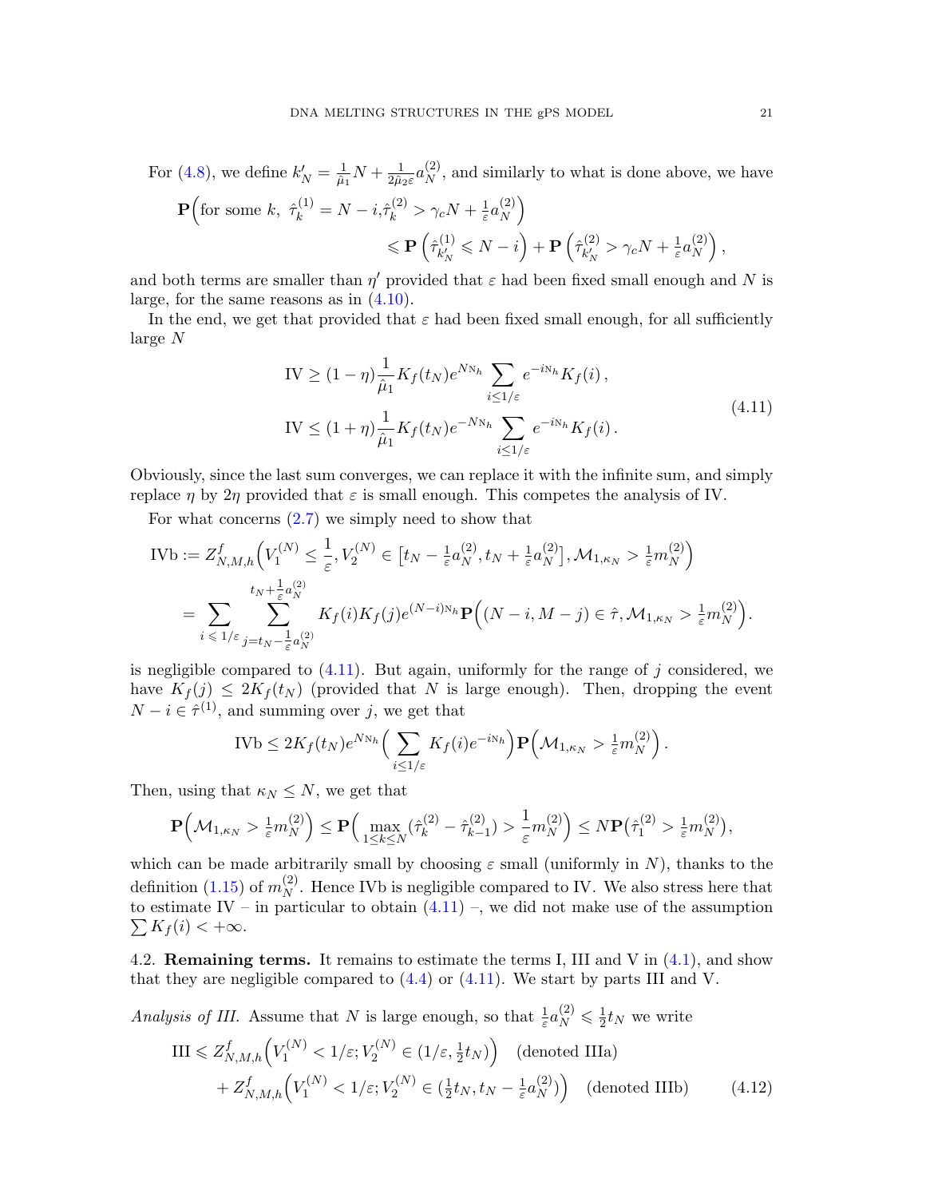For (4.8), we define $k'_N = \frac{1}{\hat\mu_1} N + \frac{1}{2\hat\mu_2 \varepsilon} a_N^{(2)}$, and similarly to what is done above, we have

$$
\begin{aligned}
\mathbf{P}\Big(\text{for some } k,\ \hat\tau_k^{(1)} = N-i, \hat\tau_k^{(2)} > \gamma_c N + \tfrac{1}{\varepsilon} a_N^{(2)}\Big) \\
\leqslant \mathbf{P}\left(\hat\tau_{k'_N}^{(1)} \leqslant N-i\right) + \mathbf{P}\left(\hat\tau_{k'_N}^{(2)} > \gamma_c N + \tfrac{1}{\varepsilon} a_N^{(2)}\right),
\end{aligned}
$$

and both terms are smaller than $\eta'$ provided that $\varepsilon$ had been fixed small enough and $N$ is large, for the same reasons as in (4.10).

In the end, we get that provided that $\varepsilon$ had been fixed small enough, for all sufficiently large $N$

$$
\begin{aligned}
\mathrm{IV} &\geq (1-\eta) \frac{1}{\hat\mu_1} K_f(t_N) e^{N \mathrm{N}_h} \sum_{i \leq 1/\varepsilon} e^{-i \mathrm{N}_h} K_f(i)\,, \\
\mathrm{IV} &\leq (1+\eta) \frac{1}{\hat\mu_1} K_f(t_N) e^{-N \mathrm{N}_h} \sum_{i \leq 1/\varepsilon} e^{-i \mathrm{N}_h} K_f(i)\,.
\end{aligned}
\tag{4.11}
$$

Obviously, since the last sum converges, we can replace it with the infinite sum, and simply replace $\eta$ by $2\eta$ provided that $\varepsilon$ is small enough. This competes the analysis of IV.

For what concerns (2.7) we simply need to show that

$$
\begin{aligned}
\mathrm{IVb} &:= Z_{N,M,h}^f \Big( V_1^{(N)} \leq \frac{1}{\varepsilon}, V_2^{(N)} \in \big[t_N - \tfrac{1}{\varepsilon} a_N^{(2)}, t_N + \tfrac{1}{\varepsilon} a_N^{(2)}\big], \mathcal{M}_{1,\kappa_N} > \tfrac{1}{\varepsilon} m_N^{(2)} \Big) \\
&= \sum_{i \leqslant 1/\varepsilon} \sum_{j = t_N - \frac{1}{\varepsilon} a_N^{(2)}}^{t_N + \frac{1}{\varepsilon} a_N^{(2)}} K_f(i) K_f(j) e^{(N-i)\mathrm{N}_h} \mathbf{P}\Big( (N-i, M-j) \in \hat\tau, \mathcal{M}_{1,\kappa_N} > \tfrac{1}{\varepsilon} m_N^{(2)} \Big).
\end{aligned}
$$

is negligible compared to (4.11). But again, uniformly for the range of $j$ considered, we have $K_f(j) \leq 2K_f(t_N)$ (provided that $N$ is large enough). Then, dropping the event $N-i \in \hat\tau^{(1)}$, and summing over $j$, we get that

$$
\mathrm{IVb} \leq 2K_f(t_N) e^{N \mathrm{N}_h} \Big( \sum_{i \leq 1/\varepsilon} K_f(i) e^{-i\mathrm{N}_h} \Big) \mathbf{P}\Big( \mathcal{M}_{1,\kappa_N} > \tfrac{1}{\varepsilon} m_N^{(2)} \Big).
$$

Then, using that $\kappa_N \leq N$, we get that

$$
\mathbf{P}\Big( \mathcal{M}_{1,\kappa_N} > \tfrac{1}{\varepsilon} m_N^{(2)} \Big) \leq \mathbf{P}\Big( \max_{1 \leq k \leq N} (\hat\tau_k^{(2)} - \hat\tau_{k-1}^{(2)}) > \frac{1}{\varepsilon} m_N^{(2)} \Big) \leq N \mathbf{P}\big( \hat\tau_1^{(2)} > \tfrac{1}{\varepsilon} m_N^{(2)} \big),
$$

which can be made arbitrarily small by choosing $\varepsilon$ small (uniformly in $N$), thanks to the definition (1.15) of $m_N^{(2)}$. Hence IVb is negligible compared to IV. We also stress here that to estimate IV – in particular to obtain (4.11) –, we did not make use of the assumption $\sum K_f(i) < +\infty$.

## 4.2. **Remaining terms.**

It remains to estimate the terms I, III and V in (4.1), and show that they are negligible compared to (4.4) or (4.11). We start by parts III and V.

*Analysis of III.* Assume that $N$ is large enough, so that $\frac{1}{\varepsilon} a_N^{(2)} \leqslant \frac12 t_N$ we write

$$
\begin{aligned}
\mathrm{III} \leqslant\ & Z_{N,M,h}^f \Big( V_1^{(N)} < 1/\varepsilon; V_2^{(N)} \in (1/\varepsilon, \tfrac12 t_N) \Big) \quad \text{(denoted IIIa)} \\
&+ Z_{N,M,h}^f \Big( V_1^{(N)} < 1/\varepsilon; V_2^{(N)} \in (\tfrac12 t_N, t_N - \tfrac{1}{\varepsilon} a_N^{(2)}) \Big) \quad \text{(denoted IIIb)}
\end{aligned}
\tag{4.12}
$$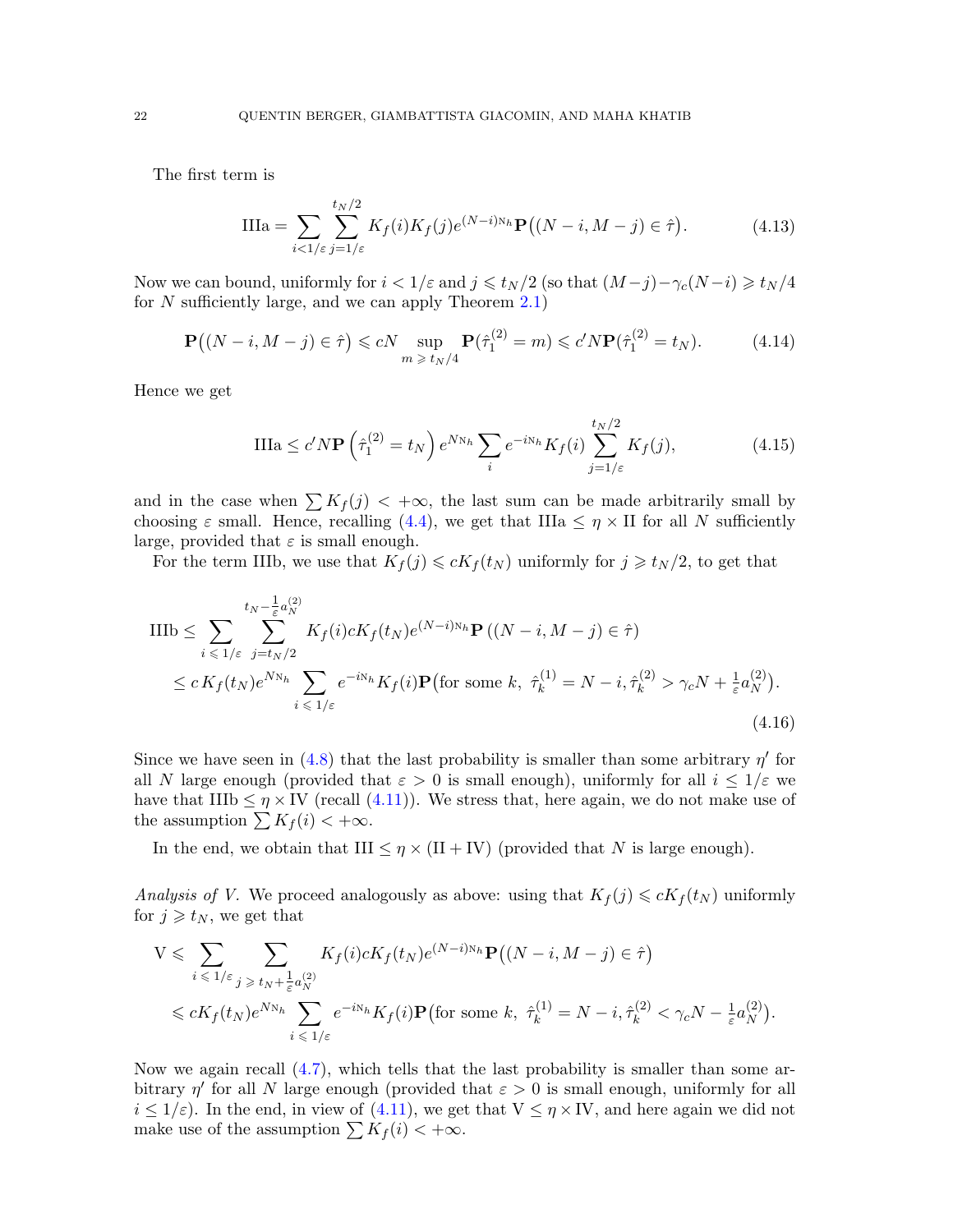The first term is

$$
\mathrm{IIIa} = \sum_{i<1/\varepsilon} \sum_{j=1/\varepsilon}^{t_N/2} K_f(i) K_f(j) e^{(N-i)\mathrm{N}_h} \mathbf{P}\big((N-i, M-j) \in \hat{\tau}\big). \tag{4.13}
$$

Now we can bound, uniformly for $i < 1/\varepsilon$ and $j \leqslant t_N/2$ (so that $(M-j) - \gamma_c(N-i) \geqslant t_N/4$ for $N$ sufficiently large, and we can apply Theorem 2.1)

$$
\mathbf{P}\big((N-i, M-j) \in \hat{\tau}\big) \leqslant cN \sup_{m \geqslant t_N/4} \mathbf{P}(\hat{\tau}_1^{(2)} = m) \leqslant c' N \mathbf{P}(\hat{\tau}_1^{(2)} = t_N). \tag{4.14}
$$

Hence we get

$$
\mathrm{IIIa} \leq c' N \mathbf{P}\left(\hat{\tau}_1^{(2)} = t_N\right) e^{N\mathrm{N}_h} \sum_i e^{-i\mathrm{N}_h} K_f(i) \sum_{j=1/\varepsilon}^{t_N/2} K_f(j), \tag{4.15}
$$

and in the case when $\sum K_f(j) < +\infty$, the last sum can be made arbitrarily small by choosing $\varepsilon$ small. Hence, recalling (4.4), we get that $\mathrm{IIIa} \leq \eta \times \mathrm{II}$ for all $N$ sufficiently large, provided that $\varepsilon$ is small enough.

For the term IIIb, we use that $K_f(j) \leqslant c K_f(t_N)$ uniformly for $j \geqslant t_N/2$, to get that

$$
\begin{aligned}
\mathrm{IIIb} &\leq \sum_{i \leqslant 1/\varepsilon} \sum_{j=t_N/2}^{t_N - \frac{1}{\varepsilon} a_N^{(2)}} K_f(i) c K_f(t_N) e^{(N-i)\mathrm{N}_h} \mathbf{P}\left((N-i, M-j) \in \hat{\tau}\right) \\
&\leq c\, K_f(t_N) e^{N\mathrm{N}_h} \sum_{i \leqslant 1/\varepsilon} e^{-i\mathrm{N}_h} K_f(i) \mathbf{P}\big(\text{for some } k,\ \hat{\tau}_k^{(1)} = N-i, \hat{\tau}_k^{(2)} > \gamma_c N + \tfrac{1}{\varepsilon} a_N^{(2)}\big).
\end{aligned} \tag{4.16}
$$

Since we have seen in (4.8) that the last probability is smaller than some arbitrary $\eta'$ for all $N$ large enough (provided that $\varepsilon > 0$ is small enough), uniformly for all $i \leq 1/\varepsilon$ we have that $\mathrm{IIIb} \leq \eta \times \mathrm{IV}$ (recall (4.11)). We stress that, here again, we do not make use of the assumption $\sum K_f(i) < +\infty$.

In the end, we obtain that $\mathrm{III} \leq \eta \times (\mathrm{II} + \mathrm{IV})$ (provided that $N$ is large enough).

*Analysis of V.* We proceed analogously as above: using that $K_f(j) \leqslant c K_f(t_N)$ uniformly for $j \geqslant t_N$, we get that

$$
\begin{aligned}
\mathrm{V} &\leqslant \sum_{i \leqslant 1/\varepsilon} \sum_{j \geqslant t_N + \frac{1}{\varepsilon} a_N^{(2)}} K_f(i) c K_f(t_N) e^{(N-i)\mathrm{N}_h} \mathbf{P}\big((N-i, M-j) \in \hat{\tau}\big) \\
&\leqslant c K_f(t_N) e^{N\mathrm{N}_h} \sum_{i \leqslant 1/\varepsilon} e^{-i\mathrm{N}_h} K_f(i) \mathbf{P}\big(\text{for some } k,\ \hat{\tau}_k^{(1)} = N-i, \hat{\tau}_k^{(2)} < \gamma_c N - \tfrac{1}{\varepsilon} a_N^{(2)}\big).
\end{aligned}
$$

Now we again recall (4.7), which tells that the last probability is smaller than some arbitrary $\eta'$ for all $N$ large enough (provided that $\varepsilon > 0$ is small enough, uniformly for all $i \leq 1/\varepsilon$). In the end, in view of (4.11), we get that $\mathrm{V} \leq \eta \times \mathrm{IV}$, and here again we did not make use of the assumption $\sum K_f(i) < +\infty$.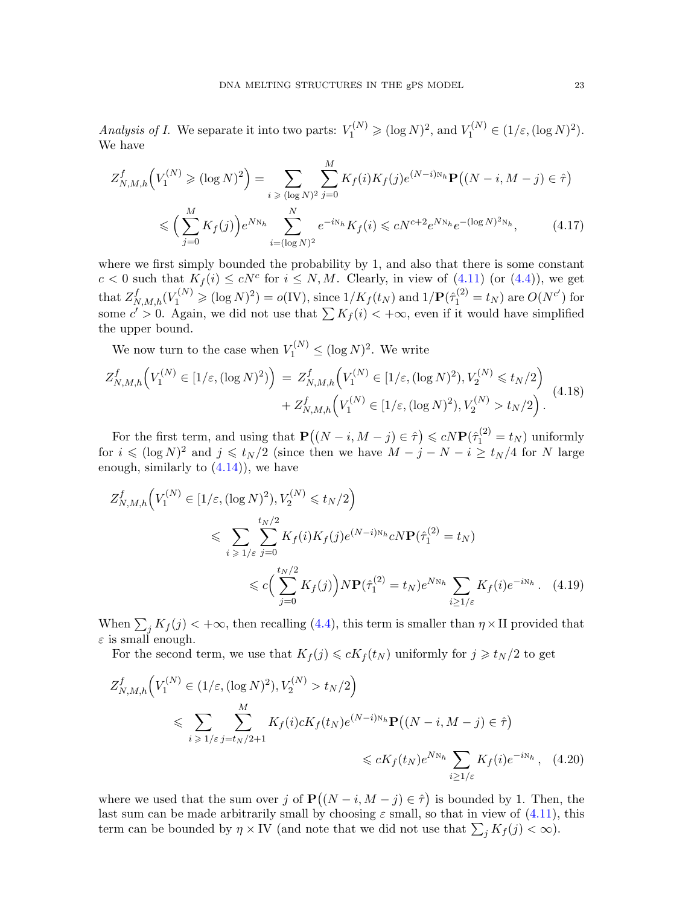*Analysis of I.* We separate it into two parts: $V_1^{(N)} \geqslant (\log N)^2$, and $V_1^{(N)} \in (1/\varepsilon, (\log N)^2)$. We have

$$
\begin{aligned}
Z^f_{N,M,h}\Big(V_1^{(N)} \geqslant (\log N)^2\Big) &= \sum_{i \geqslant (\log N)^2} \sum_{j=0}^{M} K_f(i) K_f(j) e^{(N-i)\mathrm{N}_h} \mathbf{P}\big((N-i, M-j) \in \hat{\tau}\big) \\
&\leqslant \Big(\sum_{j=0}^{M} K_f(j)\Big) e^{N\mathrm{N}_h} \sum_{i=(\log N)^2}^{N} e^{-i\mathrm{N}_h} K_f(i) \leqslant c N^{c+2} e^{N\mathrm{N}_h} e^{-(\log N)^2 \mathrm{N}_h},
\end{aligned}
\tag{4.17}
$$

where we first simply bounded the probability by 1, and also that there is some constant $c < 0$ such that $K_f(i) \leq cN^c$ for $i \leq N, M$. Clearly, in view of (4.11) (or (4.4)), we get that $Z^f_{N,M,h}(V_1^{(N)} \geqslant (\log N)^2) = o(\mathrm{IV})$, since $1/K_f(t_N)$ and $1/\mathbf{P}(\hat{\tau}_1^{(2)} = t_N)$ are $O(N^{c'})$ for some $c' > 0$. Again, we did not use that $\sum K_f(i) < +\infty$, even if it would have simplified the upper bound.

We now turn to the case when $V_1^{(N)} \leq (\log N)^2$. We write

$$
\begin{aligned}
Z^f_{N,M,h}\Big(V_1^{(N)} \in [1/\varepsilon, (\log N)^2)\Big) \;&=\; Z^f_{N,M,h}\Big(V_1^{(N)} \in [1/\varepsilon, (\log N)^2), V_2^{(N)} \leqslant t_N/2\Big) \\
&\quad + Z^f_{N,M,h}\Big(V_1^{(N)} \in [1/\varepsilon, (\log N)^2), V_2^{(N)} > t_N/2\Big).
\end{aligned}
\tag{4.18}
$$

For the first term, and using that $\mathbf{P}\big((N-i, M-j) \in \hat{\tau}\big) \leqslant cN \mathbf{P}(\hat{\tau}_1^{(2)} = t_N)$ uniformly for $i \leqslant (\log N)^2$ and $j \leqslant t_N/2$ (since then we have $M - j - N - i \geq t_N/4$ for $N$ large enough, similarly to (4.14)), we have

$$
\begin{aligned}
Z^f_{N,M,h}&\Big(V_1^{(N)} \in [1/\varepsilon, (\log N)^2), V_2^{(N)} \leqslant t_N/2\Big) \\
&\leqslant \sum_{i \geqslant 1/\varepsilon} \sum_{j=0}^{t_N/2} K_f(i) K_f(j) e^{(N-i)\mathrm{N}_h} cN \mathbf{P}(\hat{\tau}_1^{(2)} = t_N) \\
&\leqslant c\Big(\sum_{j=0}^{t_N/2} K_f(j)\Big) N \mathbf{P}(\hat{\tau}_1^{(2)} = t_N) e^{N\mathrm{N}_h} \sum_{i \geq 1/\varepsilon} K_f(i) e^{-i\mathrm{N}_h}.
\end{aligned}
\tag{4.19}
$$

When $\sum_j K_f(j) < +\infty$, then recalling (4.4), this term is smaller than $\eta \times \mathrm{II}$ provided that $\varepsilon$ is small enough.

For the second term, we use that $K_f(j) \leqslant cK_f(t_N)$ uniformly for $j \geqslant t_N/2$ to get

$$
\begin{aligned}
Z^f_{N,M,h}&\Big(V_1^{(N)} \in (1/\varepsilon, (\log N)^2), V_2^{(N)} > t_N/2\Big) \\
&\leqslant \sum_{i \geqslant 1/\varepsilon} \sum_{j=t_N/2+1}^{M} K_f(i) c K_f(t_N) e^{(N-i)\mathrm{N}_h} \mathbf{P}\big((N-i, M-j) \in \hat{\tau}\big) \\
&\leqslant c K_f(t_N) e^{N\mathrm{N}_h} \sum_{i \geq 1/\varepsilon} K_f(i) e^{-i\mathrm{N}_h},
\end{aligned}
\tag{4.20}
$$

where we used that the sum over $j$ of $\mathbf{P}\big((N-i, M-j) \in \hat{\tau}\big)$ is bounded by 1. Then, the last sum can be made arbitrarily small by choosing $\varepsilon$ small, so that in view of (4.11), this term can be bounded by $\eta \times \mathrm{IV}$ (and note that we did not use that $\sum_j K_f(j) < \infty$).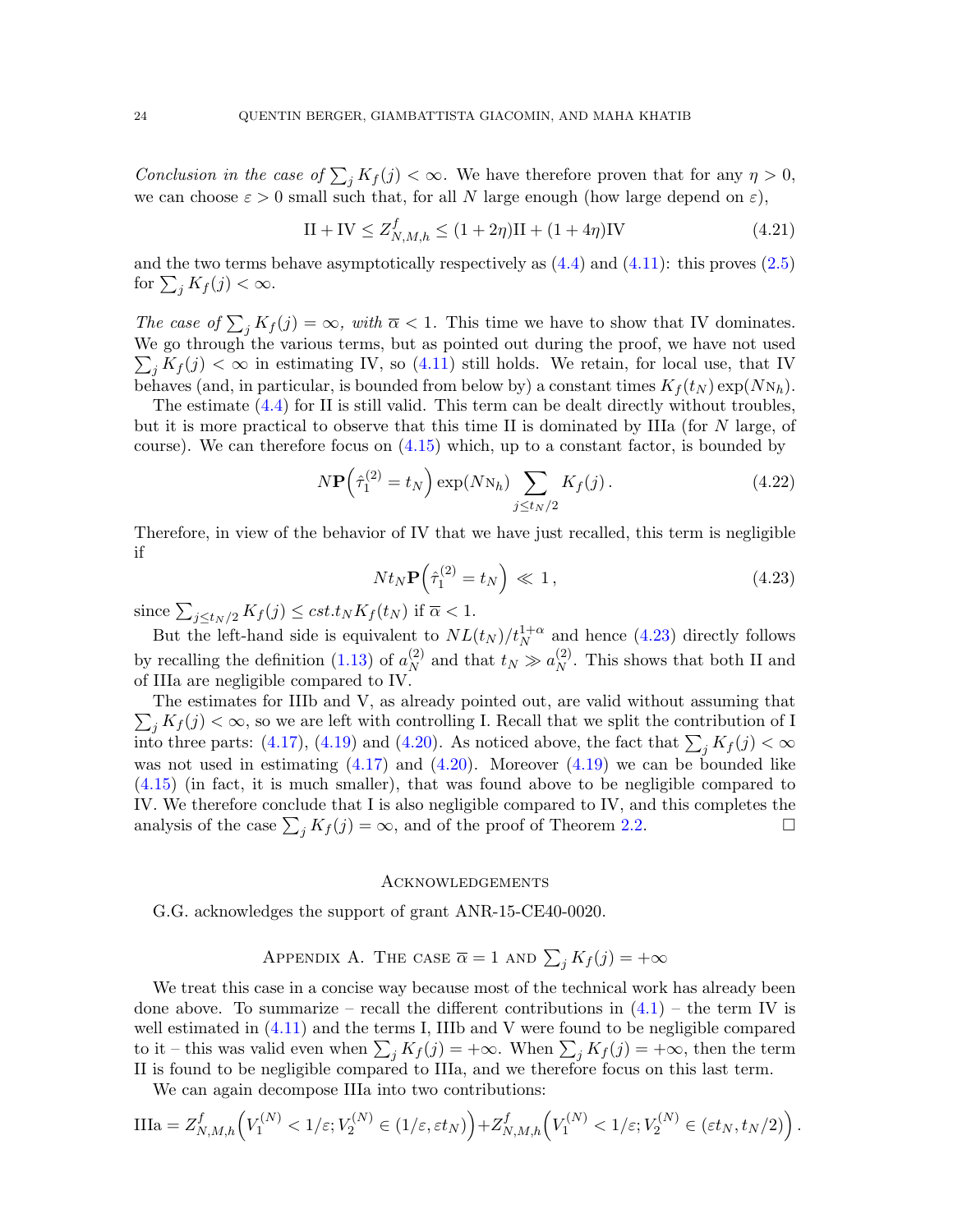*Conclusion in the case of* $\sum_j K_f(j) < \infty$. We have therefore proven that for any $\eta > 0$, we can choose $\varepsilon > 0$ small such that, for all $N$ large enough (how large depend on $\varepsilon$),

$$\mathrm{II} + \mathrm{IV} \leq Z^f_{N,M,h} \leq (1+2\eta)\mathrm{II} + (1+4\eta)\mathrm{IV} \tag{4.21}$$

and the two terms behave asymptotically respectively as (4.4) and (4.11): this proves (2.5) for $\sum_j K_f(j) < \infty$.

*The case of* $\sum_j K_f(j) = \infty$*, with* $\overline{\alpha} < 1$. This time we have to show that IV dominates. We go through the various terms, but as pointed out during the proof, we have not used $\sum_j K_f(j) < \infty$ in estimating IV, so (4.11) still holds. We retain, for local use, that IV behaves (and, in particular, is bounded from below by) a constant times $K_f(t_N)\exp(N\mathrm{N}_h)$.

The estimate (4.4) for II is still valid. This term can be dealt directly without troubles, but it is more practical to observe that this time II is dominated by IIIa (for $N$ large, of course). We can therefore focus on (4.15) which, up to a constant factor, is bounded by

$$N\mathbf{P}\Big(\hat{\tau}^{(2)}_1 = t_N\Big)\exp(N\mathrm{N}_h)\sum_{j\leq t_N/2} K_f(j)\,. \tag{4.22}$$

Therefore, in view of the behavior of IV that we have just recalled, this term is negligible if

$$N t_N \mathbf{P}\Big(\hat{\tau}^{(2)}_1 = t_N\Big) \ll 1\,, \tag{4.23}$$

since $\sum_{j\leq t_N/2} K_f(j) \leq cst. t_N K_f(t_N)$ if $\overline{\alpha} < 1$.

But the left-hand side is equivalent to $NL(t_N)/t_N^{1+\alpha}$ and hence (4.23) directly follows by recalling the definition (1.13) of $a^{(2)}_N$ and that $t_N \gg a^{(2)}_N$. This shows that both II and of IIIa are negligible compared to IV.

The estimates for IIIb and V, as already pointed out, are valid without assuming that $\sum_j K_f(j) < \infty$, so we are left with controlling I. Recall that we split the contribution of I into three parts: (4.17), (4.19) and (4.20). As noticed above, the fact that $\sum_j K_f(j) < \infty$ was not used in estimating (4.17) and (4.20). Moreover (4.19) we can be bounded like (4.15) (in fact, it is much smaller), that was found above to be negligible compared to IV. We therefore conclude that I is also negligible compared to IV, and this completes the analysis of the case $\sum_j K_f(j) = \infty$, and of the proof of Theorem 2.2. □

## Acknowledgements

G.G. acknowledges the support of grant ANR-15-CE40-0020.

## Appendix A. The case $\overline{\alpha} = 1$ and $\sum_j K_f(j) = +\infty$

We treat this case in a concise way because most of the technical work has already been done above. To summarize – recall the different contributions in (4.1) – the term IV is well estimated in (4.11) and the terms I, IIIb and V were found to be negligible compared to it – this was valid even when $\sum_j K_f(j) = +\infty$. When $\sum_j K_f(j) = +\infty$, then the term II is found to be negligible compared to IIIa, and we therefore focus on this last term.

We can again decompose IIIa into two contributions:

$$\mathrm{IIIa} = Z^f_{N,M,h}\Big(V^{(N)}_1 < 1/\varepsilon; V^{(N)}_2 \in (1/\varepsilon, \varepsilon t_N)\Big) + Z^f_{N,M,h}\Big(V^{(N)}_1 < 1/\varepsilon; V^{(N)}_2 \in (\varepsilon t_N, t_N/2)\Big)\,.$$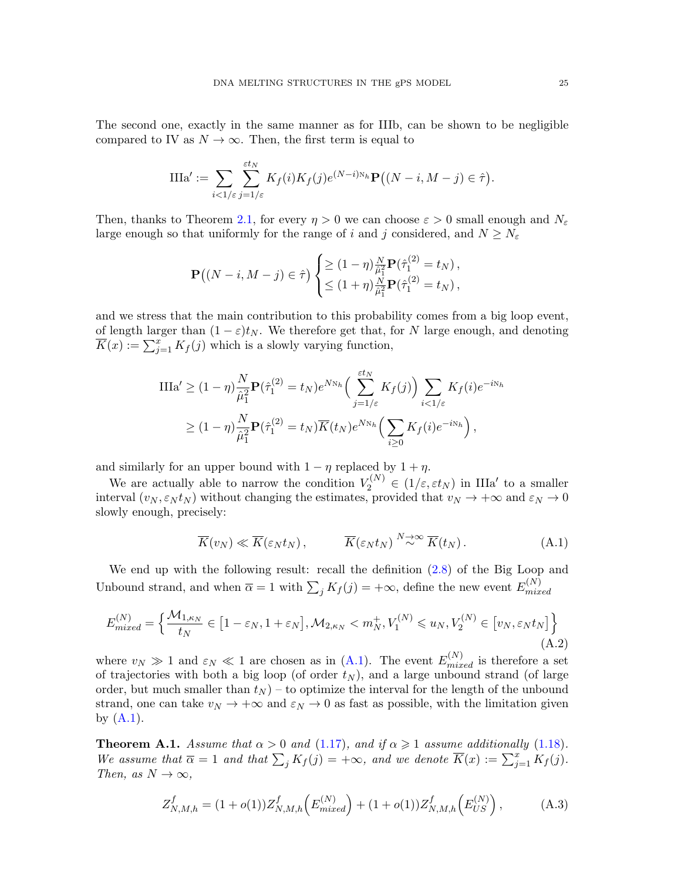The second one, exactly in the same manner as for IIIb, can be shown to be negligible compared to IV as $N \to \infty$. Then, the first term is equal to

$$
\mathrm{IIIa}' := \sum_{i<1/\varepsilon} \sum_{j=1/\varepsilon}^{\varepsilon t_N} K_f(i) K_f(j) e^{(N-i)\mathrm{N}_h} \mathbf{P}\big((N-i, M-j) \in \hat{\tau}\big).
$$

Then, thanks to Theorem 2.1, for every $\eta > 0$ we can choose $\varepsilon > 0$ small enough and $N_\varepsilon$ large enough so that uniformly for the range of $i$ and $j$ considered, and $N \geq N_\varepsilon$

$$
\mathbf{P}\big((N-i, M-j) \in \hat{\tau}\big) \begin{cases} \geq (1-\eta) \frac{N}{\hat{\mu}_1^2} \mathbf{P}(\hat{\tau}_1^{(2)} = t_N)\,, \\ \leq (1+\eta) \frac{N}{\hat{\mu}_1^2} \mathbf{P}(\hat{\tau}_1^{(2)} = t_N)\,, \end{cases}
$$

and we stress that the main contribution to this probability comes from a big loop event, of length larger than $(1-\varepsilon)t_N$. We therefore get that, for $N$ large enough, and denoting $\overline{K}(x) := \sum_{j=1}^{x} K_f(j)$ which is a slowly varying function,

$$
\begin{aligned}
\mathrm{IIIa}' &\geq (1-\eta) \frac{N}{\hat{\mu}_1^2} \mathbf{P}(\hat{\tau}_1^{(2)} = t_N) e^{N\mathrm{N}_h} \Big( \sum_{j=1/\varepsilon}^{\varepsilon t_N} K_f(j) \Big) \sum_{i<1/\varepsilon} K_f(i) e^{-i\mathrm{N}_h} \\
&\geq (1-\eta) \frac{N}{\hat{\mu}_1^2} \mathbf{P}(\hat{\tau}_1^{(2)} = t_N) \overline{K}(t_N) e^{N\mathrm{N}_h} \Big( \sum_{i \geq 0} K_f(i) e^{-i\mathrm{N}_h} \Big)\,,
\end{aligned}
$$

and similarly for an upper bound with $1-\eta$ replaced by $1+\eta$.

We are actually able to narrow the condition $V_2^{(N)} \in (1/\varepsilon, \varepsilon t_N)$ in $\mathrm{IIIa}'$ to a smaller interval $(v_N, \varepsilon_N t_N)$ without changing the estimates, provided that $v_N \to +\infty$ and $\varepsilon_N \to 0$ slowly enough, precisely:

$$
\overline{K}(v_N) \ll \overline{K}(\varepsilon_N t_N)\,, \qquad \overline{K}(\varepsilon_N t_N) \overset{N\to\infty}{\sim} \overline{K}(t_N)\,. \tag{A.1}
$$

We end up with the following result: recall the definition (2.8) of the Big Loop and Unbound strand, and when $\overline{\alpha} = 1$ with $\sum_j K_f(j) = +\infty$, define the new event $E^{(N)}_{mixed}$

$$
E^{(N)}_{mixed} = \Big\{ \frac{\mathcal{M}_{1,\kappa_N}}{t_N} \in \big[1-\varepsilon_N, 1+\varepsilon_N\big], \mathcal{M}_{2,\kappa_N} < m_N^+, V_1^{(N)} \leqslant u_N, V_2^{(N)} \in \big[v_N, \varepsilon_N t_N\big] \Big\} \tag{A.2}
$$

where $v_N \gg 1$ and $\varepsilon_N \ll 1$ are chosen as in (A.1). The event $E^{(N)}_{mixed}$ is therefore a set of trajectories with both a big loop (of order $t_N$), and a large unbound strand (of large order, but much smaller than $t_N$) – to optimize the interval for the length of the unbound strand, one can take $v_N \to +\infty$ and $\varepsilon_N \to 0$ as fast as possible, with the limitation given by (A.1).

**Theorem A.1.** *Assume that $\alpha > 0$ and (1.17), and if $\alpha \geqslant 1$ assume additionally (1.18). We assume that $\overline{\alpha} = 1$ and that $\sum_j K_f(j) = +\infty$, and we denote $\overline{K}(x) := \sum_{j=1}^{x} K_f(j)$. Then, as $N \to \infty$,*

$$
Z^f_{N,M,h} = (1+o(1)) Z^f_{N,M,h}\Big(E^{(N)}_{mixed}\Big) + (1+o(1)) Z^f_{N,M,h}\Big(E^{(N)}_{US}\Big)\,, \tag{A.3}
$$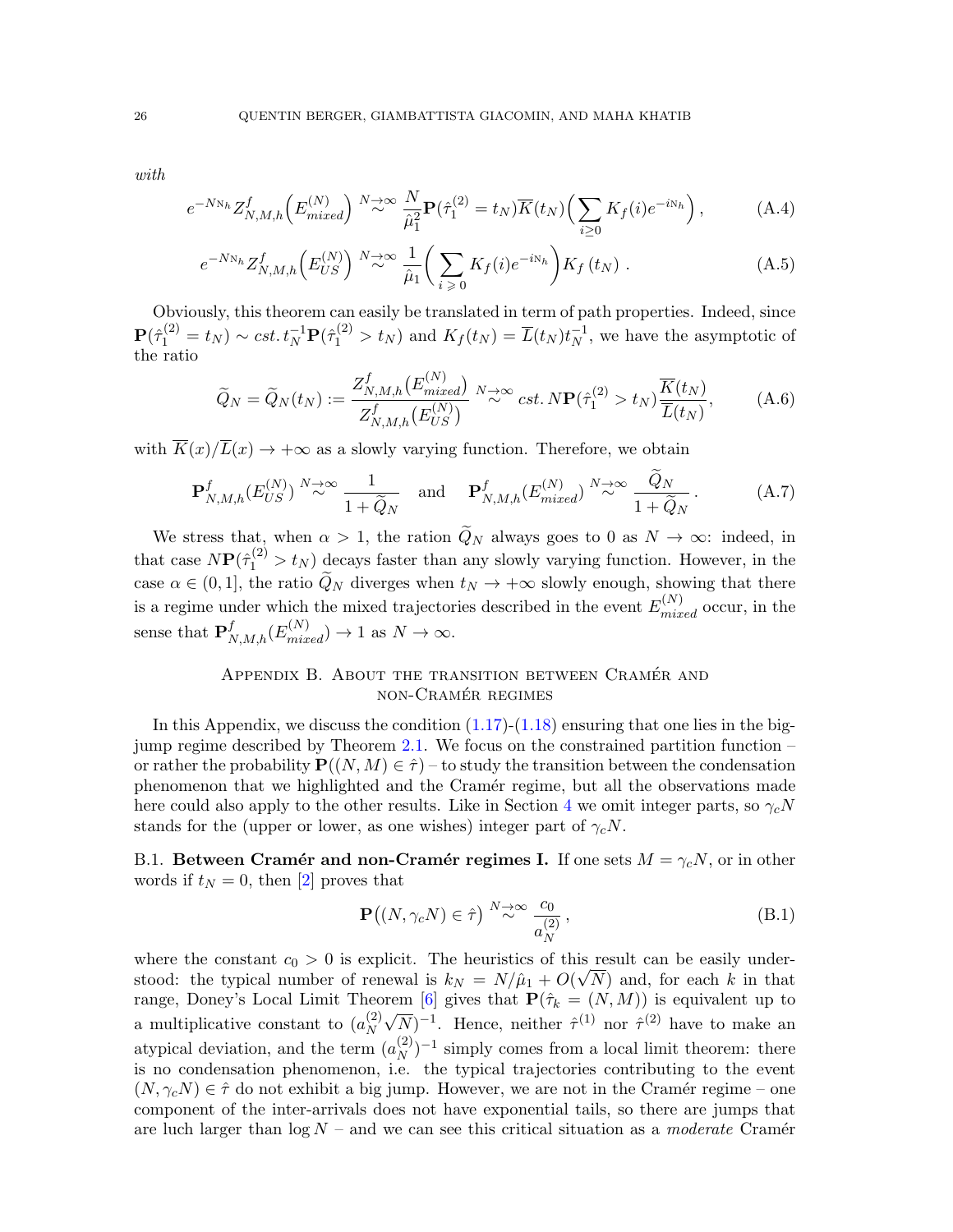*with*

$$
e^{-N\mathtt{N}_h} Z^f_{N,M,h}\Big(E^{(N)}_{mixed}\Big) \overset{N\to\infty}{\sim} \frac{N}{\hat{\mu}_1^2} \mathbf{P}(\hat{\tau}^{(2)}_1 = t_N) \overline{K}(t_N) \Big( \sum_{i\geq 0} K_f(i) e^{-i\mathtt{N}_h} \Big) , \tag{A.4}
$$

$$
e^{-N\mathtt{N}_h} Z^f_{N,M,h}\Big(E^{(N)}_{US}\Big) \overset{N\to\infty}{\sim} \frac{1}{\hat{\mu}_1} \Big( \sum_{i\geqslant 0} K_f(i) e^{-i\mathtt{N}_h} \Big) K_f\left(t_N\right) . \tag{A.5}
$$

Obviously, this theorem can easily be translated in term of path properties. Indeed, since $\mathbf{P}(\hat{\tau}^{(2)}_1 = t_N) \sim cst.\, t_N^{-1} \mathbf{P}(\hat{\tau}^{(2)}_1 > t_N)$ and $K_f(t_N) = \overline{L}(t_N) t_N^{-1}$, we have the asymptotic of the ratio

$$
\widetilde{Q}_N = \widetilde{Q}_N(t_N) := \frac{Z^f_{N,M,h}\big(E^{(N)}_{mixed}\big)}{Z^f_{N,M,h}\big(E^{(N)}_{US}\big)} \overset{N\to\infty}{\sim} cst.\, N \mathbf{P}(\hat{\tau}^{(2)}_1 > t_N) \frac{\overline{K}(t_N)}{\overline{L}(t_N)}, \tag{A.6}
$$

with $\overline{K}(x)/\overline{L}(x) \to +\infty$ as a slowly varying function. Therefore, we obtain

$$
\mathbf{P}^f_{N,M,h}(E^{(N)}_{US}) \overset{N\to\infty}{\sim} \frac{1}{1+\widetilde{Q}_N} \quad \text{and} \quad \mathbf{P}^f_{N,M,h}(E^{(N)}_{mixed}) \overset{N\to\infty}{\sim} \frac{\widetilde{Q}_N}{1+\widetilde{Q}_N}. \tag{A.7}
$$

We stress that, when $\alpha > 1$, the ration $\widetilde{Q}_N$ always goes to 0 as $N \to \infty$: indeed, in that case $N\mathbf{P}(\hat{\tau}^{(2)}_1 > t_N)$ decays faster than any slowly varying function. However, in the case $\alpha \in (0,1]$, the ratio $\widetilde{Q}_N$ diverges when $t_N \to +\infty$ slowly enough, showing that there is a regime under which the mixed trajectories described in the event $E^{(N)}_{mixed}$ occur, in the sense that $\mathbf{P}^f_{N,M,h}(E^{(N)}_{mixed}) \to 1$ as $N \to \infty$.

## Appendix B. About the transition between Cramér and non-Cramér regimes

In this Appendix, we discuss the condition (1.17)-(1.18) ensuring that one lies in the big-jump regime described by Theorem 2.1. We focus on the constrained partition function – or rather the probability $\mathbf{P}((N,M) \in \hat{\tau})$ – to study the transition between the condensation phenomenon that we highlighted and the Cramér regime, but all the observations made here could also apply to the other results. Like in Section 4 we omit integer parts, so $\gamma_c N$ stands for the (upper or lower, as one wishes) integer part of $\gamma_c N$.

**B.1. Between Cramér and non-Cramér regimes I.** If one sets $M = \gamma_c N$, or in other words if $t_N = 0$, then [2] proves that

$$
\mathbf{P}\big((N, \gamma_c N) \in \hat{\tau}\big) \overset{N\to\infty}{\sim} \frac{c_0}{a^{(2)}_N}, \tag{B.1}
$$

where the constant $c_0 > 0$ is explicit. The heuristics of this result can be easily understood: the typical number of renewal is $k_N = N/\hat{\mu}_1 + O(\sqrt{N})$ and, for each $k$ in that range, Doney's Local Limit Theorem [6] gives that $\mathbf{P}(\hat{\tau}_k = (N,M))$ is equivalent up to a multiplicative constant to $(a^{(2)}_N \sqrt{N})^{-1}$. Hence, neither $\hat{\tau}^{(1)}$ nor $\hat{\tau}^{(2)}$ have to make an atypical deviation, and the term $(a^{(2)}_N)^{-1}$ simply comes from a local limit theorem: there is no condensation phenomenon, i.e. the typical trajectories contributing to the event $(N, \gamma_c N) \in \hat{\tau}$ do not exhibit a big jump. However, we are not in the Cramér regime – one component of the inter-arrivals does not have exponential tails, so there are jumps that are luch larger than $\log N$ – and we can see this critical situation as a *moderate* Cramér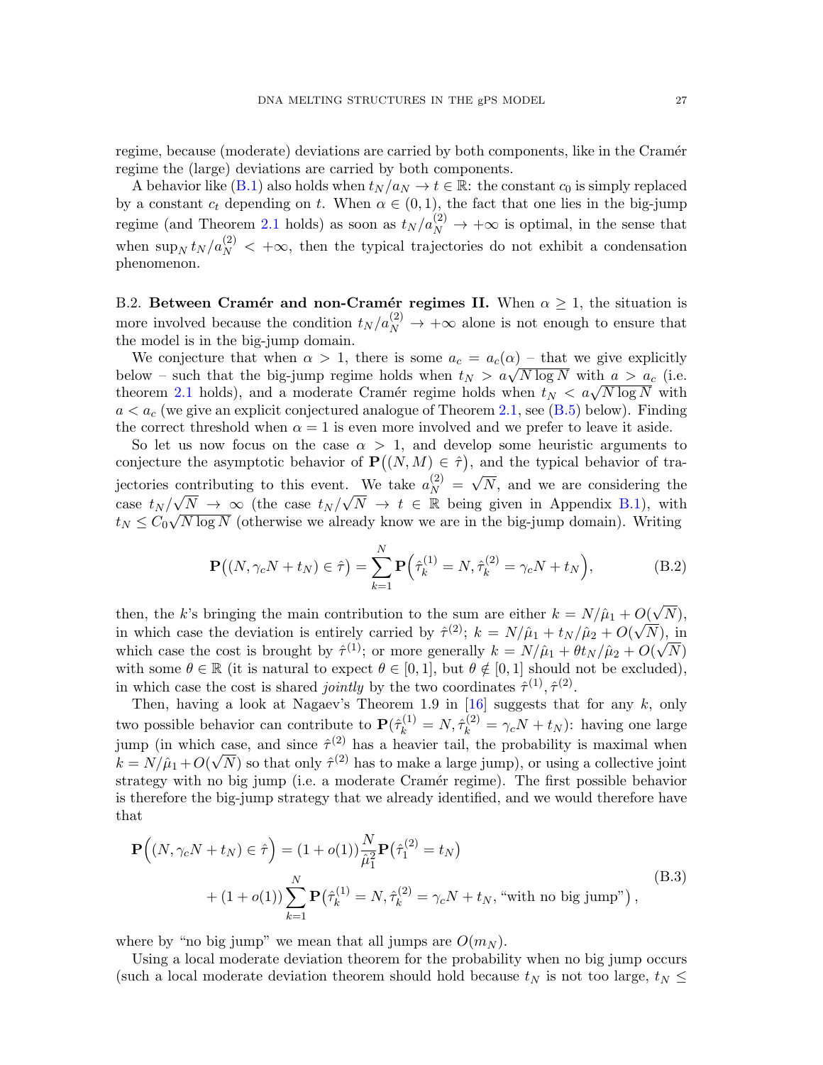regime, because (moderate) deviations are carried by both components, like in the Cramér regime the (large) deviations are carried by both components.

A behavior like (B.1) also holds when $t_N/a_N \to t \in \mathbb{R}$: the constant $c_0$ is simply replaced by a constant $c_t$ depending on $t$. When $\alpha \in (0,1)$, the fact that one lies in the big-jump regime (and Theorem 2.1 holds) as soon as $t_N/a_N^{(2)} \to +\infty$ is optimal, in the sense that when $\sup_N t_N/a_N^{(2)} < +\infty$, then the typical trajectories do not exhibit a condensation phenomenon.

B.2. **Between Cramér and non-Cramér regimes II.** When $\alpha \geq 1$, the situation is more involved because the condition $t_N/a_N^{(2)} \to +\infty$ alone is not enough to ensure that the model is in the big-jump domain.

We conjecture that when $\alpha > 1$, there is some $a_c = a_c(\alpha)$ – that we give explicitly below – such that the big-jump regime holds when $t_N > a\sqrt{N \log N}$ with $a > a_c$ (i.e. theorem 2.1 holds), and a moderate Cramér regime holds when $t_N < a\sqrt{N \log N}$ with $a < a_c$ (we give an explicit conjectured analogue of Theorem 2.1, see (B.5) below). Finding the correct threshold when $\alpha = 1$ is even more involved and we prefer to leave it aside.

So let us now focus on the case $\alpha > 1$, and develop some heuristic arguments to conjecture the asymptotic behavior of $\mathbf{P}\big((N,M) \in \hat\tau\big)$, and the typical behavior of trajectories contributing to this event. We take $a_N^{(2)} = \sqrt{N}$, and we are considering the case $t_N/\sqrt{N} \to \infty$ (the case $t_N/\sqrt{N} \to t \in \mathbb{R}$ being given in Appendix B.1), with $t_N \leq C_0\sqrt{N \log N}$ (otherwise we already know we are in the big-jump domain). Writing

$$
\mathbf{P}\big((N, \gamma_c N + t_N) \in \hat\tau\big) = \sum_{k=1}^{N} \mathbf{P}\Big(\hat\tau_k^{(1)} = N, \hat\tau_k^{(2)} = \gamma_c N + t_N\Big), \tag{B.2}
$$

then, the $k$'s bringing the main contribution to the sum are either $k = N/\hat\mu_1 + O(\sqrt{N})$, in which case the deviation is entirely carried by $\hat\tau^{(2)}$; $k = N/\hat\mu_1 + t_N/\hat\mu_2 + O(\sqrt{N})$, in which case the cost is brought by $\hat\tau^{(1)}$; or more generally $k = N/\hat\mu_1 + \theta t_N/\hat\mu_2 + O(\sqrt{N})$ with some $\theta \in \mathbb{R}$ (it is natural to expect $\theta \in [0,1]$, but $\theta \notin [0,1]$ should not be excluded), in which case the cost is shared *jointly* by the two coordinates $\hat\tau^{(1)}, \hat\tau^{(2)}$.

Then, having a look at Nagaev's Theorem 1.9 in [16] suggests that for any $k$, only two possible behavior can contribute to $\mathbf{P}(\hat\tau_k^{(1)} = N, \hat\tau_k^{(2)} = \gamma_c N + t_N)$: having one large jump (in which case, and since $\hat\tau^{(2)}$ has a heavier tail, the probability is maximal when $k = N/\hat\mu_1 + O(\sqrt{N})$ so that only $\hat\tau^{(2)}$ has to make a large jump), or using a collective joint strategy with no big jump (i.e. a moderate Cramér regime). The first possible behavior is therefore the big-jump strategy that we already identified, and we would therefore have that

$$
\begin{aligned}
\mathbf{P}\Big((N, \gamma_c N + t_N) \in \hat\tau\Big) &= (1+o(1))\frac{N}{\hat\mu_1^2}\mathbf{P}\big(\hat\tau_1^{(2)} = t_N\big) \\
&\quad + (1+o(1))\sum_{k=1}^{N}\mathbf{P}\big(\hat\tau_k^{(1)} = N, \hat\tau_k^{(2)} = \gamma_c N + t_N, \text{“with no big jump”}\big),
\end{aligned} \tag{B.3}
$$

where by “no big jump” we mean that all jumps are $O(m_N)$.

Using a local moderate deviation theorem for the probability when no big jump occurs (such a local moderate deviation theorem should hold because $t_N$ is not too large, $t_N \leq$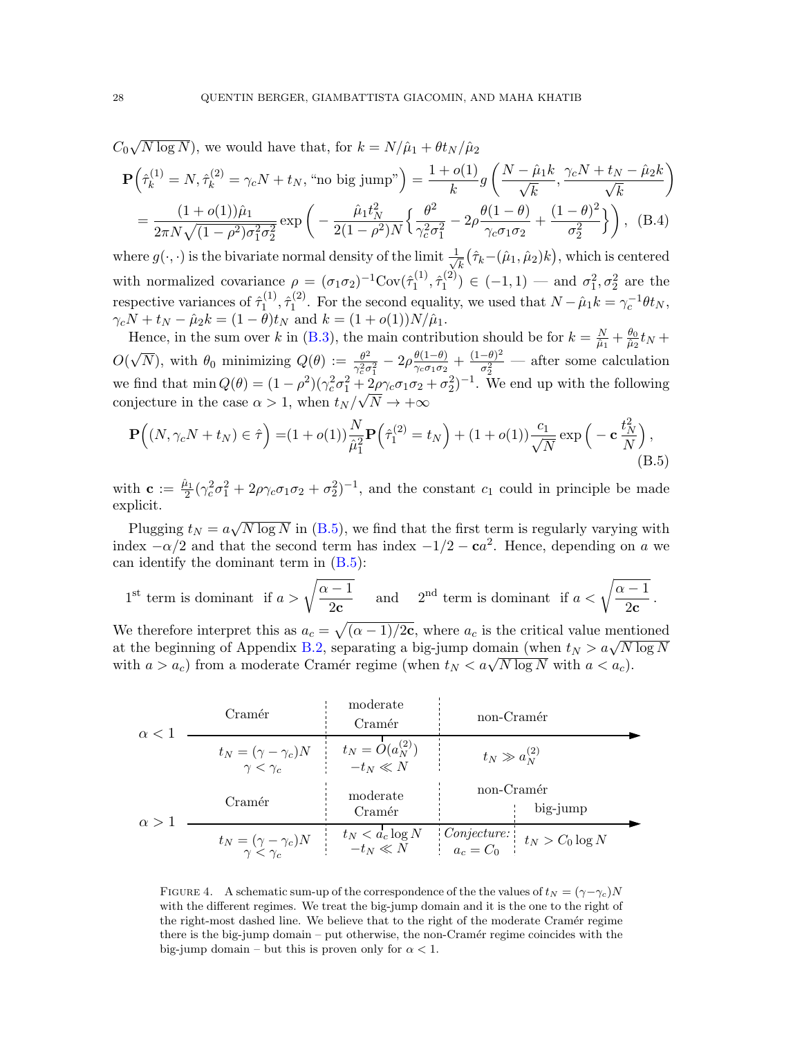$C_0\sqrt{N\log N}$), we would have that, for $k = N/\hat\mu_1 + \theta t_N/\hat\mu_2$

$$
\begin{aligned}
\mathbf{P}\Big(\hat\tau^{(1)}_k = N, \hat\tau^{(2)}_k = \gamma_c N + t_N, \text{"no big jump"}\Big) &= \frac{1+o(1)}{k} g\left(\frac{N-\hat\mu_1 k}{\sqrt{k}}, \frac{\gamma_c N + t_N - \hat\mu_2 k}{\sqrt{k}}\right) \\
&= \frac{(1+o(1))\hat\mu_1}{2\pi N\sqrt{(1-\rho^2)\sigma_1^2\sigma_2^2}} \exp\bigg(-\frac{\hat\mu_1 t_N^2}{2(1-\rho^2)N}\Big\{\frac{\theta^2}{\gamma_c^2\sigma_1^2} - 2\rho\frac{\theta(1-\theta)}{\gamma_c\sigma_1\sigma_2} + \frac{(1-\theta)^2}{\sigma_2^2}\Big\}\bigg), \quad \text{(B.4)}
\end{aligned}
$$

where $g(\cdot,\cdot)$ is the bivariate normal density of the limit $\frac{1}{\sqrt{k}}\big(\hat\tau_k - (\hat\mu_1,\hat\mu_2)k\big)$, which is centered with normalized covariance $\rho = (\sigma_1\sigma_2)^{-1}\mathrm{Cov}(\hat\tau^{(1)}_1, \hat\tau^{(2)}_1) \in (-1,1)$ — and $\sigma_1^2, \sigma_2^2$ are the respective variances of $\hat\tau^{(1)}_1, \hat\tau^{(2)}_1$. For the second equality, we used that $N - \hat\mu_1 k = \gamma_c^{-1}\theta t_N$, $\gamma_c N + t_N - \hat\mu_2 k = (1-\theta)t_N$ and $k = (1+o(1))N/\hat\mu_1$.

Hence, in the sum over $k$ in (B.3), the main contribution should be for $k = \frac{N}{\hat\mu_1} + \frac{\theta_0}{\hat\mu_2}t_N + O(\sqrt{N})$, with $\theta_0$ minimizing $Q(\theta) := \frac{\theta^2}{\gamma_c^2\sigma_1^2} - 2\rho\frac{\theta(1-\theta)}{\gamma_c\sigma_1\sigma_2} + \frac{(1-\theta)^2}{\sigma_2^2}$ — after some calculation we find that $\min Q(\theta) = (1-\rho^2)(\gamma_c^2\sigma_1^2 + 2\rho\gamma_c\sigma_1\sigma_2 + \sigma_2^2)^{-1}$. We end up with the following conjecture in the case $\alpha > 1$, when $t_N/\sqrt{N} \to +\infty$

$$
\mathbf{P}\Big((N, \gamma_c N + t_N) \in \hat\tau\Big) = (1+o(1))\frac{N}{\hat\mu_1^2}\mathbf{P}\Big(\hat\tau^{(2)}_1 = t_N\Big) + (1+o(1))\frac{c_1}{\sqrt{N}}\exp\Big(-\mathbf{c}\frac{t_N^2}{N}\Big), \quad \text{(B.5)}
$$

with $\mathbf{c} := \frac{\hat\mu_1}{2}(\gamma_c^2\sigma_1^2 + 2\rho\gamma_c\sigma_1\sigma_2 + \sigma_2^2)^{-1}$, and the constant $c_1$ could in principle be made explicit.

Plugging $t_N = a\sqrt{N\log N}$ in (B.5), we find that the first term is regularly varying with index $-\alpha/2$ and that the second term has index $-1/2 - \mathbf{c}a^2$. Hence, depending on $a$ we can identify the dominant term in (B.5):

$$
1^{\text{st}} \text{ term is dominant if } a > \sqrt{\frac{\alpha-1}{2\mathbf{c}}} \quad \text{and} \quad 2^{\text{nd}} \text{ term is dominant if } a < \sqrt{\frac{\alpha-1}{2\mathbf{c}}}\,.
$$

We therefore interpret this as $a_c = \sqrt{(\alpha-1)/2\mathbf{c}}$, where $a_c$ is the critical value mentioned at the beginning of Appendix B.2, separating a big-jump domain (when $t_N > a\sqrt{N\log N}$ with $a > a_c$) from a moderate Cramér regime (when $t_N < a\sqrt{N\log N}$ with $a < a_c$).

| | Cramér | moderate Cramér | non-Cramér | |
|---|---|---|---|---|
| $\alpha < 1$ | $t_N = (\gamma-\gamma_c)N$, $\gamma < \gamma_c$ | $t_N = O(a_N^{(2)})$, $-t_N \ll N$ | $t_N \gg a_N^{(2)}$ | |

| | Cramér | moderate Cramér | non-Cramér | big-jump |
|---|---|---|---|---|
| $\alpha > 1$ | $t_N = (\gamma-\gamma_c)N$, $\gamma < \gamma_c$ | $t_N < a_c \log N$, $-t_N \ll N$ | *Conjecture:* $a_c = C_0$ | $t_N > C_0 \log N$ |

FIGURE 4. A schematic sum-up of the correspondence of the the values of $t_N = (\gamma-\gamma_c)N$ with the different regimes. We treat the big-jump domain and it is the one to the right of the right-most dashed line. We believe that to the right of the moderate Cramér regime there is the big-jump domain – put otherwise, the non-Cramér regime coincides with the big-jump domain – but this is proven only for $\alpha < 1$.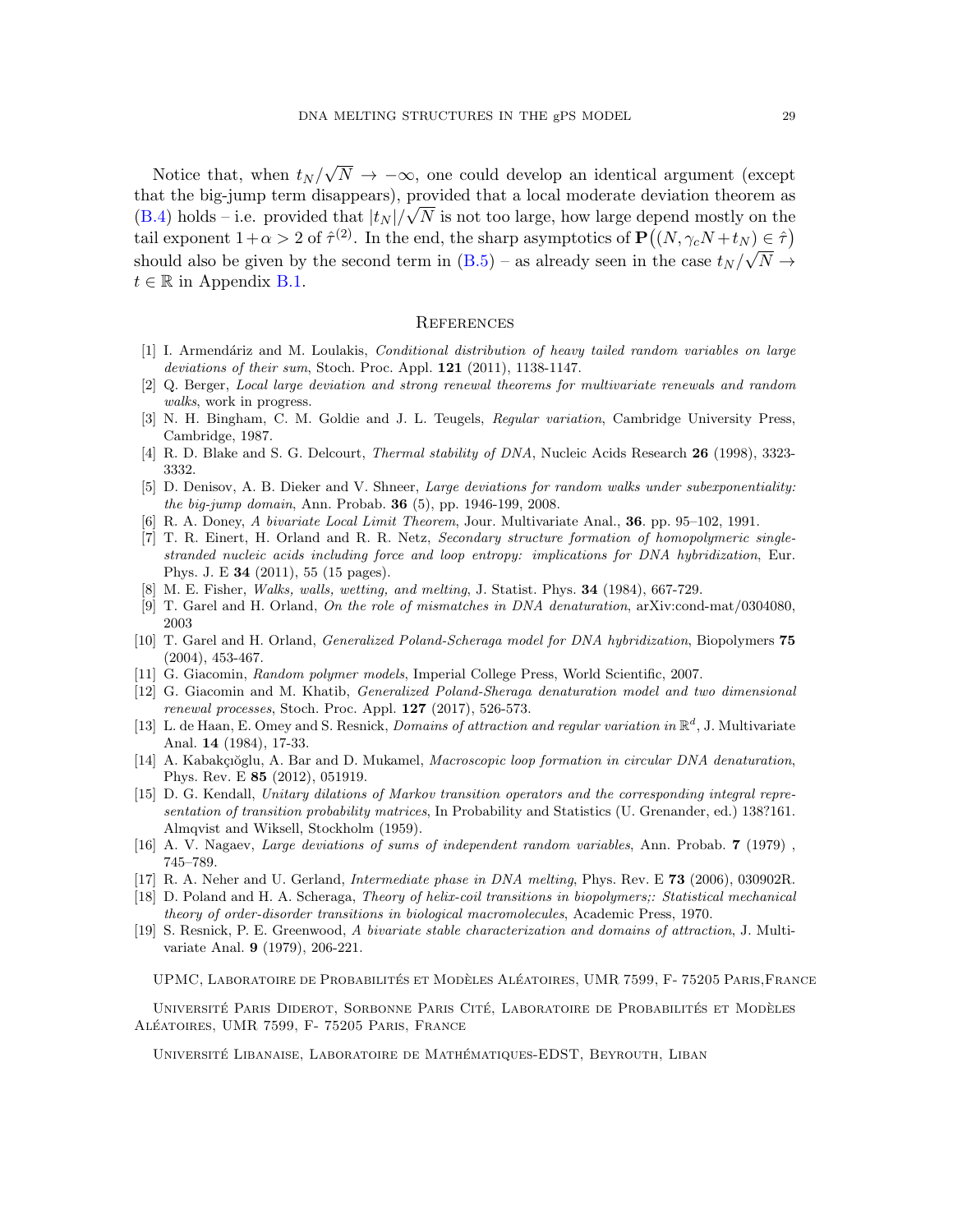Notice that, when $t_N/\sqrt{N} \to -\infty$, one could develop an identical argument (except that the big-jump term disappears), provided that a local moderate deviation theorem as (B.4) holds – i.e. provided that $|t_N|/\sqrt{N}$ is not too large, how large depend mostly on the tail exponent $1+\alpha > 2$ of $\hat{\tau}^{(2)}$. In the end, the sharp asymptotics of $\mathbf{P}\big((N, \gamma_c N + t_N) \in \hat{\tau}\big)$ should also be given by the second term in (B.5) – as already seen in the case $t_N/\sqrt{N} \to t \in \mathbb{R}$ in Appendix B.1.

## References

[1] I. Armendáriz and M. Loulakis, *Conditional distribution of heavy tailed random variables on large deviations of their sum*, Stoch. Proc. Appl. **121** (2011), 1138-1147.

[2] Q. Berger, *Local large deviation and strong renewal theorems for multivariate renewals and random walks*, work in progress.

[3] N. H. Bingham, C. M. Goldie and J. L. Teugels, *Regular variation*, Cambridge University Press, Cambridge, 1987.

[4] R. D. Blake and S. G. Delcourt, *Thermal stability of DNA*, Nucleic Acids Research **26** (1998), 3323-3332.

[5] D. Denisov, A. B. Dieker and V. Shneer, *Large deviations for random walks under subexponentiality: the big-jump domain*, Ann. Probab. **36** (5), pp. 1946-199, 2008.

[6] R. A. Doney, *A bivariate Local Limit Theorem*, Jour. Multivariate Anal., **36**. pp. 95–102, 1991.

[7] T. R. Einert, H. Orland and R. R. Netz, *Secondary structure formation of homopolymeric single-stranded nucleic acids including force and loop entropy: implications for DNA hybridization*, Eur. Phys. J. E **34** (2011), 55 (15 pages).

[8] M. E. Fisher, *Walks, walls, wetting, and melting*, J. Statist. Phys. **34** (1984), 667-729.

[9] T. Garel and H. Orland, *On the role of mismatches in DNA denaturation*, arXiv:cond-mat/0304080, 2003

[10] T. Garel and H. Orland, *Generalized Poland-Scheraga model for DNA hybridization*, Biopolymers **75** (2004), 453-467.

[11] G. Giacomin, *Random polymer models*, Imperial College Press, World Scientific, 2007.

[12] G. Giacomin and M. Khatib, *Generalized Poland-Sheraga denaturation model and two dimensional renewal processes*, Stoch. Proc. Appl. **127** (2017), 526-573.

[13] L. de Haan, E. Omey and S. Resnick, *Domains of attraction and regular variation in* $\mathbb{R}^d$, J. Multivariate Anal. **14** (1984), 17-33.

[14] A. Kabakçıŏglu, A. Bar and D. Mukamel, *Macroscopic loop formation in circular DNA denaturation*, Phys. Rev. E **85** (2012), 051919.

[15] D. G. Kendall, *Unitary dilations of Markov transition operators and the corresponding integral representation of transition probability matrices*, In Probability and Statistics (U. Grenander, ed.) 138?161. Almqvist and Wiksell, Stockholm (1959).

[16] A. V. Nagaev, *Large deviations of sums of independent random variables*, Ann. Probab. **7** (1979) , 745–789.

[17] R. A. Neher and U. Gerland, *Intermediate phase in DNA melting*, Phys. Rev. E **73** (2006), 030902R.

[18] D. Poland and H. A. Scheraga, *Theory of helix-coil transitions in biopolymers;: Statistical mechanical theory of order-disorder transitions in biological macromolecules*, Academic Press, 1970.

[19] S. Resnick, P. E. Greenwood, *A bivariate stable characterization and domains of attraction*, J. Multivariate Anal. **9** (1979), 206-221.

UPMC, Laboratoire de Probabilités et Modèles Aléatoires, UMR 7599, F- 75205 Paris,France

Université Paris Diderot, Sorbonne Paris Cité, Laboratoire de Probabilités et Modèles Aléatoires, UMR 7599, F- 75205 Paris, France

Université Libanaise, Laboratoire de Mathématiques-EDST, Beyrouth, Liban